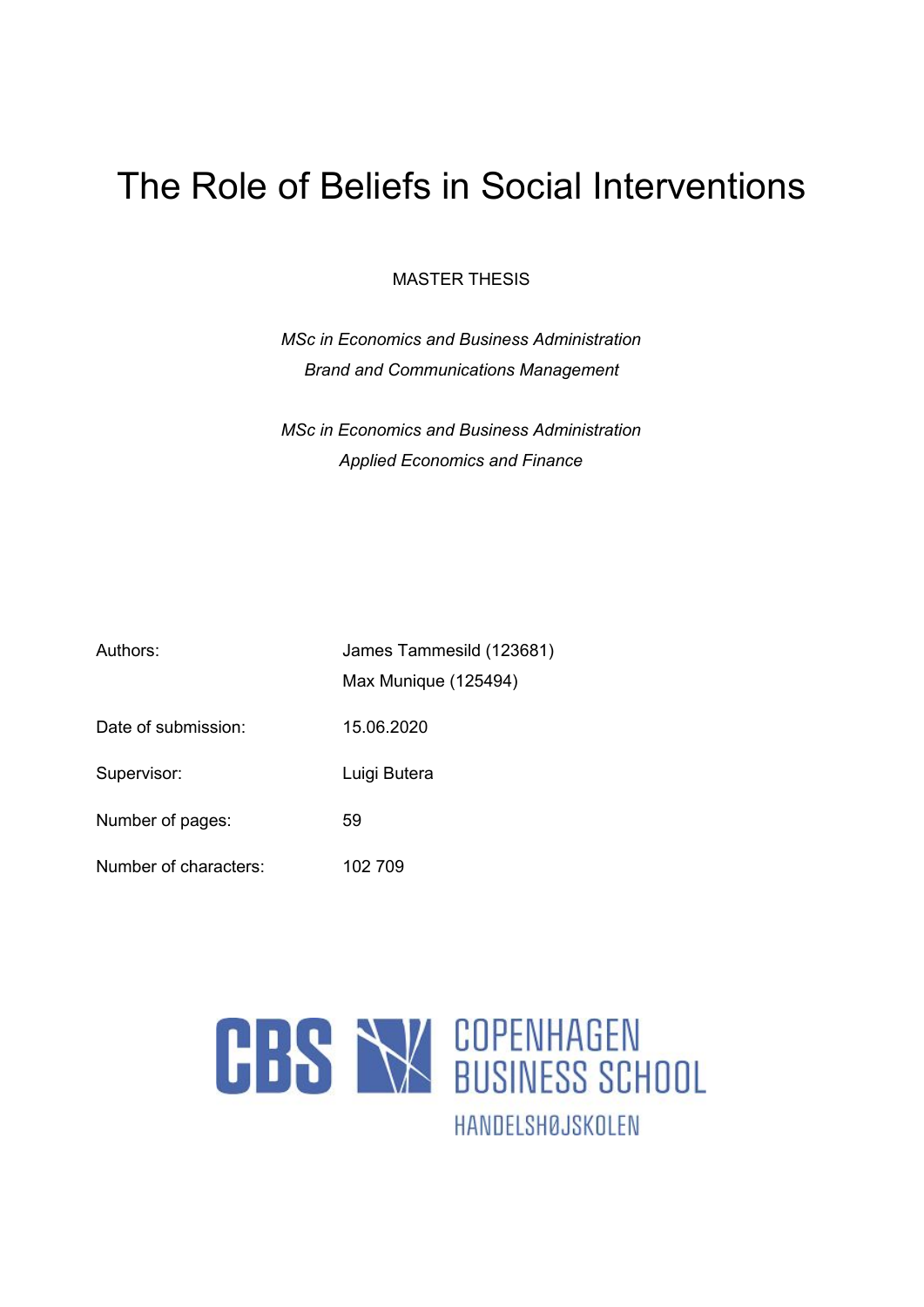# The Role of Beliefs in Social Interventions

MASTER THESIS

*MSc in Economics and Business Administration*
*Brand and Communications Management*

*MSc in Economics and Business Administration*
*Applied Economics and Finance*

| | |
|---|---|
| Authors: | James Tammesild (123681)<br>Max Munique (125494) |
| Date of submission: | 15.06.2020 |
| Supervisor: | Luigi Butera |
| Number of pages: | 59 |
| Number of characters: | 102 709 |

CBS COPENHAGEN BUSINESS SCHOOL
HANDELSHØJSKOLEN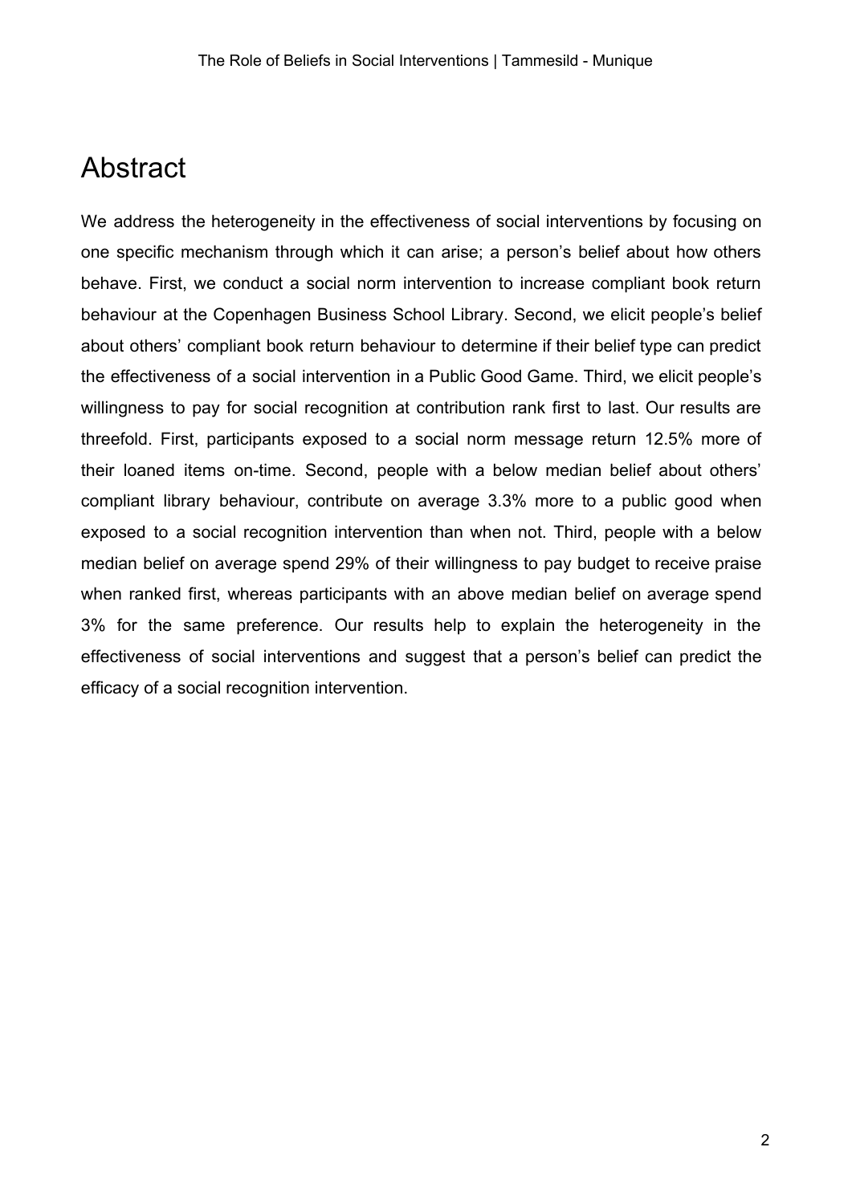# Abstract

We address the heterogeneity in the effectiveness of social interventions by focusing on one specific mechanism through which it can arise; a person's belief about how others behave. First, we conduct a social norm intervention to increase compliant book return behaviour at the Copenhagen Business School Library. Second, we elicit people's belief about others' compliant book return behaviour to determine if their belief type can predict the effectiveness of a social intervention in a Public Good Game. Third, we elicit people's willingness to pay for social recognition at contribution rank first to last. Our results are threefold. First, participants exposed to a social norm message return 12.5% more of their loaned items on-time. Second, people with a below median belief about others' compliant library behaviour, contribute on average 3.3% more to a public good when exposed to a social recognition intervention than when not. Third, people with a below median belief on average spend 29% of their willingness to pay budget to receive praise when ranked first, whereas participants with an above median belief on average spend 3% for the same preference. Our results help to explain the heterogeneity in the effectiveness of social interventions and suggest that a person's belief can predict the efficacy of a social recognition intervention.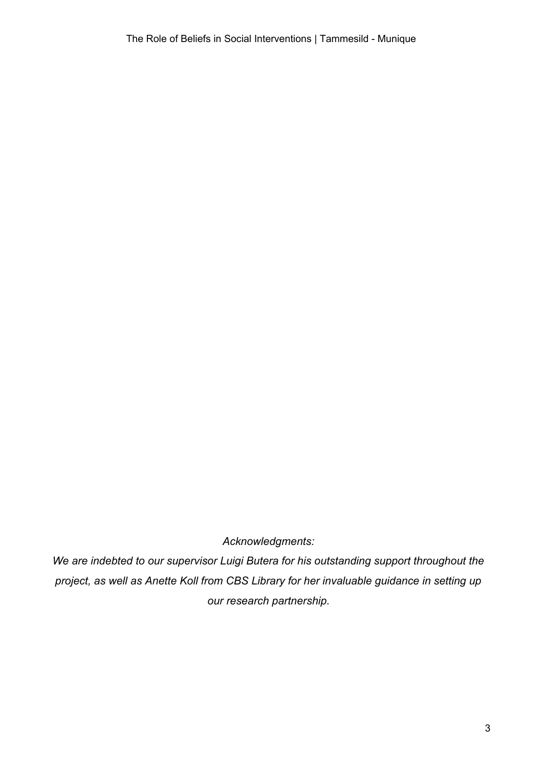*Acknowledgments:*

*We are indebted to our supervisor Luigi Butera for his outstanding support throughout the project, as well as Anette Koll from CBS Library for her invaluable guidance in setting up our research partnership.*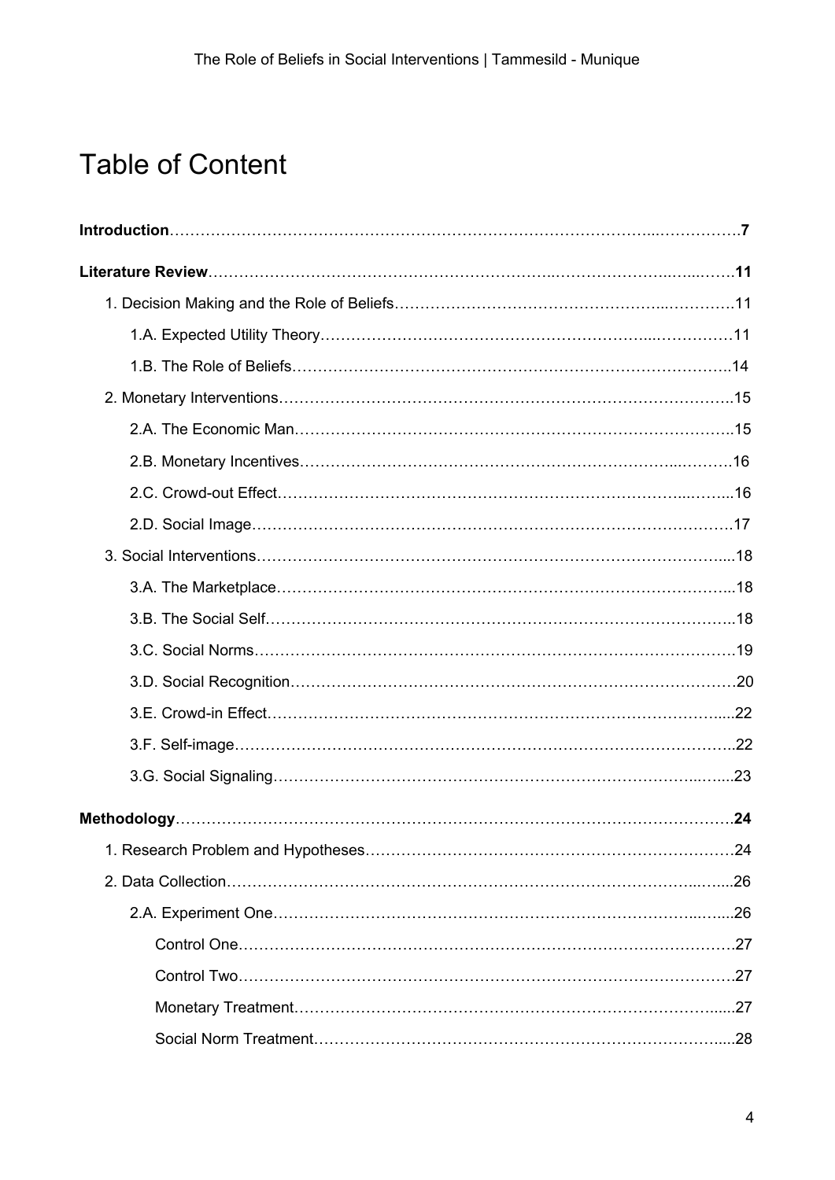# Table of Content

**Introduction** ........................................................................................ **7**

**Literature Review** ........................................................................................ **11**

- 1. Decision Making and the Role of Beliefs ........................................................ 11
  - 1.A. Expected Utility Theory ........................................................ 11
  - 1.B. The Role of Beliefs ........................................................ 14
- 2. Monetary Interventions ........................................................ 15
  - 2.A. The Economic Man ........................................................ 15
  - 2.B. Monetary Incentives ........................................................ 16
  - 2.C. Crowd-out Effect ........................................................ 16
  - 2.D. Social Image ........................................................ 17
- 3. Social Interventions ........................................................ 18
  - 3.A. The Marketplace ........................................................ 18
  - 3.B. The Social Self ........................................................ 18
  - 3.C. Social Norms ........................................................ 19
  - 3.D. Social Recognition ........................................................ 20
  - 3.E. Crowd-in Effect ........................................................ 22
  - 3.F. Self-image ........................................................ 22
  - 3.G. Social Signaling ........................................................ 23

**Methodology** ........................................................................................ **24**

- 1. Research Problem and Hypotheses ........................................................ 24
- 2. Data Collection ........................................................ 26
  - 2.A. Experiment One ........................................................ 26
    - Control One ........................................................ 27
    - Control Two ........................................................ 27
    - Monetary Treatment ........................................................ 27
    - Social Norm Treatment ........................................................ 28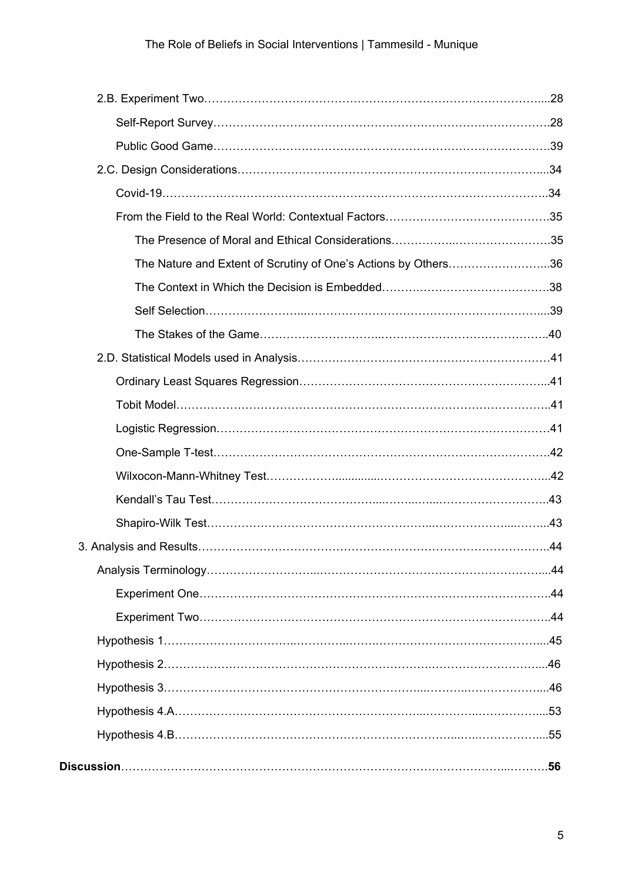2.B. Experiment Two…………………………………………………………………………....28

Self-Report Survey………………………………………………………………………….28

Public Good Game………………………………………………………………………….39

2.C. Design Considerations…………………………………………………………………....34

Covid-19……………………………………………………………………………………..34

From the Field to the Real World: Contextual Factors…………………………………….35

The Presence of Moral and Ethical Considerations……………..…………………….35

The Nature and Extent of Scrutiny of One's Actions by Others……………………...36

The Context in Which the Decision is Embedded……….……………………………38

Self Selection……………………...……………………………………………………...39

The Stakes of the Game………………………...…………………………………….40

2.D. Statistical Models used in Analysis…………………………………………………………41

Ordinary Least Squares Regression…………………………….…………………...41

Tobit Model…………………………………………………………………………………..41

Logistic Regression…………………………………………………………………………41

One-Sample T-test…………………………………………………………………………42

Wilxocon-Mann-Whitney Test…………….............……………………………………...42

Kendall's Tau Test……………………………………...……..…...……………………….43

Shapiro-Wilk Test……………………………………………...……………….....……...43

3. Analysis and Results……………………………………………………………………………..44

Analysis Terminology……….……………....……………….……………….……….……...44

Experiment One……………………………………………………………………………..44

Experiment Two……………………………………………………………………………..44

Hypothesis 1……………………………..………….…….……………………………….....45

Hypothesis 2……………………………………………………………….………………....46

Hypothesis 3…………………………………………………………...………..…………....46

Hypothesis 4.A……………………………………………………...…………..……………...53

Hypothesis 4.B…………….…………….……………….…………….……...…..……….…...55

**Discussion**………………………………………………………………………………...……….**56**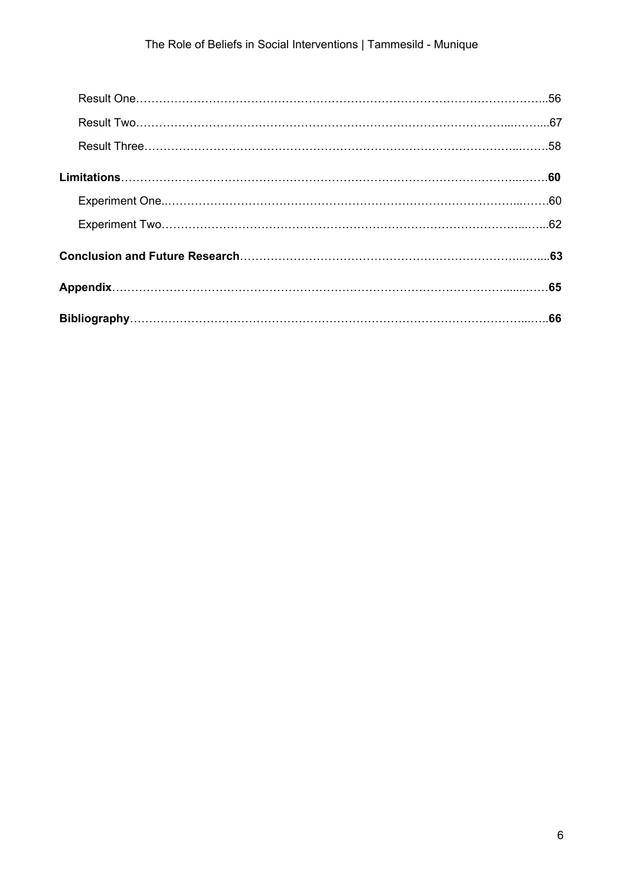Result One……………………………………………………………………………………………...56

Result Two…………………………………………………………………………………..……...67

Result Three……………………………………………………………………………………..…….58

**Limitations**……………………………………………………………………………………………..…….**60**

Experiment One..…………………………………………………………………………………...…….60

Experiment Two……….………….………….………….………….………….………….……...…...62

**Conclusion and Future Research**………………………………………………………………...…...**63**

**Appendix**…………………………………………………………………………………………......……**65**

**Bibliography**……………………………………………………………………………………………...…..**66**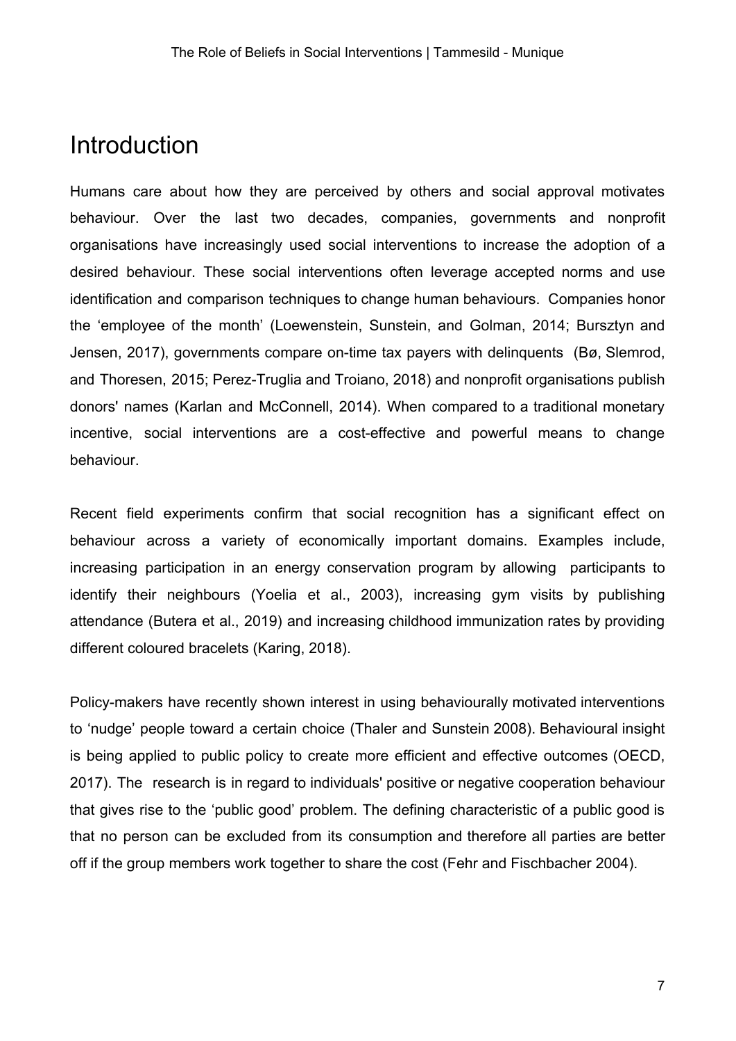# Introduction

Humans care about how they are perceived by others and social approval motivates behaviour. Over the last two decades, companies, governments and nonprofit organisations have increasingly used social interventions to increase the adoption of a desired behaviour. These social interventions often leverage accepted norms and use identification and comparison techniques to change human behaviours. Companies honor the 'employee of the month' (Loewenstein, Sunstein, and Golman, 2014; Bursztyn and Jensen, 2017), governments compare on-time tax payers with delinquents (Bø, Slemrod, and Thoresen, 2015; Perez-Truglia and Troiano, 2018) and nonprofit organisations publish donors' names (Karlan and McConnell, 2014). When compared to a traditional monetary incentive, social interventions are a cost-effective and powerful means to change behaviour.

Recent field experiments confirm that social recognition has a significant effect on behaviour across a variety of economically important domains. Examples include, increasing participation in an energy conservation program by allowing participants to identify their neighbours (Yoelia et al., 2003), increasing gym visits by publishing attendance (Butera et al., 2019) and increasing childhood immunization rates by providing different coloured bracelets (Karing, 2018).

Policy-makers have recently shown interest in using behaviourally motivated interventions to 'nudge' people toward a certain choice (Thaler and Sunstein 2008). Behavioural insight is being applied to public policy to create more efficient and effective outcomes (OECD, 2017). The research is in regard to individuals' positive or negative cooperation behaviour that gives rise to the 'public good' problem. The defining characteristic of a public good is that no person can be excluded from its consumption and therefore all parties are better off if the group members work together to share the cost (Fehr and Fischbacher 2004).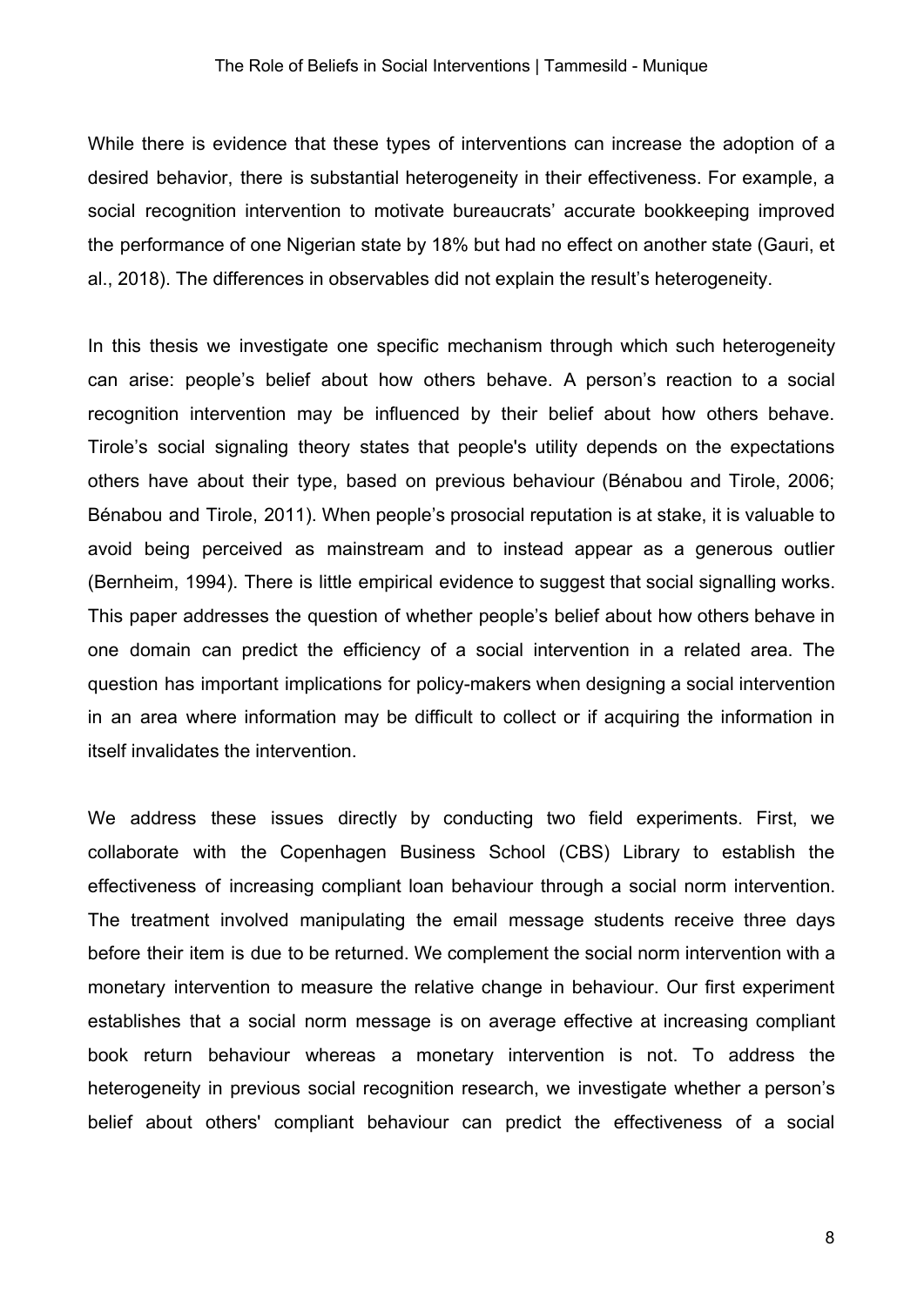While there is evidence that these types of interventions can increase the adoption of a desired behavior, there is substantial heterogeneity in their effectiveness. For example, a social recognition intervention to motivate bureaucrats' accurate bookkeeping improved the performance of one Nigerian state by 18% but had no effect on another state (Gauri, et al., 2018). The differences in observables did not explain the result's heterogeneity.

In this thesis we investigate one specific mechanism through which such heterogeneity can arise: people's belief about how others behave. A person's reaction to a social recognition intervention may be influenced by their belief about how others behave. Tirole's social signaling theory states that people's utility depends on the expectations others have about their type, based on previous behaviour (Bénabou and Tirole, 2006; Bénabou and Tirole, 2011). When people's prosocial reputation is at stake, it is valuable to avoid being perceived as mainstream and to instead appear as a generous outlier (Bernheim, 1994). There is little empirical evidence to suggest that social signalling works. This paper addresses the question of whether people's belief about how others behave in one domain can predict the efficiency of a social intervention in a related area. The question has important implications for policy-makers when designing a social intervention in an area where information may be difficult to collect or if acquiring the information in itself invalidates the intervention.

We address these issues directly by conducting two field experiments. First, we collaborate with the Copenhagen Business School (CBS) Library to establish the effectiveness of increasing compliant loan behaviour through a social norm intervention. The treatment involved manipulating the email message students receive three days before their item is due to be returned. We complement the social norm intervention with a monetary intervention to measure the relative change in behaviour. Our first experiment establishes that a social norm message is on average effective at increasing compliant book return behaviour whereas a monetary intervention is not. To address the heterogeneity in previous social recognition research, we investigate whether a person's belief about others' compliant behaviour can predict the effectiveness of a social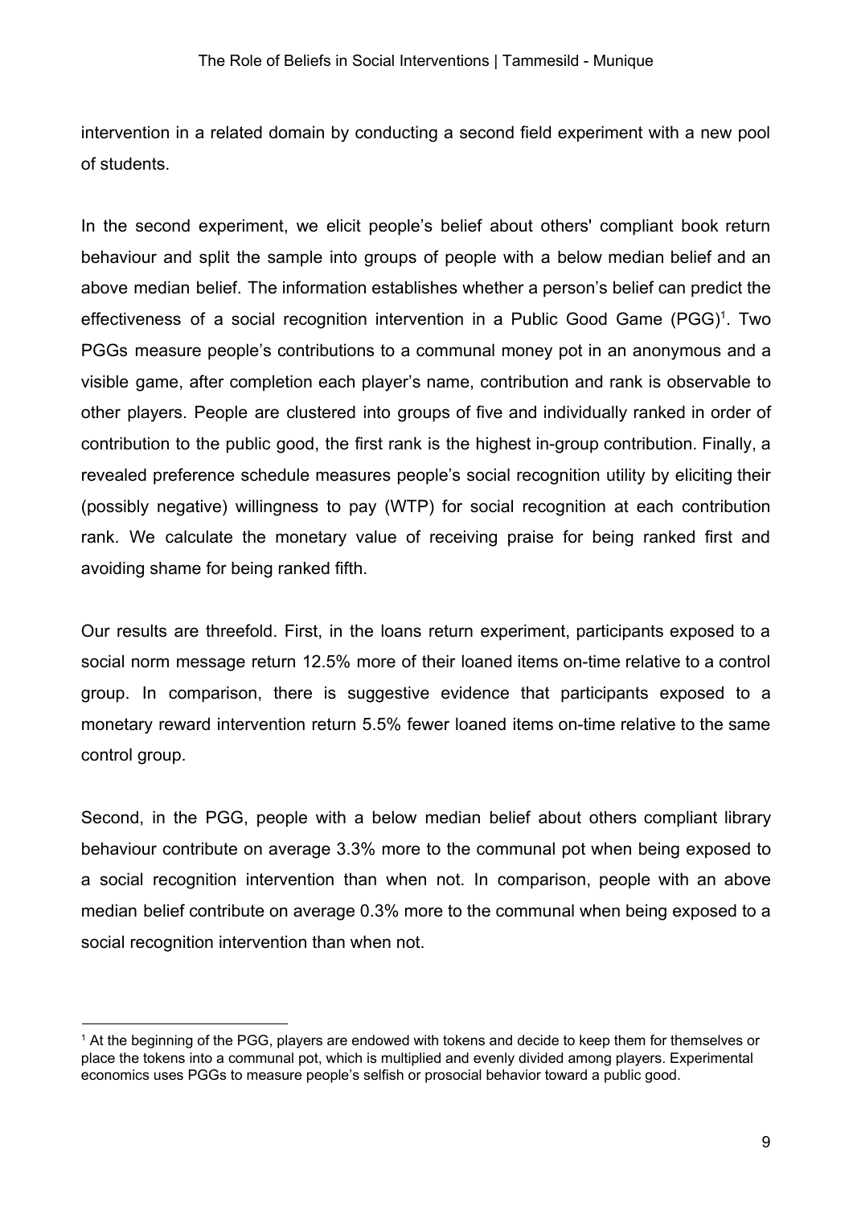intervention in a related domain by conducting a second field experiment with a new pool of students.

In the second experiment, we elicit people's belief about others' compliant book return behaviour and split the sample into groups of people with a below median belief and an above median belief. The information establishes whether a person's belief can predict the effectiveness of a social recognition intervention in a Public Good Game (PGG)[1]. Two PGGs measure people's contributions to a communal money pot in an anonymous and a visible game, after completion each player's name, contribution and rank is observable to other players. People are clustered into groups of five and individually ranked in order of contribution to the public good, the first rank is the highest in-group contribution. Finally, a revealed preference schedule measures people's social recognition utility by eliciting their (possibly negative) willingness to pay (WTP) for social recognition at each contribution rank. We calculate the monetary value of receiving praise for being ranked first and avoiding shame for being ranked fifth.

Our results are threefold. First, in the loans return experiment, participants exposed to a social norm message return 12.5% more of their loaned items on-time relative to a control group. In comparison, there is suggestive evidence that participants exposed to a monetary reward intervention return 5.5% fewer loaned items on-time relative to the same control group.

Second, in the PGG, people with a below median belief about others compliant library behaviour contribute on average 3.3% more to the communal pot when being exposed to a social recognition intervention than when not. In comparison, people with an above median belief contribute on average 0.3% more to the communal when being exposed to a social recognition intervention than when not.

---

[1] At the beginning of the PGG, players are endowed with tokens and decide to keep them for themselves or place the tokens into a communal pot, which is multiplied and evenly divided among players. Experimental economics uses PGGs to measure people's selfish or prosocial behavior toward a public good.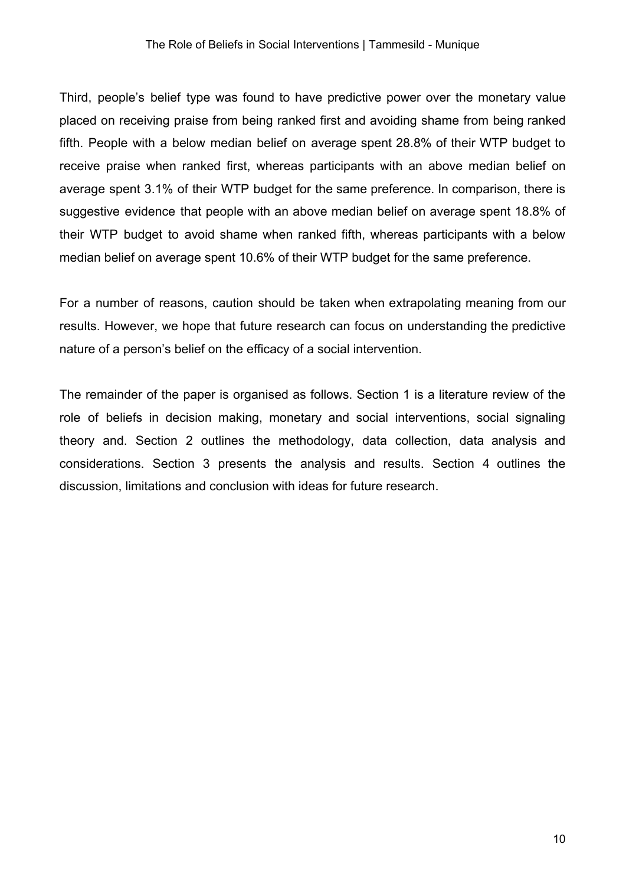Third, people's belief type was found to have predictive power over the monetary value placed on receiving praise from being ranked first and avoiding shame from being ranked fifth. People with a below median belief on average spent 28.8% of their WTP budget to receive praise when ranked first, whereas participants with an above median belief on average spent 3.1% of their WTP budget for the same preference. In comparison, there is suggestive evidence that people with an above median belief on average spent 18.8% of their WTP budget to avoid shame when ranked fifth, whereas participants with a below median belief on average spent 10.6% of their WTP budget for the same preference.

For a number of reasons, caution should be taken when extrapolating meaning from our results. However, we hope that future research can focus on understanding the predictive nature of a person's belief on the efficacy of a social intervention.

The remainder of the paper is organised as follows. Section 1 is a literature review of the role of beliefs in decision making, monetary and social interventions, social signaling theory and. Section 2 outlines the methodology, data collection, data analysis and considerations. Section 3 presents the analysis and results. Section 4 outlines the discussion, limitations and conclusion with ideas for future research.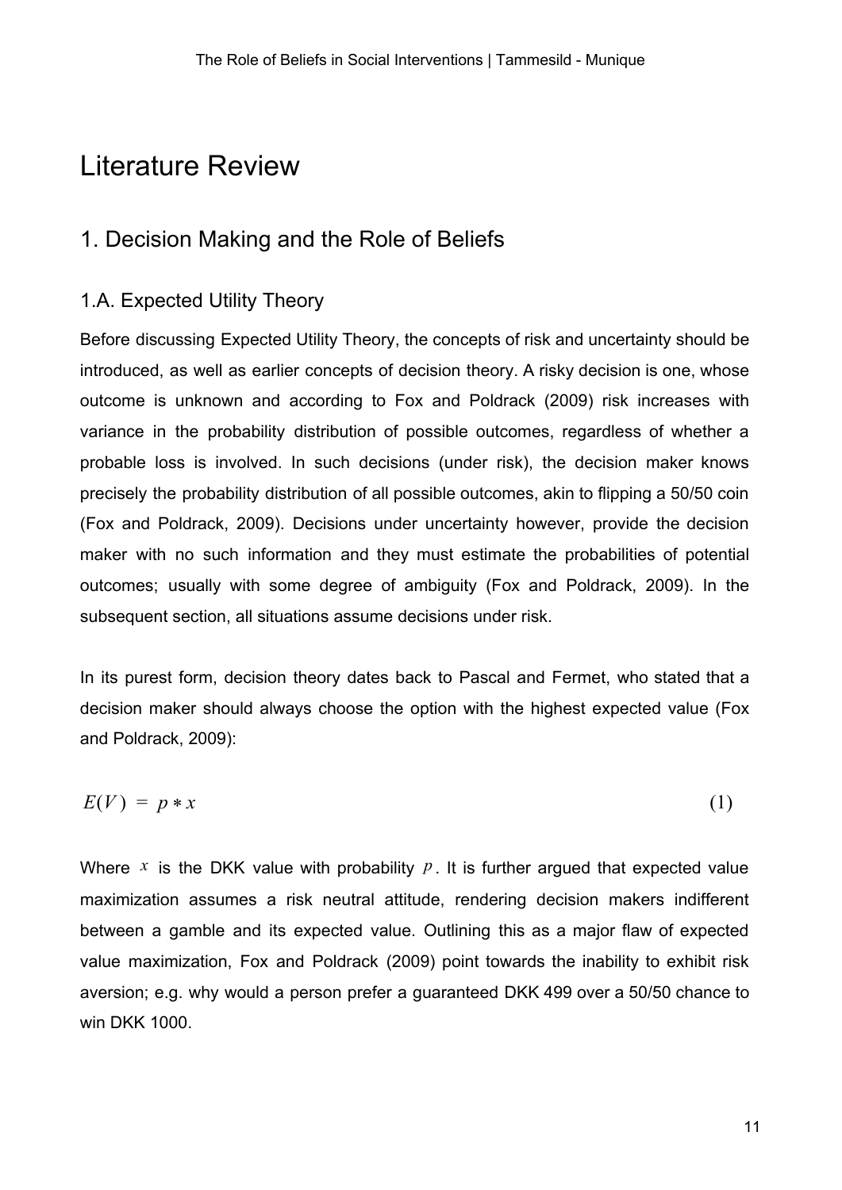# Literature Review

## 1. Decision Making and the Role of Beliefs

### 1.A. Expected Utility Theory

Before discussing Expected Utility Theory, the concepts of risk and uncertainty should be introduced, as well as earlier concepts of decision theory. A risky decision is one, whose outcome is unknown and according to Fox and Poldrack (2009) risk increases with variance in the probability distribution of possible outcomes, regardless of whether a probable loss is involved. In such decisions (under risk), the decision maker knows precisely the probability distribution of all possible outcomes, akin to flipping a 50/50 coin (Fox and Poldrack, 2009). Decisions under uncertainty however, provide the decision maker with no such information and they must estimate the probabilities of potential outcomes; usually with some degree of ambiguity (Fox and Poldrack, 2009). In the subsequent section, all situations assume decisions under risk.

In its purest form, decision theory dates back to Pascal and Fermet, who stated that a decision maker should always choose the option with the highest expected value (Fox and Poldrack, 2009):

$$E(V) = p * x \tag{1}$$

Where $x$ is the DKK value with probability $p$. It is further argued that expected value maximization assumes a risk neutral attitude, rendering decision makers indifferent between a gamble and its expected value. Outlining this as a major flaw of expected value maximization, Fox and Poldrack (2009) point towards the inability to exhibit risk aversion; e.g. why would a person prefer a guaranteed DKK 499 over a 50/50 chance to win DKK 1000.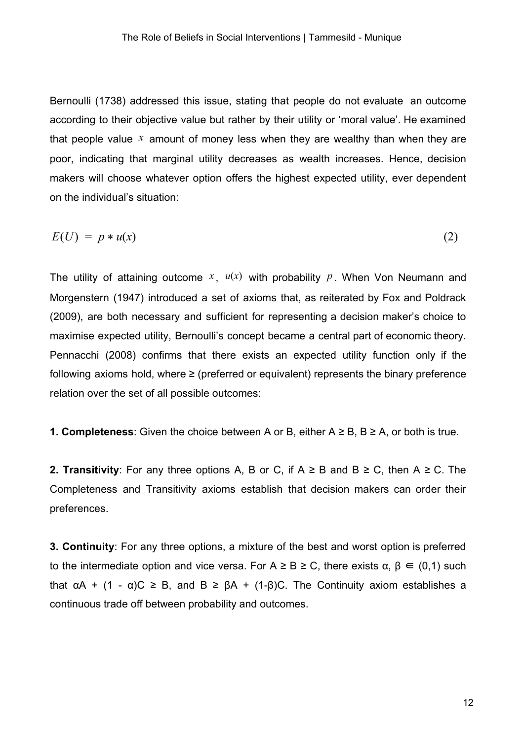Bernoulli (1738) addressed this issue, stating that people do not evaluate an outcome according to their objective value but rather by their utility or 'moral value'. He examined that people value $x$ amount of money less when they are wealthy than when they are poor, indicating that marginal utility decreases as wealth increases. Hence, decision makers will choose whatever option offers the highest expected utility, ever dependent on the individual's situation:

$$E(U) = p * u(x) \tag{2}$$

The utility of attaining outcome $x$, $u(x)$ with probability $p$. When Von Neumann and Morgenstern (1947) introduced a set of axioms that, as reiterated by Fox and Poldrack (2009), are both necessary and sufficient for representing a decision maker's choice to maximise expected utility, Bernoulli's concept became a central part of economic theory. Pennacchi (2008) confirms that there exists an expected utility function only if the following axioms hold, where ≥ (preferred or equivalent) represents the binary preference relation over the set of all possible outcomes:

**1. Completeness**: Given the choice between A or B, either A ≥ B, B ≥ A, or both is true.

**2. Transitivity**: For any three options A, B or C, if A ≥ B and B ≥ C, then A ≥ C. The Completeness and Transitivity axioms establish that decision makers can order their preferences.

**3. Continuity**: For any three options, a mixture of the best and worst option is preferred to the intermediate option and vice versa. For A ≥ B ≥ C, there exists $\alpha, \beta \in (0,1)$ such that $\alpha A + (1 - \alpha)C \geq B$, and $B \geq \beta A + (1-\beta)C$. The Continuity axiom establishes a continuous trade off between probability and outcomes.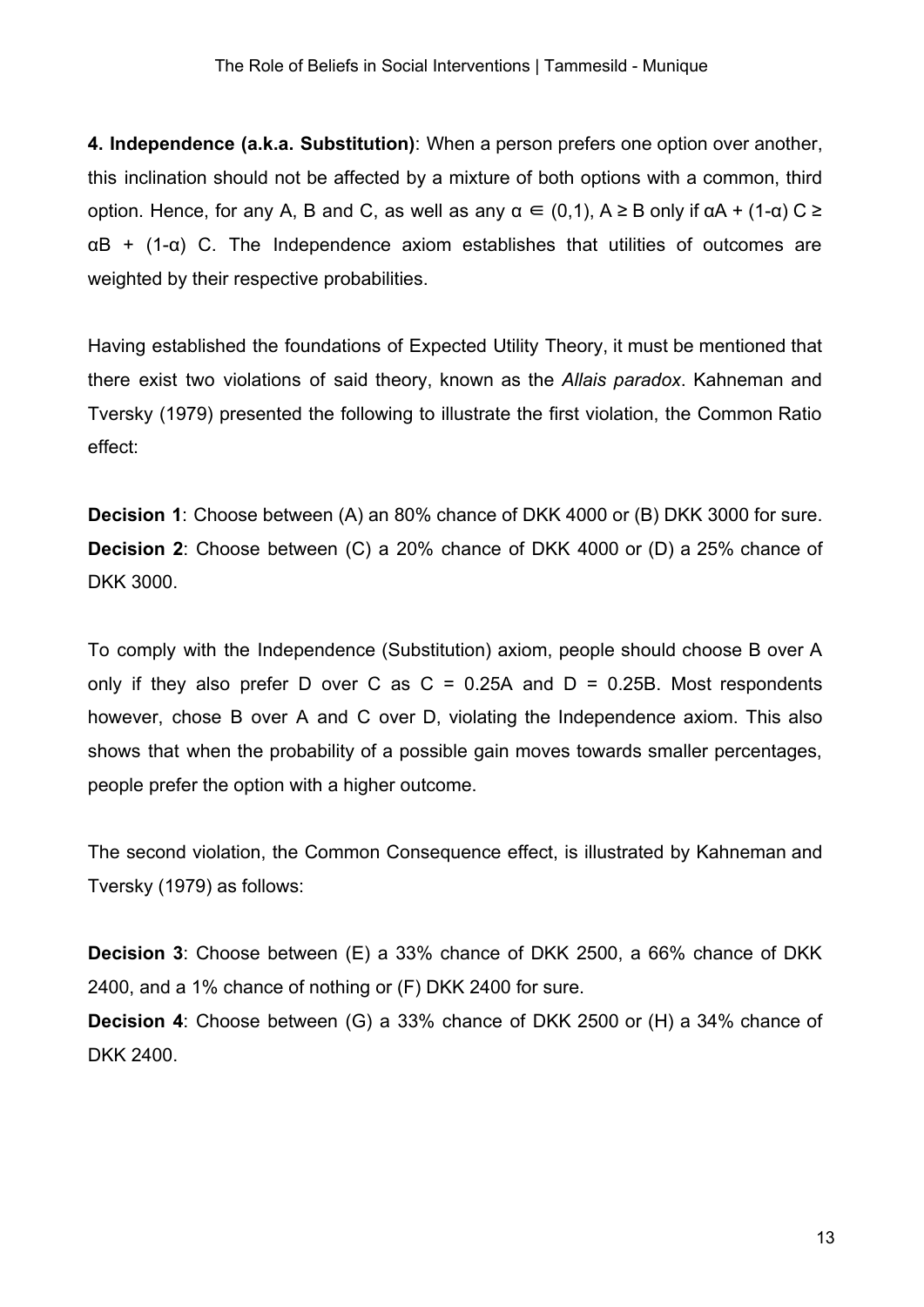**4. Independence (a.k.a. Substitution)**: When a person prefers one option over another, this inclination should not be affected by a mixture of both options with a common, third option. Hence, for any A, B and C, as well as any $\alpha \in (0,1)$, $A \geq B$ only if $\alpha A + (1\text{-}\alpha) C \geq \alpha B + (1\text{-}\alpha) C$. The Independence axiom establishes that utilities of outcomes are weighted by their respective probabilities.

Having established the foundations of Expected Utility Theory, it must be mentioned that there exist two violations of said theory, known as the *Allais paradox*. Kahneman and Tversky (1979) presented the following to illustrate the first violation, the Common Ratio effect:

**Decision 1**: Choose between (A) an 80% chance of DKK 4000 or (B) DKK 3000 for sure.
**Decision 2**: Choose between (C) a 20% chance of DKK 4000 or (D) a 25% chance of DKK 3000.

To comply with the Independence (Substitution) axiom, people should choose B over A only if they also prefer D over C as $C = 0.25A$ and $D = 0.25B$. Most respondents however, chose B over A and C over D, violating the Independence axiom. This also shows that when the probability of a possible gain moves towards smaller percentages, people prefer the option with a higher outcome.

The second violation, the Common Consequence effect, is illustrated by Kahneman and Tversky (1979) as follows:

**Decision 3**: Choose between (E) a 33% chance of DKK 2500, a 66% chance of DKK 2400, and a 1% chance of nothing or (F) DKK 2400 for sure.
**Decision 4**: Choose between (G) a 33% chance of DKK 2500 or (H) a 34% chance of DKK 2400.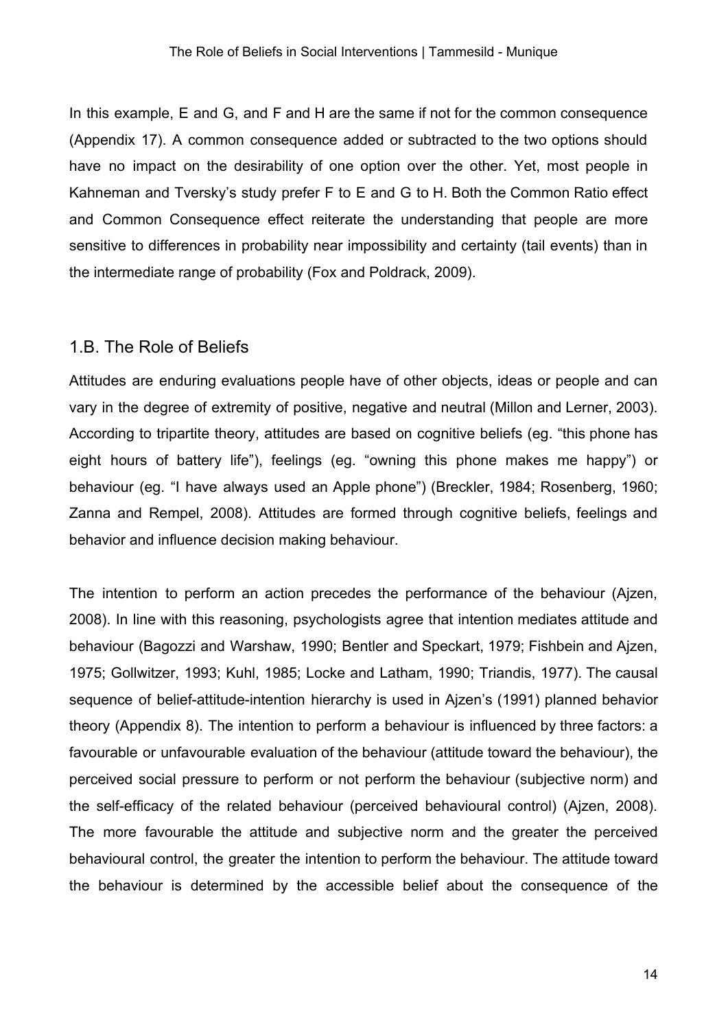In this example, E and G, and F and H are the same if not for the common consequence (Appendix 17). A common consequence added or subtracted to the two options should have no impact on the desirability of one option over the other. Yet, most people in Kahneman and Tversky's study prefer F to E and G to H. Both the Common Ratio effect and Common Consequence effect reiterate the understanding that people are more sensitive to differences in probability near impossibility and certainty (tail events) than in the intermediate range of probability (Fox and Poldrack, 2009).

## 1.B. The Role of Beliefs

Attitudes are enduring evaluations people have of other objects, ideas or people and can vary in the degree of extremity of positive, negative and neutral (Millon and Lerner, 2003). According to tripartite theory, attitudes are based on cognitive beliefs (eg. "this phone has eight hours of battery life"), feelings (eg. "owning this phone makes me happy") or behaviour (eg. "I have always used an Apple phone") (Breckler, 1984; Rosenberg, 1960; Zanna and Rempel, 2008). Attitudes are formed through cognitive beliefs, feelings and behavior and influence decision making behaviour.

The intention to perform an action precedes the performance of the behaviour (Ajzen, 2008). In line with this reasoning, psychologists agree that intention mediates attitude and behaviour (Bagozzi and Warshaw, 1990; Bentler and Speckart, 1979; Fishbein and Ajzen, 1975; Gollwitzer, 1993; Kuhl, 1985; Locke and Latham, 1990; Triandis, 1977). The causal sequence of belief-attitude-intention hierarchy is used in Ajzen's (1991) planned behavior theory (Appendix 8). The intention to perform a behaviour is influenced by three factors: a favourable or unfavourable evaluation of the behaviour (attitude toward the behaviour), the perceived social pressure to perform or not perform the behaviour (subjective norm) and the self-efficacy of the related behaviour (perceived behavioural control) (Ajzen, 2008). The more favourable the attitude and subjective norm and the greater the perceived behavioural control, the greater the intention to perform the behaviour. The attitude toward the behaviour is determined by the accessible belief about the consequence of the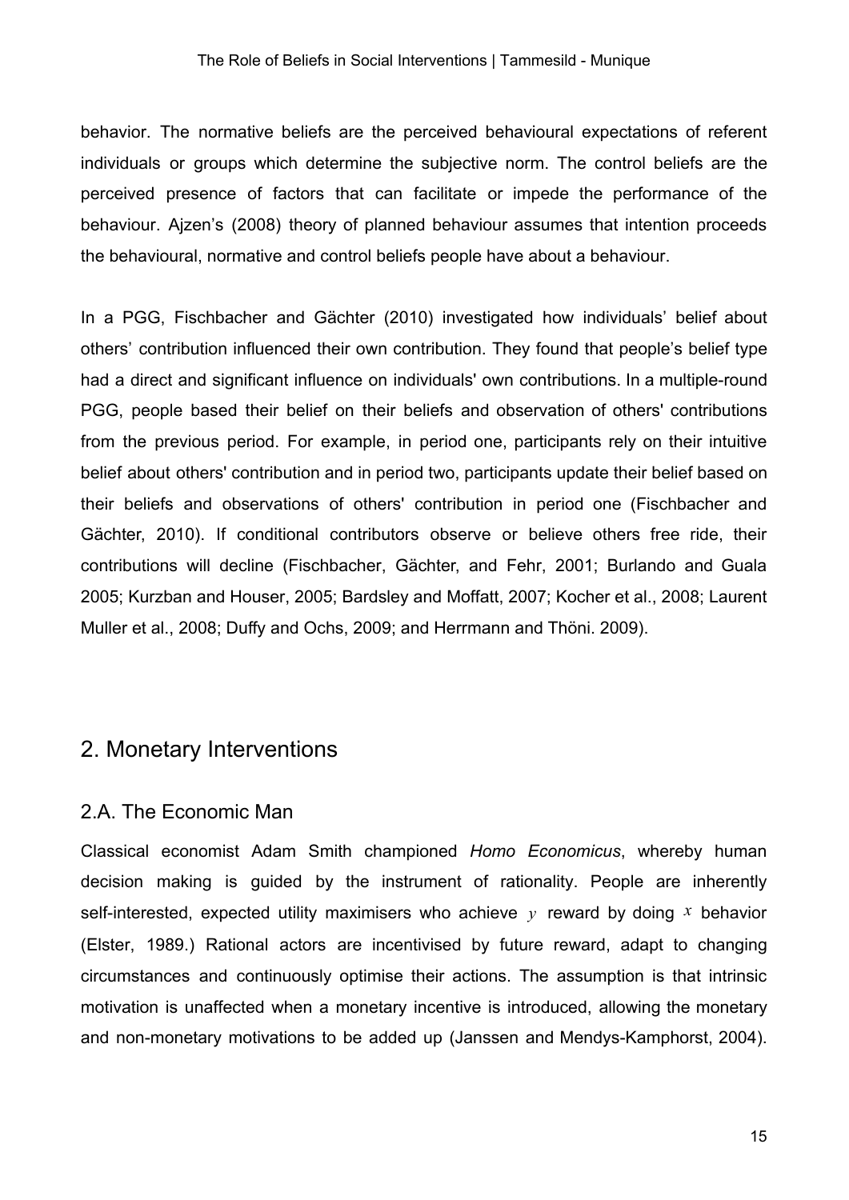behavior. The normative beliefs are the perceived behavioural expectations of referent individuals or groups which determine the subjective norm. The control beliefs are the perceived presence of factors that can facilitate or impede the performance of the behaviour. Ajzen's (2008) theory of planned behaviour assumes that intention proceeds the behavioural, normative and control beliefs people have about a behaviour.

In a PGG, Fischbacher and Gächter (2010) investigated how individuals' belief about others' contribution influenced their own contribution. They found that people's belief type had a direct and significant influence on individuals' own contributions. In a multiple-round PGG, people based their belief on their beliefs and observation of others' contributions from the previous period. For example, in period one, participants rely on their intuitive belief about others' contribution and in period two, participants update their belief based on their beliefs and observations of others' contribution in period one (Fischbacher and Gächter, 2010). If conditional contributors observe or believe others free ride, their contributions will decline (Fischbacher, Gächter, and Fehr, 2001; Burlando and Guala 2005; Kurzban and Houser, 2005; Bardsley and Moffatt, 2007; Kocher et al., 2008; Laurent Muller et al., 2008; Duffy and Ochs, 2009; and Herrmann and Thöni. 2009).

## 2. Monetary Interventions

### 2.A. The Economic Man

Classical economist Adam Smith championed *Homo Economicus*, whereby human decision making is guided by the instrument of rationality. People are inherently self-interested, expected utility maximisers who achieve $y$ reward by doing $x$ behavior (Elster, 1989.) Rational actors are incentivised by future reward, adapt to changing circumstances and continuously optimise their actions. The assumption is that intrinsic motivation is unaffected when a monetary incentive is introduced, allowing the monetary and non-monetary motivations to be added up (Janssen and Mendys-Kamphorst, 2004).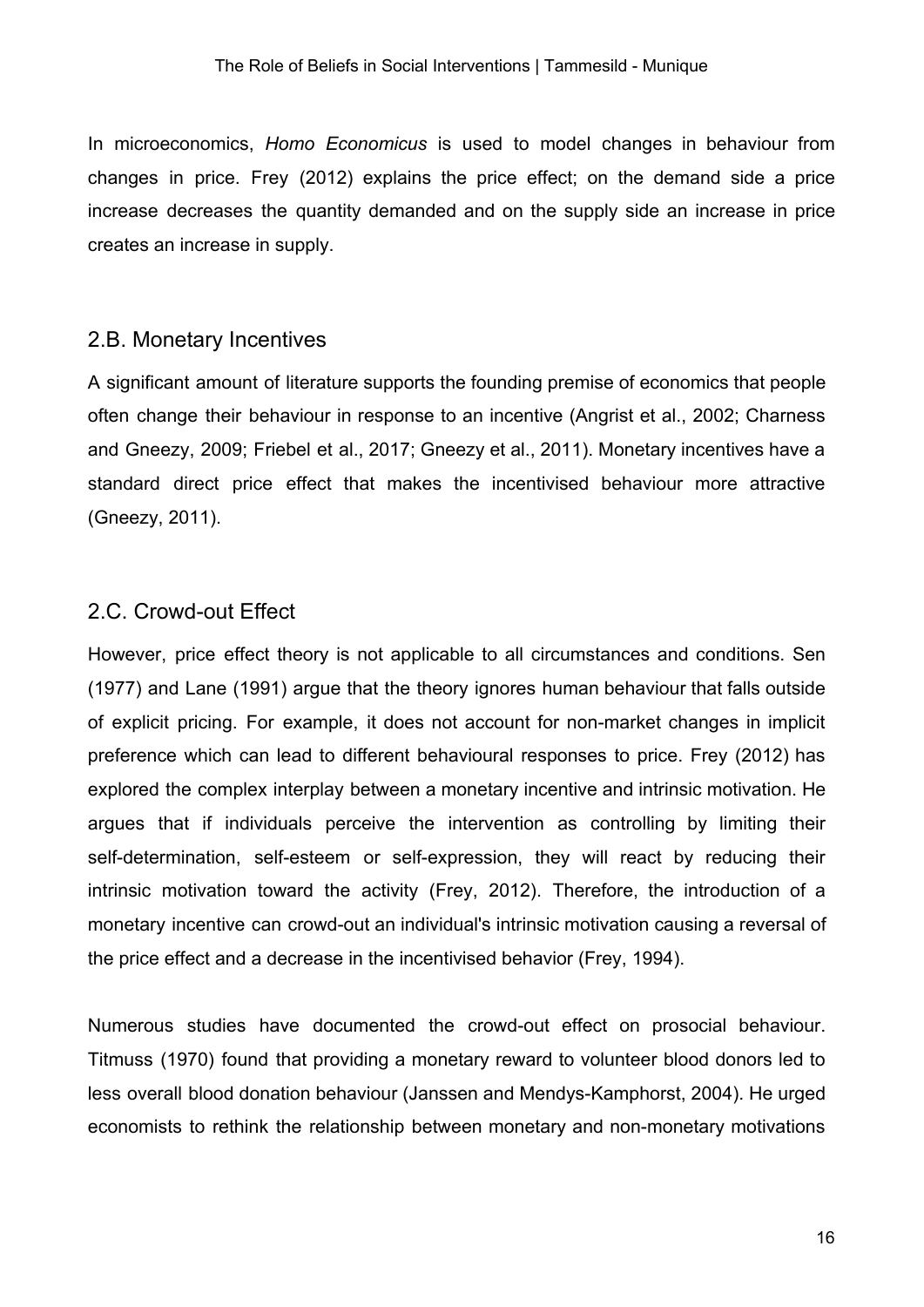In microeconomics, *Homo Economicus* is used to model changes in behaviour from changes in price. Frey (2012) explains the price effect; on the demand side a price increase decreases the quantity demanded and on the supply side an increase in price creates an increase in supply.

## 2.B. Monetary Incentives

A significant amount of literature supports the founding premise of economics that people often change their behaviour in response to an incentive (Angrist et al., 2002; Charness and Gneezy, 2009; Friebel et al., 2017; Gneezy et al., 2011). Monetary incentives have a standard direct price effect that makes the incentivised behaviour more attractive (Gneezy, 2011).

## 2.C. Crowd-out Effect

However, price effect theory is not applicable to all circumstances and conditions. Sen (1977) and Lane (1991) argue that the theory ignores human behaviour that falls outside of explicit pricing. For example, it does not account for non-market changes in implicit preference which can lead to different behavioural responses to price. Frey (2012) has explored the complex interplay between a monetary incentive and intrinsic motivation. He argues that if individuals perceive the intervention as controlling by limiting their self-determination, self-esteem or self-expression, they will react by reducing their intrinsic motivation toward the activity (Frey, 2012). Therefore, the introduction of a monetary incentive can crowd-out an individual's intrinsic motivation causing a reversal of the price effect and a decrease in the incentivised behavior (Frey, 1994).

Numerous studies have documented the crowd-out effect on prosocial behaviour. Titmuss (1970) found that providing a monetary reward to volunteer blood donors led to less overall blood donation behaviour (Janssen and Mendys-Kamphorst, 2004). He urged economists to rethink the relationship between monetary and non-monetary motivations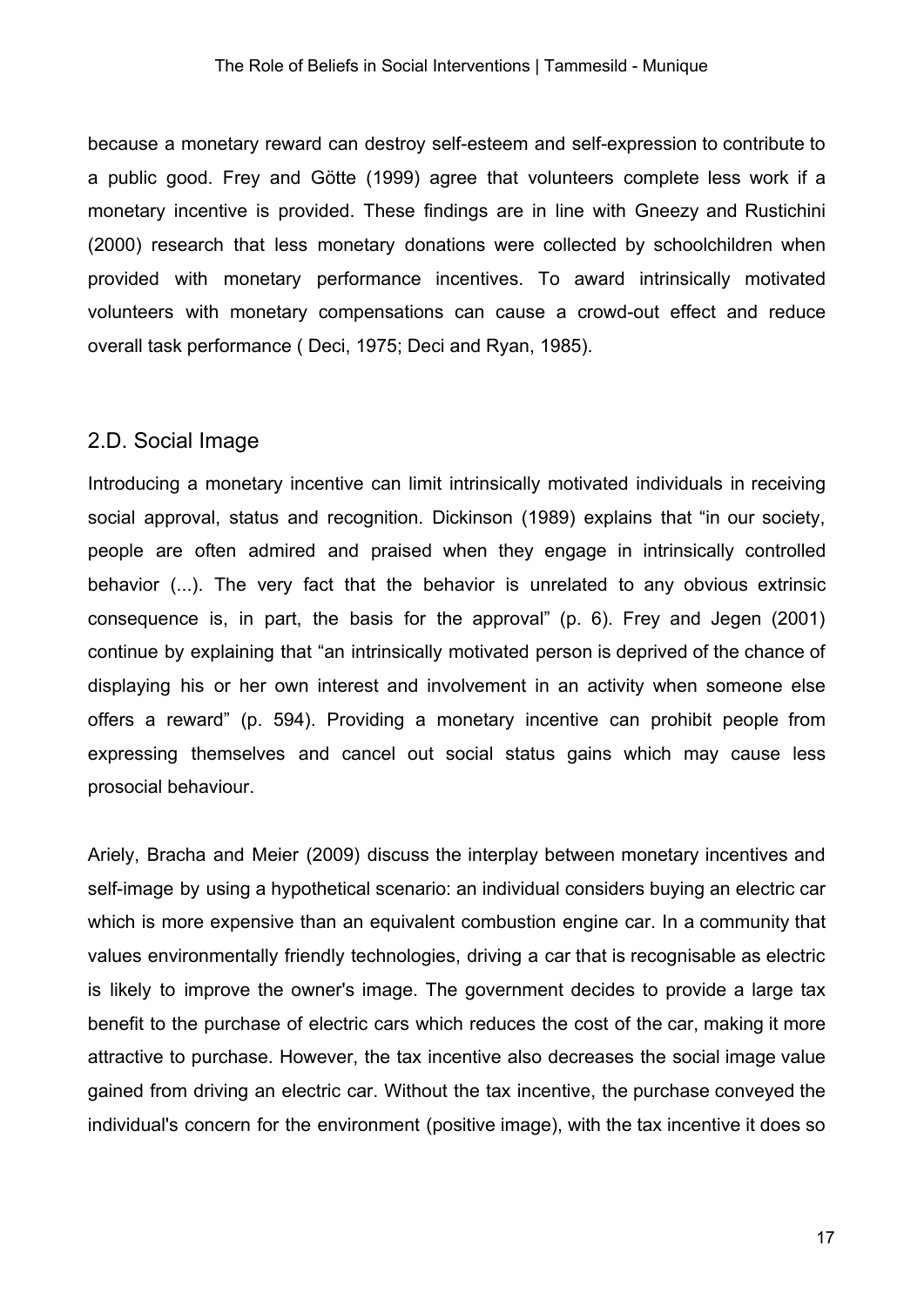because a monetary reward can destroy self-esteem and self-expression to contribute to a public good. Frey and Götte (1999) agree that volunteers complete less work if a monetary incentive is provided. These findings are in line with Gneezy and Rustichini (2000) research that less monetary donations were collected by schoolchildren when provided with monetary performance incentives. To award intrinsically motivated volunteers with monetary compensations can cause a crowd-out effect and reduce overall task performance ( Deci, 1975; Deci and Ryan, 1985).

## 2.D. Social Image

Introducing a monetary incentive can limit intrinsically motivated individuals in receiving social approval, status and recognition. Dickinson (1989) explains that "in our society, people are often admired and praised when they engage in intrinsically controlled behavior (...). The very fact that the behavior is unrelated to any obvious extrinsic consequence is, in part, the basis for the approval" (p. 6). Frey and Jegen (2001) continue by explaining that "an intrinsically motivated person is deprived of the chance of displaying his or her own interest and involvement in an activity when someone else offers a reward" (p. 594). Providing a monetary incentive can prohibit people from expressing themselves and cancel out social status gains which may cause less prosocial behaviour.

Ariely, Bracha and Meier (2009) discuss the interplay between monetary incentives and self-image by using a hypothetical scenario: an individual considers buying an electric car which is more expensive than an equivalent combustion engine car. In a community that values environmentally friendly technologies, driving a car that is recognisable as electric is likely to improve the owner's image. The government decides to provide a large tax benefit to the purchase of electric cars which reduces the cost of the car, making it more attractive to purchase. However, the tax incentive also decreases the social image value gained from driving an electric car. Without the tax incentive, the purchase conveyed the individual's concern for the environment (positive image), with the tax incentive it does so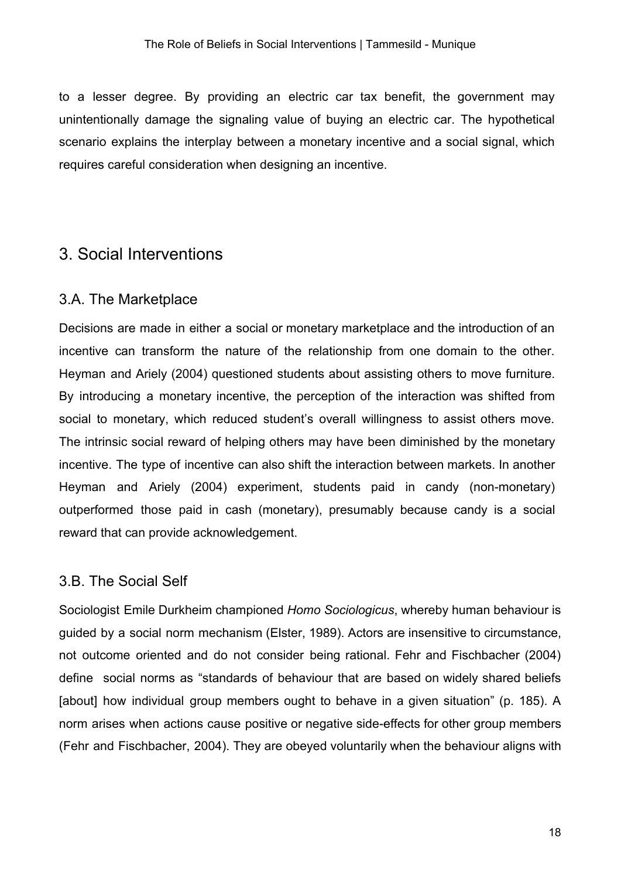to a lesser degree. By providing an electric car tax benefit, the government may unintentionally damage the signaling value of buying an electric car. The hypothetical scenario explains the interplay between a monetary incentive and a social signal, which requires careful consideration when designing an incentive.

# 3. Social Interventions

## 3.A. The Marketplace

Decisions are made in either a social or monetary marketplace and the introduction of an incentive can transform the nature of the relationship from one domain to the other. Heyman and Ariely (2004) questioned students about assisting others to move furniture. By introducing a monetary incentive, the perception of the interaction was shifted from social to monetary, which reduced student's overall willingness to assist others move. The intrinsic social reward of helping others may have been diminished by the monetary incentive. The type of incentive can also shift the interaction between markets. In another Heyman and Ariely (2004) experiment, students paid in candy (non-monetary) outperformed those paid in cash (monetary), presumably because candy is a social reward that can provide acknowledgement.

## 3.B. The Social Self

Sociologist Emile Durkheim championed *Homo Sociologicus*, whereby human behaviour is guided by a social norm mechanism (Elster, 1989). Actors are insensitive to circumstance, not outcome oriented and do not consider being rational. Fehr and Fischbacher (2004) define social norms as "standards of behaviour that are based on widely shared beliefs [about] how individual group members ought to behave in a given situation" (p. 185). A norm arises when actions cause positive or negative side-effects for other group members (Fehr and Fischbacher, 2004). They are obeyed voluntarily when the behaviour aligns with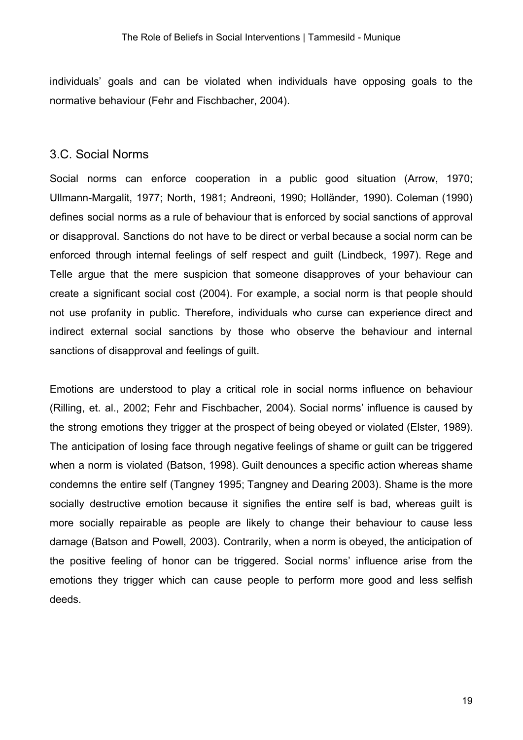individuals' goals and can be violated when individuals have opposing goals to the normative behaviour (Fehr and Fischbacher, 2004).

## 3.C. Social Norms

Social norms can enforce cooperation in a public good situation (Arrow, 1970; Ullmann-Margalit, 1977; North, 1981; Andreoni, 1990; Holländer, 1990). Coleman (1990) defines social norms as a rule of behaviour that is enforced by social sanctions of approval or disapproval. Sanctions do not have to be direct or verbal because a social norm can be enforced through internal feelings of self respect and guilt (Lindbeck, 1997). Rege and Telle argue that the mere suspicion that someone disapproves of your behaviour can create a significant social cost (2004). For example, a social norm is that people should not use profanity in public. Therefore, individuals who curse can experience direct and indirect external social sanctions by those who observe the behaviour and internal sanctions of disapproval and feelings of guilt.

Emotions are understood to play a critical role in social norms influence on behaviour (Rilling, et. al., 2002; Fehr and Fischbacher, 2004). Social norms' influence is caused by the strong emotions they trigger at the prospect of being obeyed or violated (Elster, 1989). The anticipation of losing face through negative feelings of shame or guilt can be triggered when a norm is violated (Batson, 1998). Guilt denounces a specific action whereas shame condemns the entire self (Tangney 1995; Tangney and Dearing 2003). Shame is the more socially destructive emotion because it signifies the entire self is bad, whereas guilt is more socially repairable as people are likely to change their behaviour to cause less damage (Batson and Powell, 2003). Contrarily, when a norm is obeyed, the anticipation of the positive feeling of honor can be triggered. Social norms' influence arise from the emotions they trigger which can cause people to perform more good and less selfish deeds.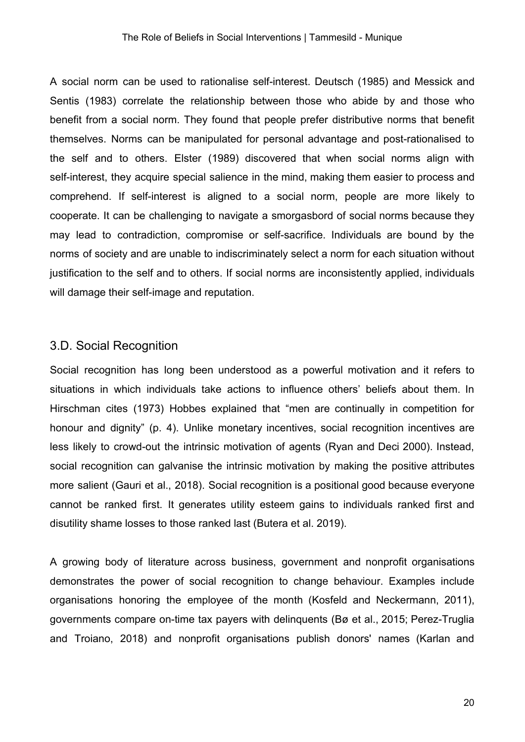A social norm can be used to rationalise self-interest. Deutsch (1985) and Messick and Sentis (1983) correlate the relationship between those who abide by and those who benefit from a social norm. They found that people prefer distributive norms that benefit themselves. Norms can be manipulated for personal advantage and post-rationalised to the self and to others. Elster (1989) discovered that when social norms align with self-interest, they acquire special salience in the mind, making them easier to process and comprehend. If self-interest is aligned to a social norm, people are more likely to cooperate. It can be challenging to navigate a smorgasbord of social norms because they may lead to contradiction, compromise or self-sacrifice. Individuals are bound by the norms of society and are unable to indiscriminately select a norm for each situation without justification to the self and to others. If social norms are inconsistently applied, individuals will damage their self-image and reputation.

### 3.D. Social Recognition

Social recognition has long been understood as a powerful motivation and it refers to situations in which individuals take actions to influence others' beliefs about them. In Hirschman cites (1973) Hobbes explained that "men are continually in competition for honour and dignity" (p. 4). Unlike monetary incentives, social recognition incentives are less likely to crowd-out the intrinsic motivation of agents (Ryan and Deci 2000). Instead, social recognition can galvanise the intrinsic motivation by making the positive attributes more salient (Gauri et al., 2018). Social recognition is a positional good because everyone cannot be ranked first. It generates utility esteem gains to individuals ranked first and disutility shame losses to those ranked last (Butera et al. 2019).

A growing body of literature across business, government and nonprofit organisations demonstrates the power of social recognition to change behaviour. Examples include organisations honoring the employee of the month (Kosfeld and Neckermann, 2011), governments compare on-time tax payers with delinquents (Bø et al., 2015; Perez-Truglia and Troiano, 2018) and nonprofit organisations publish donors' names (Karlan and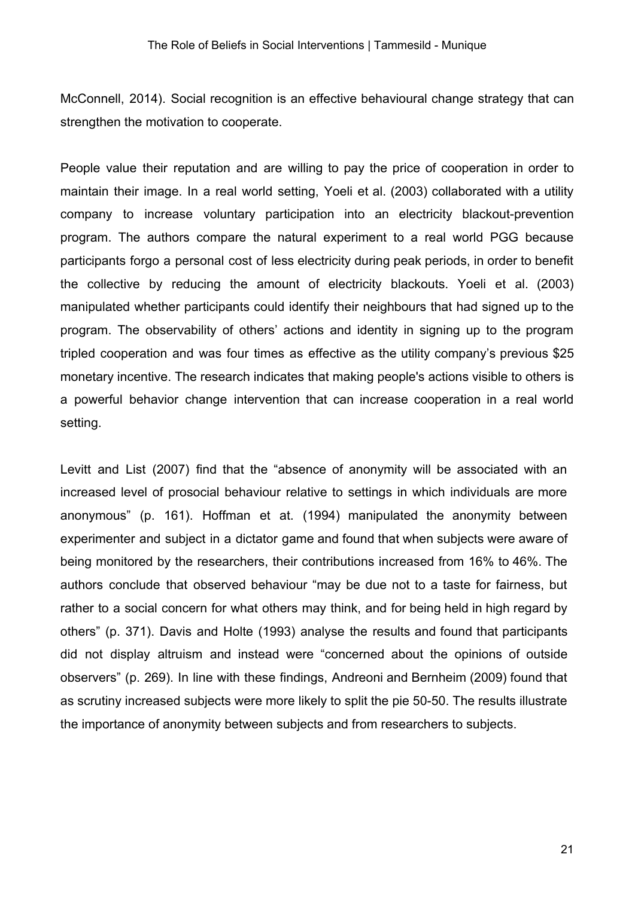McConnell, 2014). Social recognition is an effective behavioural change strategy that can strengthen the motivation to cooperate.

People value their reputation and are willing to pay the price of cooperation in order to maintain their image. In a real world setting, Yoeli et al. (2003) collaborated with a utility company to increase voluntary participation into an electricity blackout-prevention program. The authors compare the natural experiment to a real world PGG because participants forgo a personal cost of less electricity during peak periods, in order to benefit the collective by reducing the amount of electricity blackouts. Yoeli et al. (2003) manipulated whether participants could identify their neighbours that had signed up to the program. The observability of others' actions and identity in signing up to the program tripled cooperation and was four times as effective as the utility company's previous $25 monetary incentive. The research indicates that making people's actions visible to others is a powerful behavior change intervention that can increase cooperation in a real world setting.

Levitt and List (2007) find that the "absence of anonymity will be associated with an increased level of prosocial behaviour relative to settings in which individuals are more anonymous" (p. 161). Hoffman et at. (1994) manipulated the anonymity between experimenter and subject in a dictator game and found that when subjects were aware of being monitored by the researchers, their contributions increased from 16% to 46%. The authors conclude that observed behaviour "may be due not to a taste for fairness, but rather to a social concern for what others may think, and for being held in high regard by others" (p. 371). Davis and Holte (1993) analyse the results and found that participants did not display altruism and instead were "concerned about the opinions of outside observers" (p. 269). In line with these findings, Andreoni and Bernheim (2009) found that as scrutiny increased subjects were more likely to split the pie 50-50. The results illustrate the importance of anonymity between subjects and from researchers to subjects.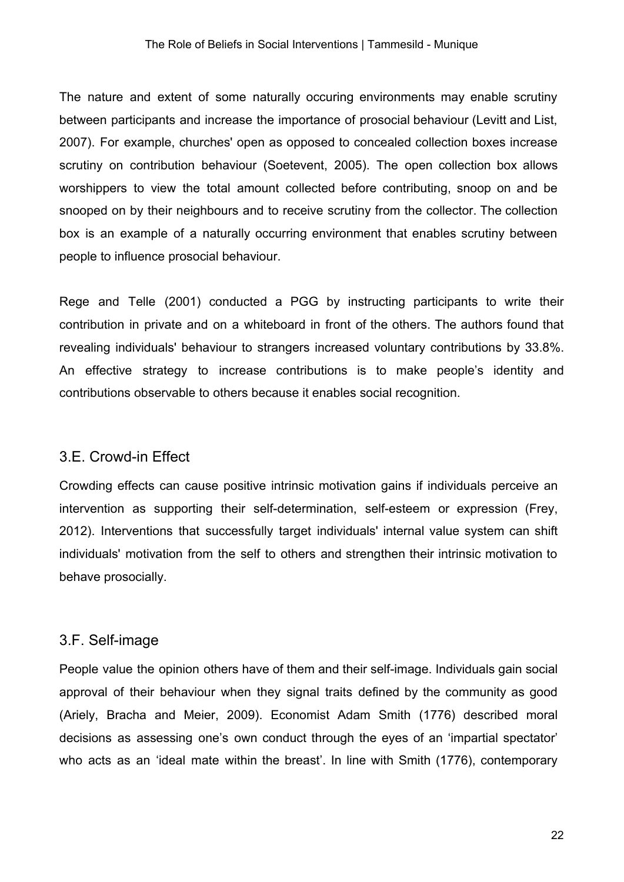The nature and extent of some naturally occuring environments may enable scrutiny between participants and increase the importance of prosocial behaviour (Levitt and List, 2007). For example, churches' open as opposed to concealed collection boxes increase scrutiny on contribution behaviour (Soetevent, 2005). The open collection box allows worshippers to view the total amount collected before contributing, snoop on and be snooped on by their neighbours and to receive scrutiny from the collector. The collection box is an example of a naturally occurring environment that enables scrutiny between people to influence prosocial behaviour.

Rege and Telle (2001) conducted a PGG by instructing participants to write their contribution in private and on a whiteboard in front of the others. The authors found that revealing individuals' behaviour to strangers increased voluntary contributions by 33.8%. An effective strategy to increase contributions is to make people's identity and contributions observable to others because it enables social recognition.

## 3.E. Crowd-in Effect

Crowding effects can cause positive intrinsic motivation gains if individuals perceive an intervention as supporting their self-determination, self-esteem or expression (Frey, 2012). Interventions that successfully target individuals' internal value system can shift individuals' motivation from the self to others and strengthen their intrinsic motivation to behave prosocially.

## 3.F. Self-image

People value the opinion others have of them and their self-image. Individuals gain social approval of their behaviour when they signal traits defined by the community as good (Ariely, Bracha and Meier, 2009). Economist Adam Smith (1776) described moral decisions as assessing one's own conduct through the eyes of an 'impartial spectator' who acts as an 'ideal mate within the breast'. In line with Smith (1776), contemporary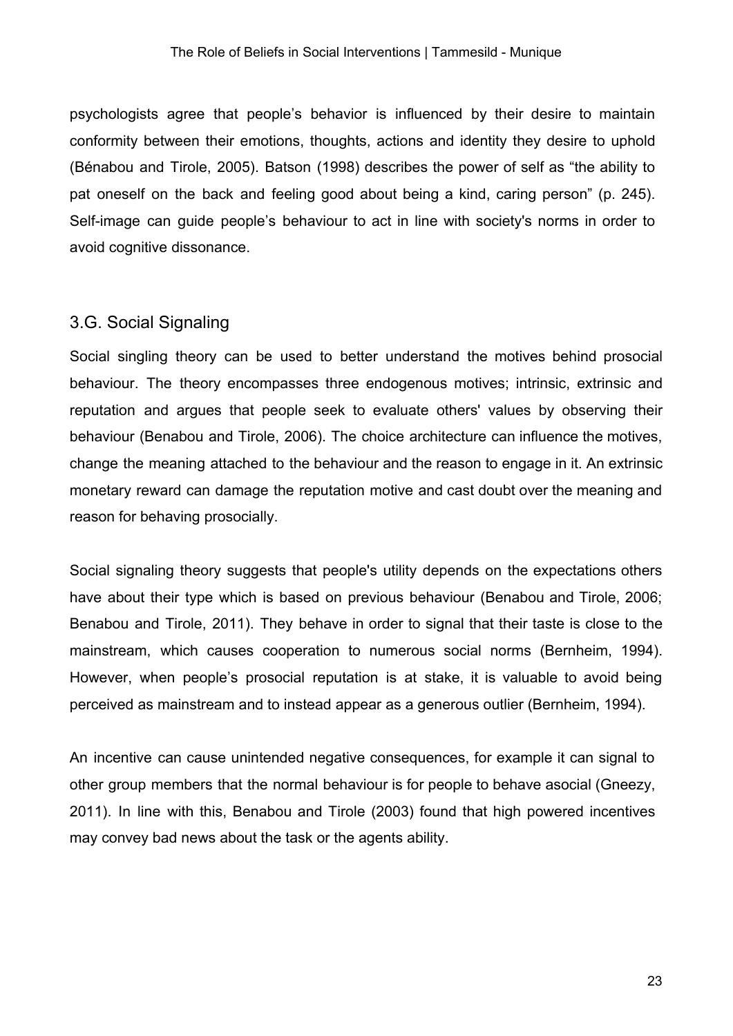psychologists agree that people's behavior is influenced by their desire to maintain conformity between their emotions, thoughts, actions and identity they desire to uphold (Bénabou and Tirole, 2005). Batson (1998) describes the power of self as "the ability to pat oneself on the back and feeling good about being a kind, caring person" (p. 245). Self-image can guide people's behaviour to act in line with society's norms in order to avoid cognitive dissonance.

## 3.G. Social Signaling

Social singling theory can be used to better understand the motives behind prosocial behaviour. The theory encompasses three endogenous motives; intrinsic, extrinsic and reputation and argues that people seek to evaluate others' values by observing their behaviour (Benabou and Tirole, 2006). The choice architecture can influence the motives, change the meaning attached to the behaviour and the reason to engage in it. An extrinsic monetary reward can damage the reputation motive and cast doubt over the meaning and reason for behaving prosocially.

Social signaling theory suggests that people's utility depends on the expectations others have about their type which is based on previous behaviour (Benabou and Tirole, 2006; Benabou and Tirole, 2011). They behave in order to signal that their taste is close to the mainstream, which causes cooperation to numerous social norms (Bernheim, 1994). However, when people's prosocial reputation is at stake, it is valuable to avoid being perceived as mainstream and to instead appear as a generous outlier (Bernheim, 1994).

An incentive can cause unintended negative consequences, for example it can signal to other group members that the normal behaviour is for people to behave asocial (Gneezy, 2011). In line with this, Benabou and Tirole (2003) found that high powered incentives may convey bad news about the task or the agents ability.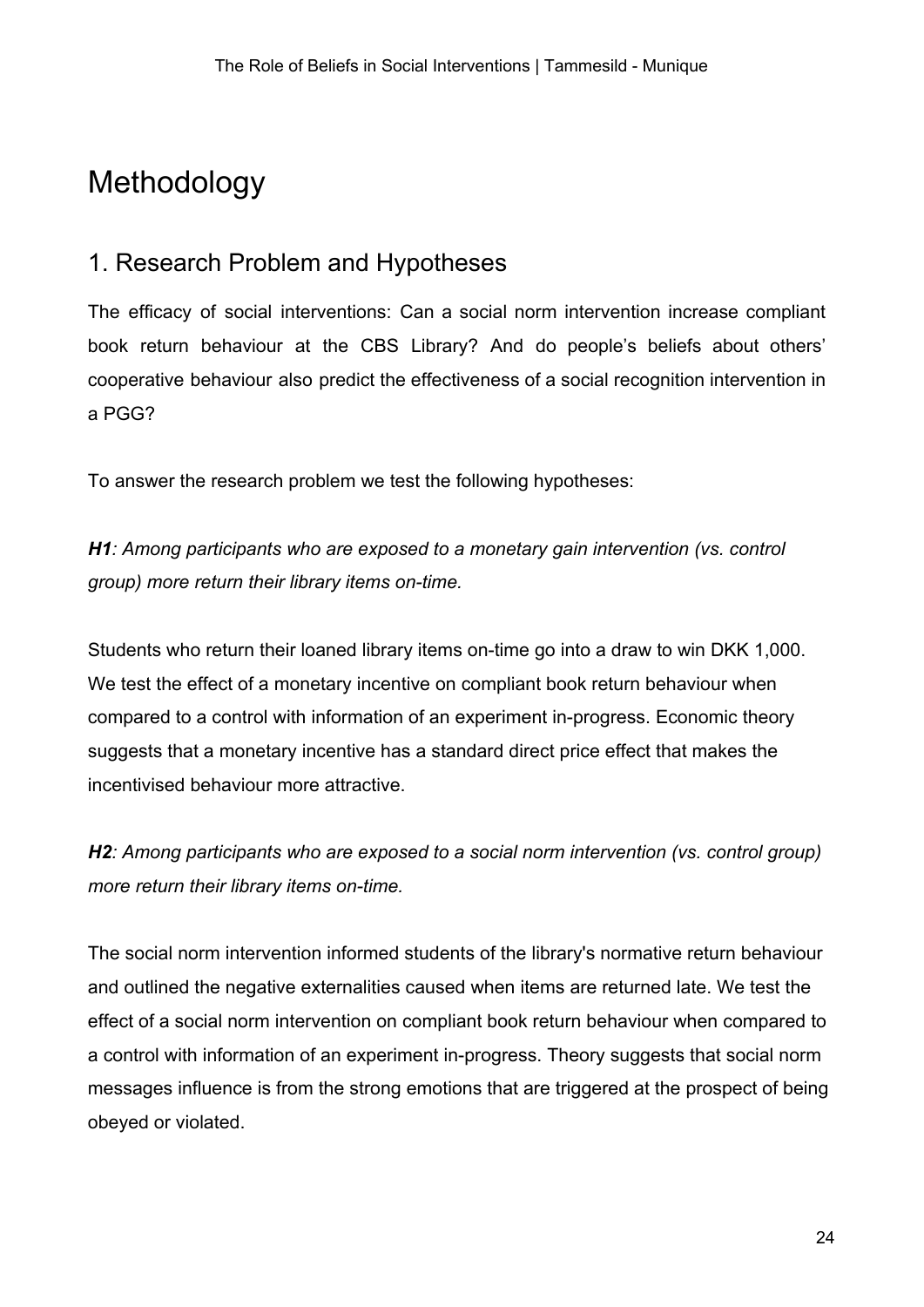# Methodology

## 1. Research Problem and Hypotheses

The efficacy of social interventions: Can a social norm intervention increase compliant book return behaviour at the CBS Library? And do people's beliefs about others' cooperative behaviour also predict the effectiveness of a social recognition intervention in a PGG?

To answer the research problem we test the following hypotheses:

***H1**: Among participants who are exposed to a monetary gain intervention (vs. control group) more return their library items on-time.*

Students who return their loaned library items on-time go into a draw to win DKK 1,000. We test the effect of a monetary incentive on compliant book return behaviour when compared to a control with information of an experiment in-progress. Economic theory suggests that a monetary incentive has a standard direct price effect that makes the incentivised behaviour more attractive.

***H2**: Among participants who are exposed to a social norm intervention (vs. control group) more return their library items on-time.*

The social norm intervention informed students of the library's normative return behaviour and outlined the negative externalities caused when items are returned late. We test the effect of a social norm intervention on compliant book return behaviour when compared to a control with information of an experiment in-progress. Theory suggests that social norm messages influence is from the strong emotions that are triggered at the prospect of being obeyed or violated.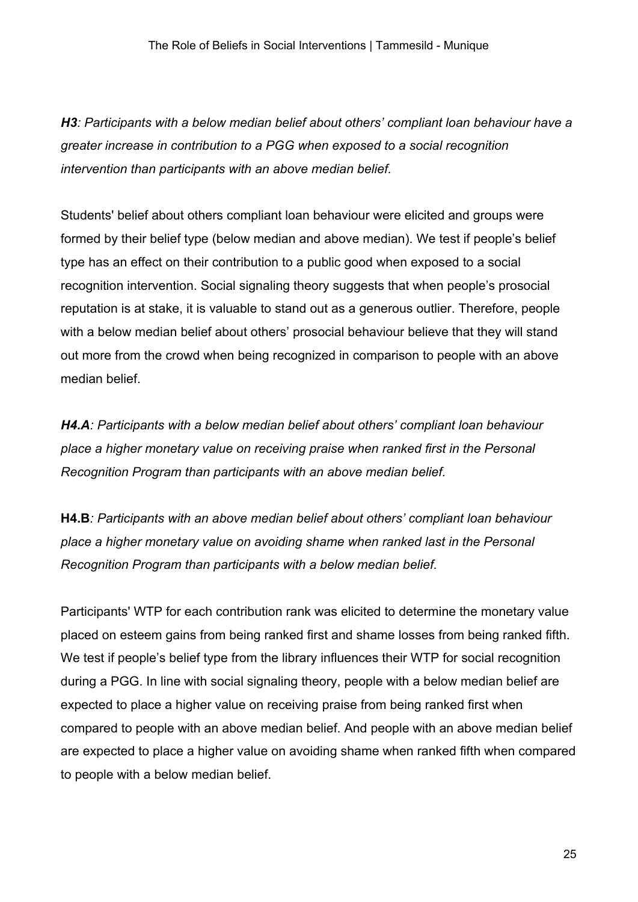***H3**: Participants with a below median belief about others' compliant loan behaviour have a greater increase in contribution to a PGG when exposed to a social recognition intervention than participants with an above median belief.*

Students' belief about others compliant loan behaviour were elicited and groups were formed by their belief type (below median and above median). We test if people's belief type has an effect on their contribution to a public good when exposed to a social recognition intervention. Social signaling theory suggests that when people's prosocial reputation is at stake, it is valuable to stand out as a generous outlier. Therefore, people with a below median belief about others' prosocial behaviour believe that they will stand out more from the crowd when being recognized in comparison to people with an above median belief.

***H4.A**: Participants with a below median belief about others' compliant loan behaviour place a higher monetary value on receiving praise when ranked first in the Personal Recognition Program than participants with an above median belief.*

**H4.B***: Participants with an above median belief about others' compliant loan behaviour place a higher monetary value on avoiding shame when ranked last in the Personal Recognition Program than participants with a below median belief.*

Participants' WTP for each contribution rank was elicited to determine the monetary value placed on esteem gains from being ranked first and shame losses from being ranked fifth. We test if people's belief type from the library influences their WTP for social recognition during a PGG. In line with social signaling theory, people with a below median belief are expected to place a higher value on receiving praise from being ranked first when compared to people with an above median belief. And people with an above median belief are expected to place a higher value on avoiding shame when ranked fifth when compared to people with a below median belief.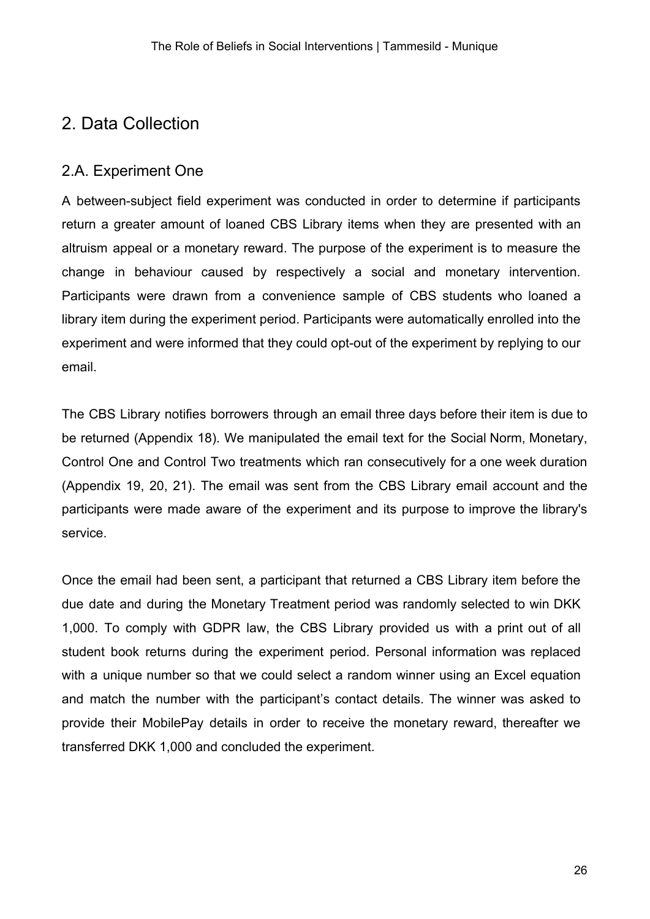## 2. Data Collection

### 2.A. Experiment One

A between-subject field experiment was conducted in order to determine if participants return a greater amount of loaned CBS Library items when they are presented with an altruism appeal or a monetary reward. The purpose of the experiment is to measure the change in behaviour caused by respectively a social and monetary intervention. Participants were drawn from a convenience sample of CBS students who loaned a library item during the experiment period. Participants were automatically enrolled into the experiment and were informed that they could opt-out of the experiment by replying to our email.

The CBS Library notifies borrowers through an email three days before their item is due to be returned (Appendix 18). We manipulated the email text for the Social Norm, Monetary, Control One and Control Two treatments which ran consecutively for a one week duration (Appendix 19, 20, 21). The email was sent from the CBS Library email account and the participants were made aware of the experiment and its purpose to improve the library's service.

Once the email had been sent, a participant that returned a CBS Library item before the due date and during the Monetary Treatment period was randomly selected to win DKK 1,000. To comply with GDPR law, the CBS Library provided us with a print out of all student book returns during the experiment period. Personal information was replaced with a unique number so that we could select a random winner using an Excel equation and match the number with the participant's contact details. The winner was asked to provide their MobilePay details in order to receive the monetary reward, thereafter we transferred DKK 1,000 and concluded the experiment.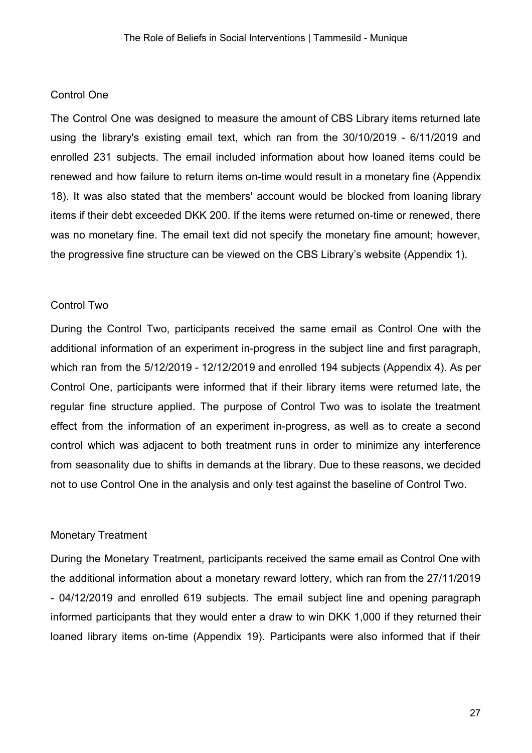### Control One

The Control One was designed to measure the amount of CBS Library items returned late using the library's existing email text, which ran from the 30/10/2019 - 6/11/2019 and enrolled 231 subjects. The email included information about how loaned items could be renewed and how failure to return items on-time would result in a monetary fine (Appendix 18). It was also stated that the members' account would be blocked from loaning library items if their debt exceeded DKK 200. If the items were returned on-time or renewed, there was no monetary fine. The email text did not specify the monetary fine amount; however, the progressive fine structure can be viewed on the CBS Library's website (Appendix 1).

### Control Two

During the Control Two, participants received the same email as Control One with the additional information of an experiment in-progress in the subject line and first paragraph, which ran from the 5/12/2019 - 12/12/2019 and enrolled 194 subjects (Appendix 4). As per Control One, participants were informed that if their library items were returned late, the regular fine structure applied. The purpose of Control Two was to isolate the treatment effect from the information of an experiment in-progress, as well as to create a second control which was adjacent to both treatment runs in order to minimize any interference from seasonality due to shifts in demands at the library. Due to these reasons, we decided not to use Control One in the analysis and only test against the baseline of Control Two.

### Monetary Treatment

During the Monetary Treatment, participants received the same email as Control One with the additional information about a monetary reward lottery, which ran from the 27/11/2019 - 04/12/2019 and enrolled 619 subjects. The email subject line and opening paragraph informed participants that they would enter a draw to win DKK 1,000 if they returned their loaned library items on-time (Appendix 19). Participants were also informed that if their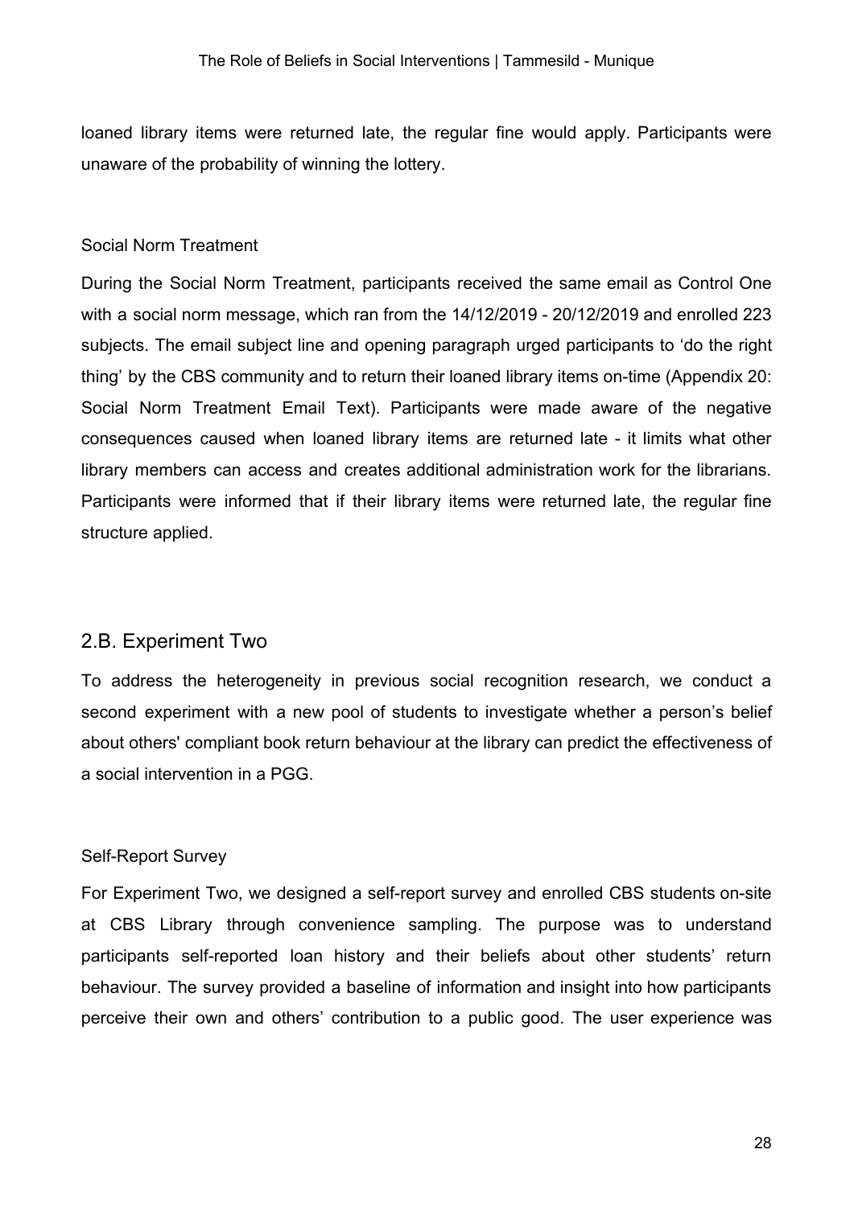loaned library items were returned late, the regular fine would apply. Participants were unaware of the probability of winning the lottery.

### Social Norm Treatment

During the Social Norm Treatment, participants received the same email as Control One with a social norm message, which ran from the 14/12/2019 - 20/12/2019 and enrolled 223 subjects. The email subject line and opening paragraph urged participants to 'do the right thing' by the CBS community and to return their loaned library items on-time (Appendix 20: Social Norm Treatment Email Text). Participants were made aware of the negative consequences caused when loaned library items are returned late - it limits what other library members can access and creates additional administration work for the librarians. Participants were informed that if their library items were returned late, the regular fine structure applied.

## 2.B. Experiment Two

To address the heterogeneity in previous social recognition research, we conduct a second experiment with a new pool of students to investigate whether a person's belief about others' compliant book return behaviour at the library can predict the effectiveness of a social intervention in a PGG.

### Self-Report Survey

For Experiment Two, we designed a self-report survey and enrolled CBS students on-site at CBS Library through convenience sampling. The purpose was to understand participants self-reported loan history and their beliefs about other students' return behaviour. The survey provided a baseline of information and insight into how participants perceive their own and others' contribution to a public good. The user experience was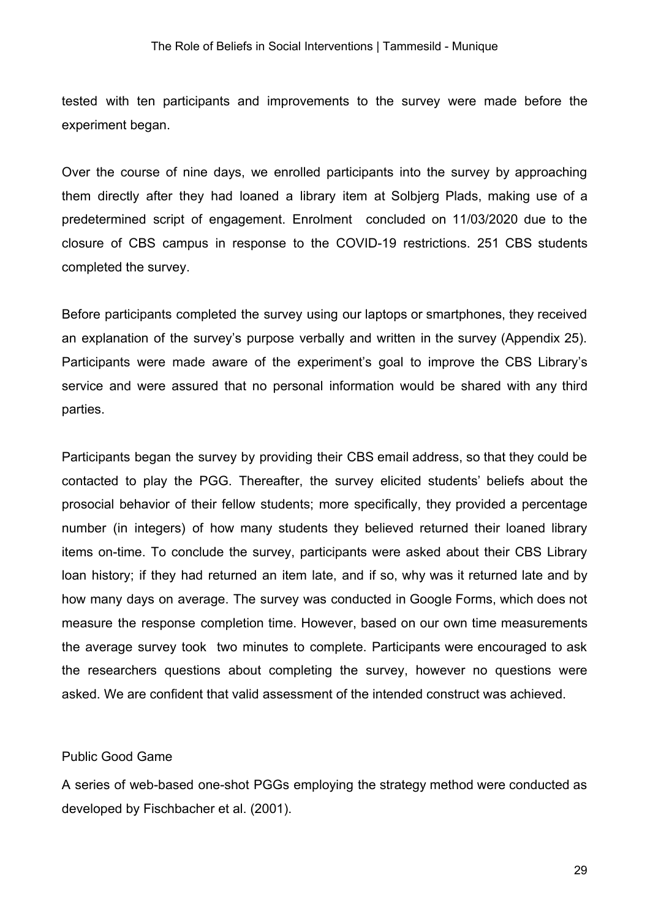tested with ten participants and improvements to the survey were made before the experiment began.

Over the course of nine days, we enrolled participants into the survey by approaching them directly after they had loaned a library item at Solbjerg Plads, making use of a predetermined script of engagement. Enrolment concluded on 11/03/2020 due to the closure of CBS campus in response to the COVID-19 restrictions. 251 CBS students completed the survey.

Before participants completed the survey using our laptops or smartphones, they received an explanation of the survey's purpose verbally and written in the survey (Appendix 25). Participants were made aware of the experiment's goal to improve the CBS Library's service and were assured that no personal information would be shared with any third parties.

Participants began the survey by providing their CBS email address, so that they could be contacted to play the PGG. Thereafter, the survey elicited students' beliefs about the prosocial behavior of their fellow students; more specifically, they provided a percentage number (in integers) of how many students they believed returned their loaned library items on-time. To conclude the survey, participants were asked about their CBS Library loan history; if they had returned an item late, and if so, why was it returned late and by how many days on average. The survey was conducted in Google Forms, which does not measure the response completion time. However, based on our own time measurements the average survey took two minutes to complete. Participants were encouraged to ask the researchers questions about completing the survey, however no questions were asked. We are confident that valid assessment of the intended construct was achieved.

### Public Good Game

A series of web-based one-shot PGGs employing the strategy method were conducted as developed by Fischbacher et al. (2001).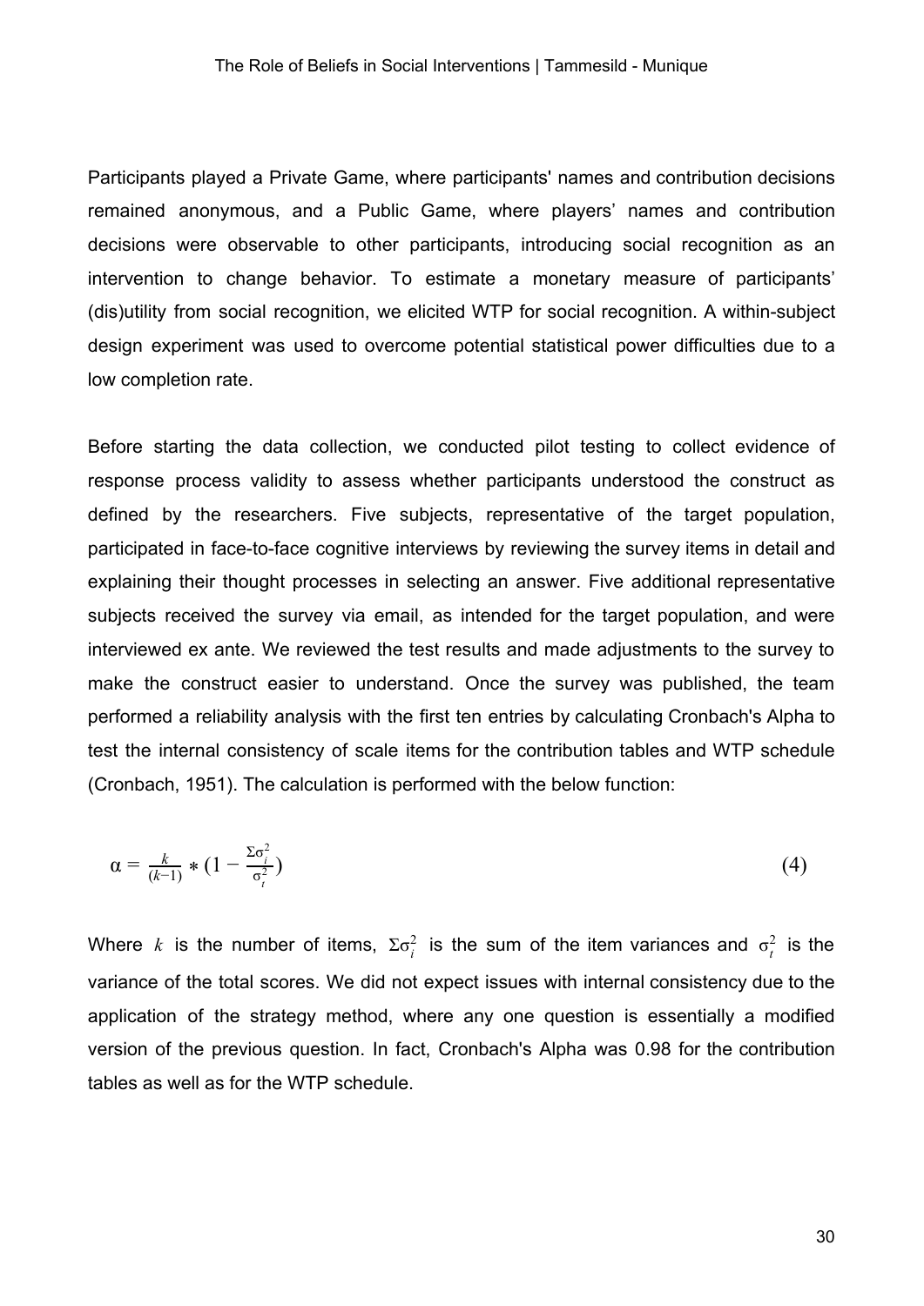Participants played a Private Game, where participants' names and contribution decisions remained anonymous, and a Public Game, where players' names and contribution decisions were observable to other participants, introducing social recognition as an intervention to change behavior. To estimate a monetary measure of participants' (dis)utility from social recognition, we elicited WTP for social recognition. A within-subject design experiment was used to overcome potential statistical power difficulties due to a low completion rate.

Before starting the data collection, we conducted pilot testing to collect evidence of response process validity to assess whether participants understood the construct as defined by the researchers. Five subjects, representative of the target population, participated in face-to-face cognitive interviews by reviewing the survey items in detail and explaining their thought processes in selecting an answer. Five additional representative subjects received the survey via email, as intended for the target population, and were interviewed ex ante. We reviewed the test results and made adjustments to the survey to make the construct easier to understand. Once the survey was published, the team performed a reliability analysis with the first ten entries by calculating Cronbach's Alpha to test the internal consistency of scale items for the contribution tables and WTP schedule (Cronbach, 1951). The calculation is performed with the below function:

$$\alpha = \frac{k}{(k-1)} * \left(1 - \frac{\Sigma\sigma_i^2}{\sigma_t^2}\right) \tag{4}$$

Where $k$ is the number of items, $\Sigma\sigma_i^2$ is the sum of the item variances and $\sigma_t^2$ is the variance of the total scores. We did not expect issues with internal consistency due to the application of the strategy method, where any one question is essentially a modified version of the previous question. In fact, Cronbach's Alpha was 0.98 for the contribution tables as well as for the WTP schedule.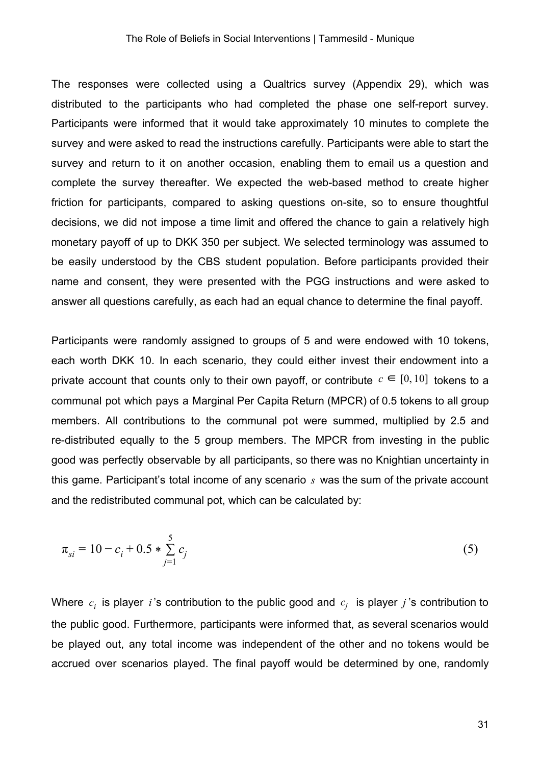The responses were collected using a Qualtrics survey (Appendix 29), which was distributed to the participants who had completed the phase one self-report survey. Participants were informed that it would take approximately 10 minutes to complete the survey and were asked to read the instructions carefully. Participants were able to start the survey and return to it on another occasion, enabling them to email us a question and complete the survey thereafter. We expected the web-based method to create higher friction for participants, compared to asking questions on-site, so to ensure thoughtful decisions, we did not impose a time limit and offered the chance to gain a relatively high monetary payoff of up to DKK 350 per subject. We selected terminology was assumed to be easily understood by the CBS student population. Before participants provided their name and consent, they were presented with the PGG instructions and were asked to answer all questions carefully, as each had an equal chance to determine the final payoff.

Participants were randomly assigned to groups of 5 and were endowed with 10 tokens, each worth DKK 10. In each scenario, they could either invest their endowment into a private account that counts only to their own payoff, or contribute $c \in [0, 10]$ tokens to a communal pot which pays a Marginal Per Capita Return (MPCR) of 0.5 tokens to all group members. All contributions to the communal pot were summed, multiplied by 2.5 and re-distributed equally to the 5 group members. The MPCR from investing in the public good was perfectly observable by all participants, so there was no Knightian uncertainty in this game. Participant's total income of any scenario $s$ was the sum of the private account and the redistributed communal pot, which can be calculated by:

$$\pi_{si} = 10 - c_i + 0.5 * \sum_{j=1}^{5} c_j \tag{5}$$

Where $c_i$ is player $i$'s contribution to the public good and $c_j$ is player $j$'s contribution to the public good. Furthermore, participants were informed that, as several scenarios would be played out, any total income was independent of the other and no tokens would be accrued over scenarios played. The final payoff would be determined by one, randomly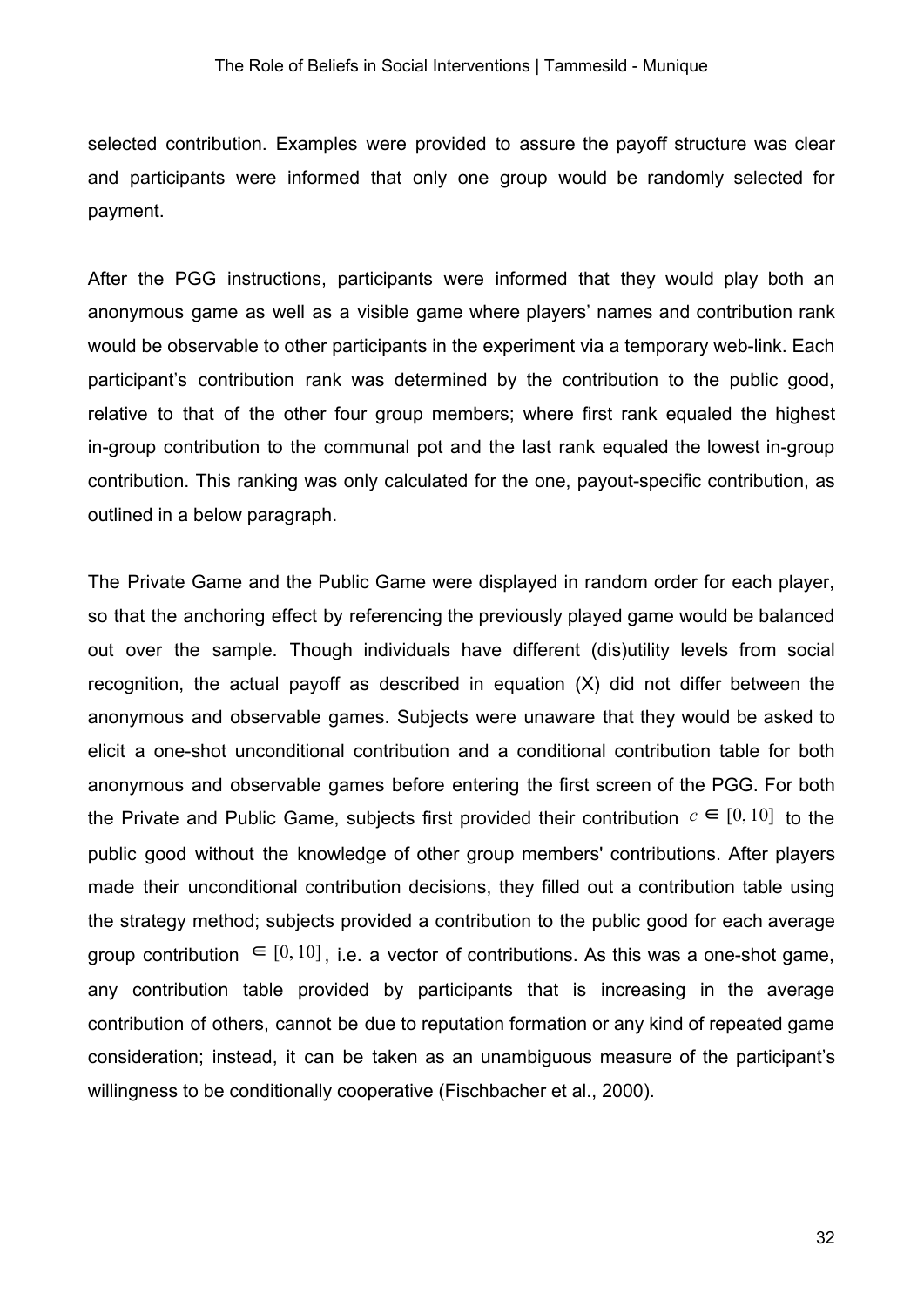selected contribution. Examples were provided to assure the payoff structure was clear and participants were informed that only one group would be randomly selected for payment.

After the PGG instructions, participants were informed that they would play both an anonymous game as well as a visible game where players' names and contribution rank would be observable to other participants in the experiment via a temporary web-link. Each participant's contribution rank was determined by the contribution to the public good, relative to that of the other four group members; where first rank equaled the highest in-group contribution to the communal pot and the last rank equaled the lowest in-group contribution. This ranking was only calculated for the one, payout-specific contribution, as outlined in a below paragraph.

The Private Game and the Public Game were displayed in random order for each player, so that the anchoring effect by referencing the previously played game would be balanced out over the sample. Though individuals have different (dis)utility levels from social recognition, the actual payoff as described in equation (X) did not differ between the anonymous and observable games. Subjects were unaware that they would be asked to elicit a one-shot unconditional contribution and a conditional contribution table for both anonymous and observable games before entering the first screen of the PGG. For both the Private and Public Game, subjects first provided their contribution $c \in [0, 10]$ to the public good without the knowledge of other group members' contributions. After players made their unconditional contribution decisions, they filled out a contribution table using the strategy method; subjects provided a contribution to the public good for each average group contribution $\in [0, 10]$, i.e. a vector of contributions. As this was a one-shot game, any contribution table provided by participants that is increasing in the average contribution of others, cannot be due to reputation formation or any kind of repeated game consideration; instead, it can be taken as an unambiguous measure of the participant's willingness to be conditionally cooperative (Fischbacher et al., 2000).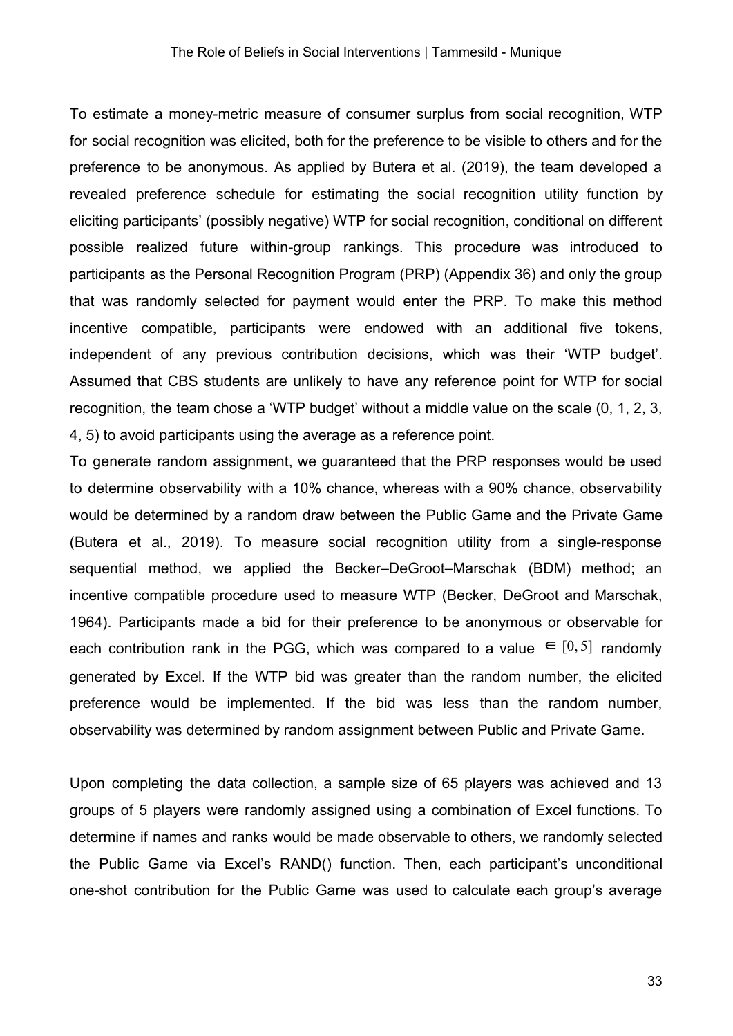To estimate a money-metric measure of consumer surplus from social recognition, WTP for social recognition was elicited, both for the preference to be visible to others and for the preference to be anonymous. As applied by Butera et al. (2019), the team developed a revealed preference schedule for estimating the social recognition utility function by eliciting participants' (possibly negative) WTP for social recognition, conditional on different possible realized future within-group rankings. This procedure was introduced to participants as the Personal Recognition Program (PRP) (Appendix 36) and only the group that was randomly selected for payment would enter the PRP. To make this method incentive compatible, participants were endowed with an additional five tokens, independent of any previous contribution decisions, which was their 'WTP budget'. Assumed that CBS students are unlikely to have any reference point for WTP for social recognition, the team chose a 'WTP budget' without a middle value on the scale (0, 1, 2, 3, 4, 5) to avoid participants using the average as a reference point.

To generate random assignment, we guaranteed that the PRP responses would be used to determine observability with a 10% chance, whereas with a 90% chance, observability would be determined by a random draw between the Public Game and the Private Game (Butera et al., 2019). To measure social recognition utility from a single-response sequential method, we applied the Becker–DeGroot–Marschak (BDM) method; an incentive compatible procedure used to measure WTP (Becker, DeGroot and Marschak, 1964). Participants made a bid for their preference to be anonymous or observable for each contribution rank in the PGG, which was compared to a value $\in [0, 5]$ randomly generated by Excel. If the WTP bid was greater than the random number, the elicited preference would be implemented. If the bid was less than the random number, observability was determined by random assignment between Public and Private Game.

Upon completing the data collection, a sample size of 65 players was achieved and 13 groups of 5 players were randomly assigned using a combination of Excel functions. To determine if names and ranks would be made observable to others, we randomly selected the Public Game via Excel's RAND() function. Then, each participant's unconditional one-shot contribution for the Public Game was used to calculate each group's average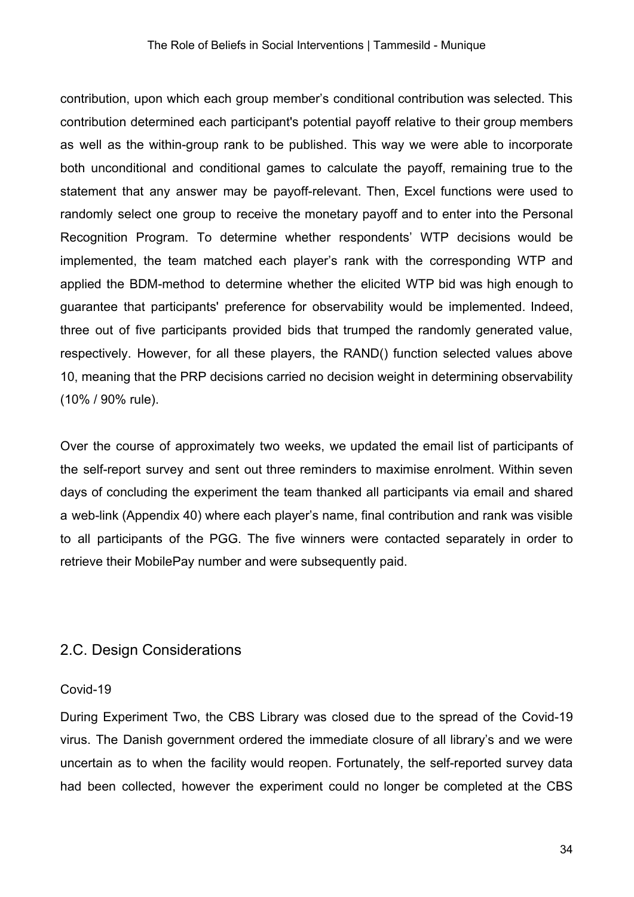contribution, upon which each group member's conditional contribution was selected. This contribution determined each participant's potential payoff relative to their group members as well as the within-group rank to be published. This way we were able to incorporate both unconditional and conditional games to calculate the payoff, remaining true to the statement that any answer may be payoff-relevant. Then, Excel functions were used to randomly select one group to receive the monetary payoff and to enter into the Personal Recognition Program. To determine whether respondents' WTP decisions would be implemented, the team matched each player's rank with the corresponding WTP and applied the BDM-method to determine whether the elicited WTP bid was high enough to guarantee that participants' preference for observability would be implemented. Indeed, three out of five participants provided bids that trumped the randomly generated value, respectively. However, for all these players, the RAND() function selected values above 10, meaning that the PRP decisions carried no decision weight in determining observability (10% / 90% rule).

Over the course of approximately two weeks, we updated the email list of participants of the self-report survey and sent out three reminders to maximise enrolment. Within seven days of concluding the experiment the team thanked all participants via email and shared a web-link (Appendix 40) where each player's name, final contribution and rank was visible to all participants of the PGG. The five winners were contacted separately in order to retrieve their MobilePay number and were subsequently paid.

## 2.C. Design Considerations

### Covid-19

During Experiment Two, the CBS Library was closed due to the spread of the Covid-19 virus. The Danish government ordered the immediate closure of all library's and we were uncertain as to when the facility would reopen. Fortunately, the self-reported survey data had been collected, however the experiment could no longer be completed at the CBS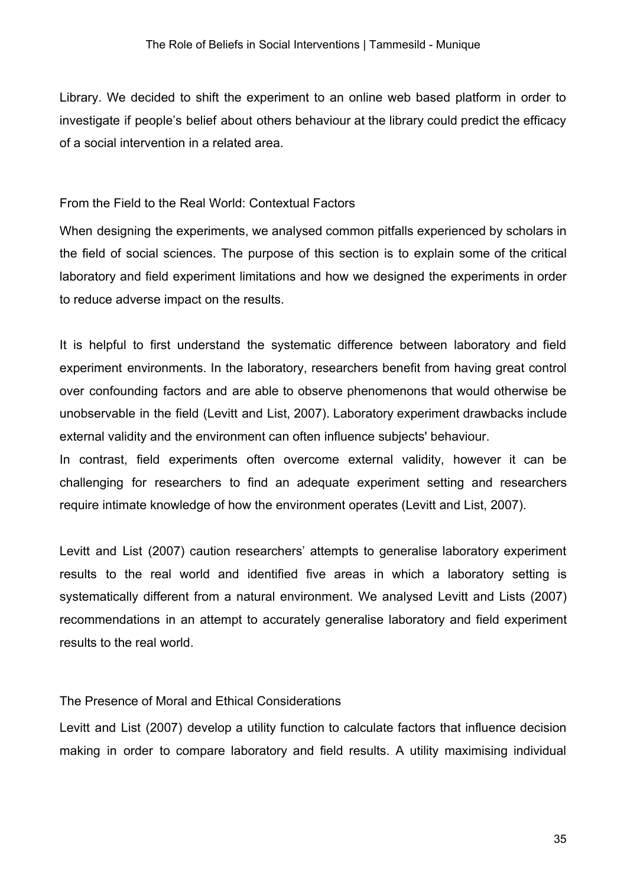Library. We decided to shift the experiment to an online web based platform in order to investigate if people's belief about others behaviour at the library could predict the efficacy of a social intervention in a related area.

## From the Field to the Real World: Contextual Factors

When designing the experiments, we analysed common pitfalls experienced by scholars in the field of social sciences. The purpose of this section is to explain some of the critical laboratory and field experiment limitations and how we designed the experiments in order to reduce adverse impact on the results.

It is helpful to first understand the systematic difference between laboratory and field experiment environments. In the laboratory, researchers benefit from having great control over confounding factors and are able to observe phenomenons that would otherwise be unobservable in the field (Levitt and List, 2007). Laboratory experiment drawbacks include external validity and the environment can often influence subjects' behaviour.
In contrast, field experiments often overcome external validity, however it can be challenging for researchers to find an adequate experiment setting and researchers require intimate knowledge of how the environment operates (Levitt and List, 2007).

Levitt and List (2007) caution researchers' attempts to generalise laboratory experiment results to the real world and identified five areas in which a laboratory setting is systematically different from a natural environment. We analysed Levitt and Lists (2007) recommendations in an attempt to accurately generalise laboratory and field experiment results to the real world.

## The Presence of Moral and Ethical Considerations

Levitt and List (2007) develop a utility function to calculate factors that influence decision making in order to compare laboratory and field results. A utility maximising individual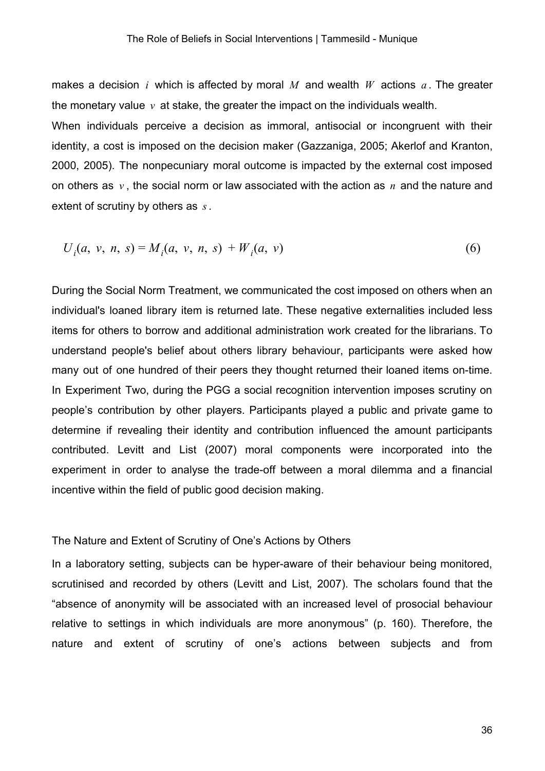makes a decision $i$ which is affected by moral $M$ and wealth $W$ actions $a$. The greater the monetary value $v$ at stake, the greater the impact on the individuals wealth.

When individuals perceive a decision as immoral, antisocial or incongruent with their identity, a cost is imposed on the decision maker (Gazzaniga, 2005; Akerlof and Kranton, 2000, 2005). The nonpecuniary moral outcome is impacted by the external cost imposed on others as $v$, the social norm or law associated with the action as $n$ and the nature and extent of scrutiny by others as $s$.

$$U_i(a,\ v,\ n,\ s) = M_i(a,\ v,\ n,\ s)\ + W_i(a,\ v) \tag{6}$$

During the Social Norm Treatment, we communicated the cost imposed on others when an individual's loaned library item is returned late. These negative externalities included less items for others to borrow and additional administration work created for the librarians. To understand people's belief about others library behaviour, participants were asked how many out of one hundred of their peers they thought returned their loaned items on-time. In Experiment Two, during the PGG a social recognition intervention imposes scrutiny on people's contribution by other players. Participants played a public and private game to determine if revealing their identity and contribution influenced the amount participants contributed. Levitt and List (2007) moral components were incorporated into the experiment in order to analyse the trade-off between a moral dilemma and a financial incentive within the field of public good decision making.

### The Nature and Extent of Scrutiny of One's Actions by Others

In a laboratory setting, subjects can be hyper-aware of their behaviour being monitored, scrutinised and recorded by others (Levitt and List, 2007). The scholars found that the "absence of anonymity will be associated with an increased level of prosocial behaviour relative to settings in which individuals are more anonymous" (p. 160). Therefore, the nature and extent of scrutiny of one's actions between subjects and from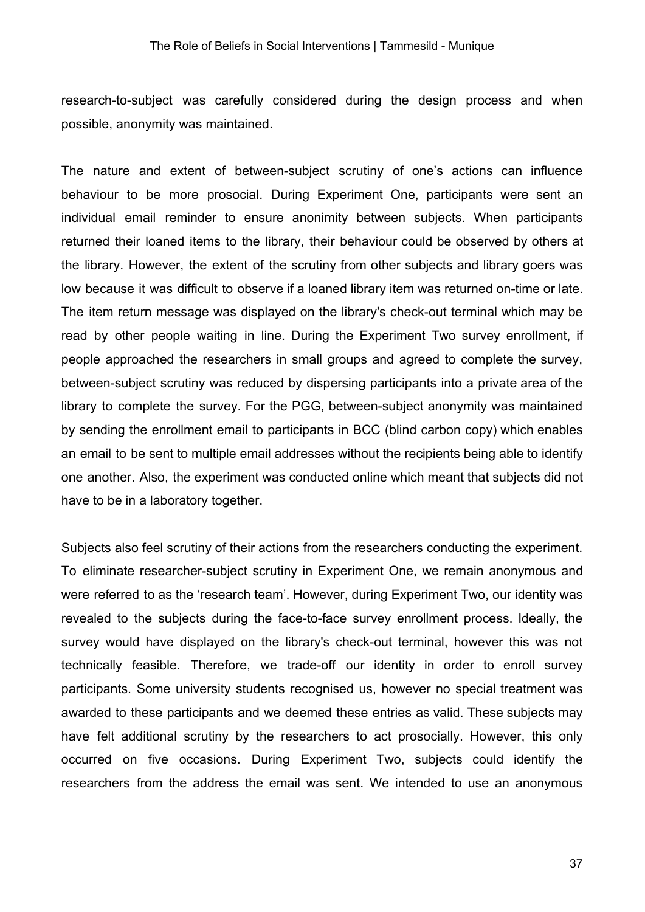research-to-subject was carefully considered during the design process and when possible, anonymity was maintained.

The nature and extent of between-subject scrutiny of one's actions can influence behaviour to be more prosocial. During Experiment One, participants were sent an individual email reminder to ensure anonimity between subjects. When participants returned their loaned items to the library, their behaviour could be observed by others at the library. However, the extent of the scrutiny from other subjects and library goers was low because it was difficult to observe if a loaned library item was returned on-time or late. The item return message was displayed on the library's check-out terminal which may be read by other people waiting in line. During the Experiment Two survey enrollment, if people approached the researchers in small groups and agreed to complete the survey, between-subject scrutiny was reduced by dispersing participants into a private area of the library to complete the survey. For the PGG, between-subject anonymity was maintained by sending the enrollment email to participants in BCC (blind carbon copy) which enables an email to be sent to multiple email addresses without the recipients being able to identify one another. Also, the experiment was conducted online which meant that subjects did not have to be in a laboratory together.

Subjects also feel scrutiny of their actions from the researchers conducting the experiment. To eliminate researcher-subject scrutiny in Experiment One, we remain anonymous and were referred to as the 'research team'. However, during Experiment Two, our identity was revealed to the subjects during the face-to-face survey enrollment process. Ideally, the survey would have displayed on the library's check-out terminal, however this was not technically feasible. Therefore, we trade-off our identity in order to enroll survey participants. Some university students recognised us, however no special treatment was awarded to these participants and we deemed these entries as valid. These subjects may have felt additional scrutiny by the researchers to act prosocially. However, this only occurred on five occasions. During Experiment Two, subjects could identify the researchers from the address the email was sent. We intended to use an anonymous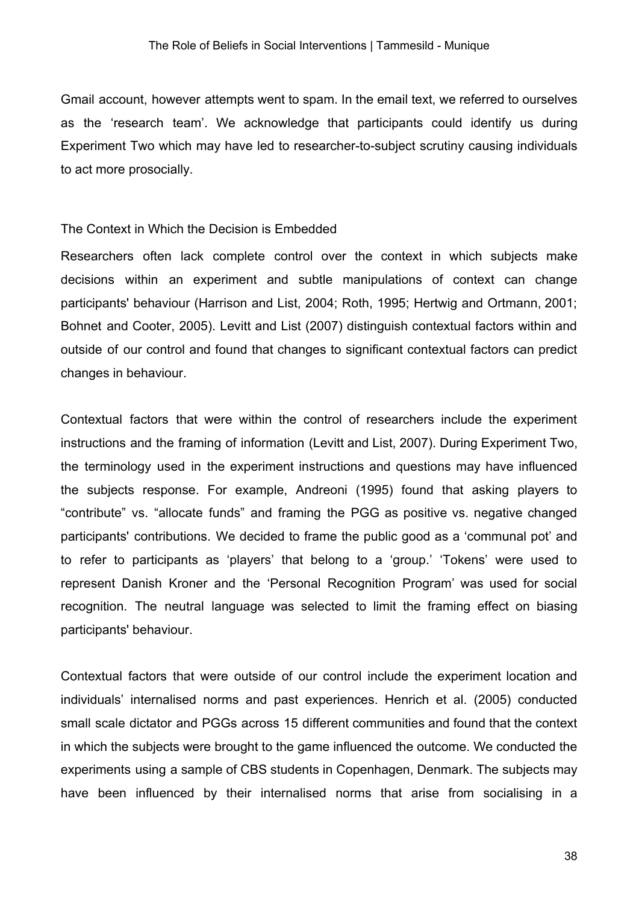Gmail account, however attempts went to spam. In the email text, we referred to ourselves as the 'research team'. We acknowledge that participants could identify us during Experiment Two which may have led to researcher-to-subject scrutiny causing individuals to act more prosocially.

### The Context in Which the Decision is Embedded

Researchers often lack complete control over the context in which subjects make decisions within an experiment and subtle manipulations of context can change participants' behaviour (Harrison and List, 2004; Roth, 1995; Hertwig and Ortmann, 2001; Bohnet and Cooter, 2005). Levitt and List (2007) distinguish contextual factors within and outside of our control and found that changes to significant contextual factors can predict changes in behaviour.

Contextual factors that were within the control of researchers include the experiment instructions and the framing of information (Levitt and List, 2007). During Experiment Two, the terminology used in the experiment instructions and questions may have influenced the subjects response. For example, Andreoni (1995) found that asking players to "contribute" vs. "allocate funds" and framing the PGG as positive vs. negative changed participants' contributions. We decided to frame the public good as a 'communal pot' and to refer to participants as 'players' that belong to a 'group.' 'Tokens' were used to represent Danish Kroner and the 'Personal Recognition Program' was used for social recognition. The neutral language was selected to limit the framing effect on biasing participants' behaviour.

Contextual factors that were outside of our control include the experiment location and individuals' internalised norms and past experiences. Henrich et al. (2005) conducted small scale dictator and PGGs across 15 different communities and found that the context in which the subjects were brought to the game influenced the outcome. We conducted the experiments using a sample of CBS students in Copenhagen, Denmark. The subjects may have been influenced by their internalised norms that arise from socialising in a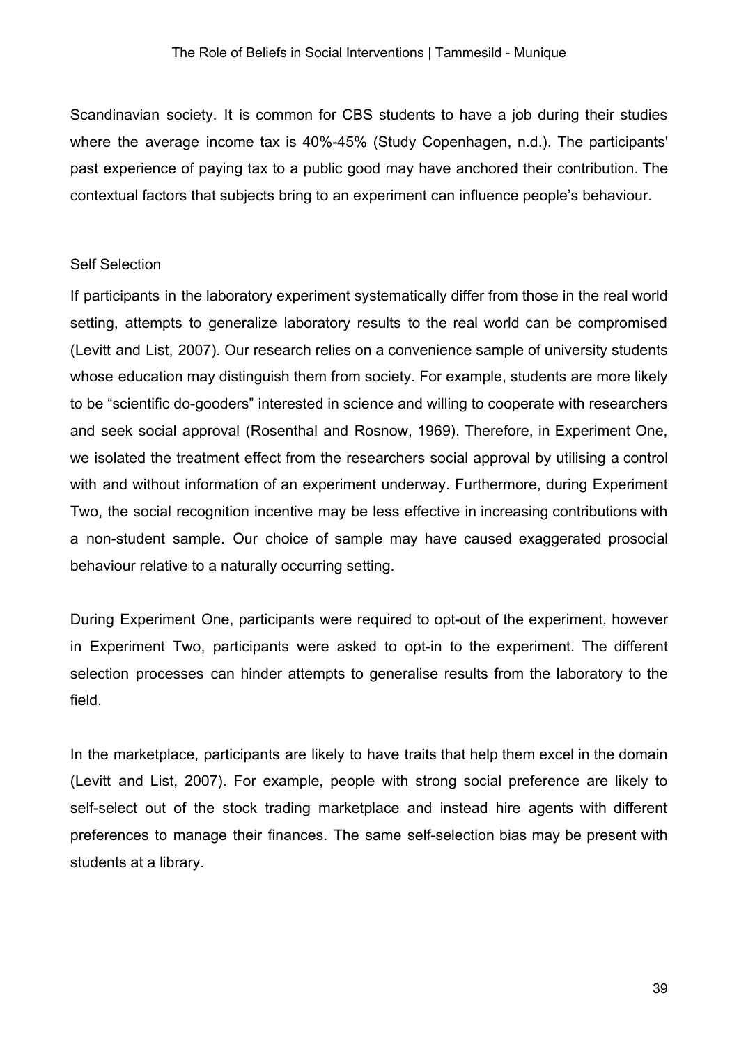Scandinavian society. It is common for CBS students to have a job during their studies where the average income tax is 40%-45% (Study Copenhagen, n.d.). The participants' past experience of paying tax to a public good may have anchored their contribution. The contextual factors that subjects bring to an experiment can influence people's behaviour.

### Self Selection

If participants in the laboratory experiment systematically differ from those in the real world setting, attempts to generalize laboratory results to the real world can be compromised (Levitt and List, 2007). Our research relies on a convenience sample of university students whose education may distinguish them from society. For example, students are more likely to be "scientific do-gooders" interested in science and willing to cooperate with researchers and seek social approval (Rosenthal and Rosnow, 1969). Therefore, in Experiment One, we isolated the treatment effect from the researchers social approval by utilising a control with and without information of an experiment underway. Furthermore, during Experiment Two, the social recognition incentive may be less effective in increasing contributions with a non-student sample. Our choice of sample may have caused exaggerated prosocial behaviour relative to a naturally occurring setting.

During Experiment One, participants were required to opt-out of the experiment, however in Experiment Two, participants were asked to opt-in to the experiment. The different selection processes can hinder attempts to generalise results from the laboratory to the field.

In the marketplace, participants are likely to have traits that help them excel in the domain (Levitt and List, 2007). For example, people with strong social preference are likely to self-select out of the stock trading marketplace and instead hire agents with different preferences to manage their finances. The same self-selection bias may be present with students at a library.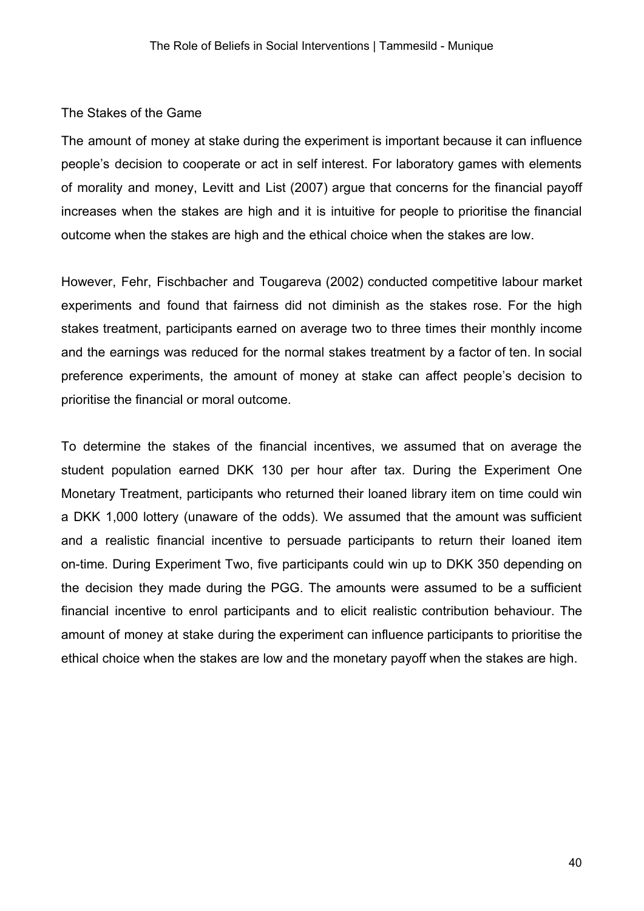### The Stakes of the Game

The amount of money at stake during the experiment is important because it can influence people's decision to cooperate or act in self interest. For laboratory games with elements of morality and money, Levitt and List (2007) argue that concerns for the financial payoff increases when the stakes are high and it is intuitive for people to prioritise the financial outcome when the stakes are high and the ethical choice when the stakes are low.

However, Fehr, Fischbacher and Tougareva (2002) conducted competitive labour market experiments and found that fairness did not diminish as the stakes rose. For the high stakes treatment, participants earned on average two to three times their monthly income and the earnings was reduced for the normal stakes treatment by a factor of ten. In social preference experiments, the amount of money at stake can affect people's decision to prioritise the financial or moral outcome.

To determine the stakes of the financial incentives, we assumed that on average the student population earned DKK 130 per hour after tax. During the Experiment One Monetary Treatment, participants who returned their loaned library item on time could win a DKK 1,000 lottery (unaware of the odds). We assumed that the amount was sufficient and a realistic financial incentive to persuade participants to return their loaned item on-time. During Experiment Two, five participants could win up to DKK 350 depending on the decision they made during the PGG. The amounts were assumed to be a sufficient financial incentive to enrol participants and to elicit realistic contribution behaviour. The amount of money at stake during the experiment can influence participants to prioritise the ethical choice when the stakes are low and the monetary payoff when the stakes are high.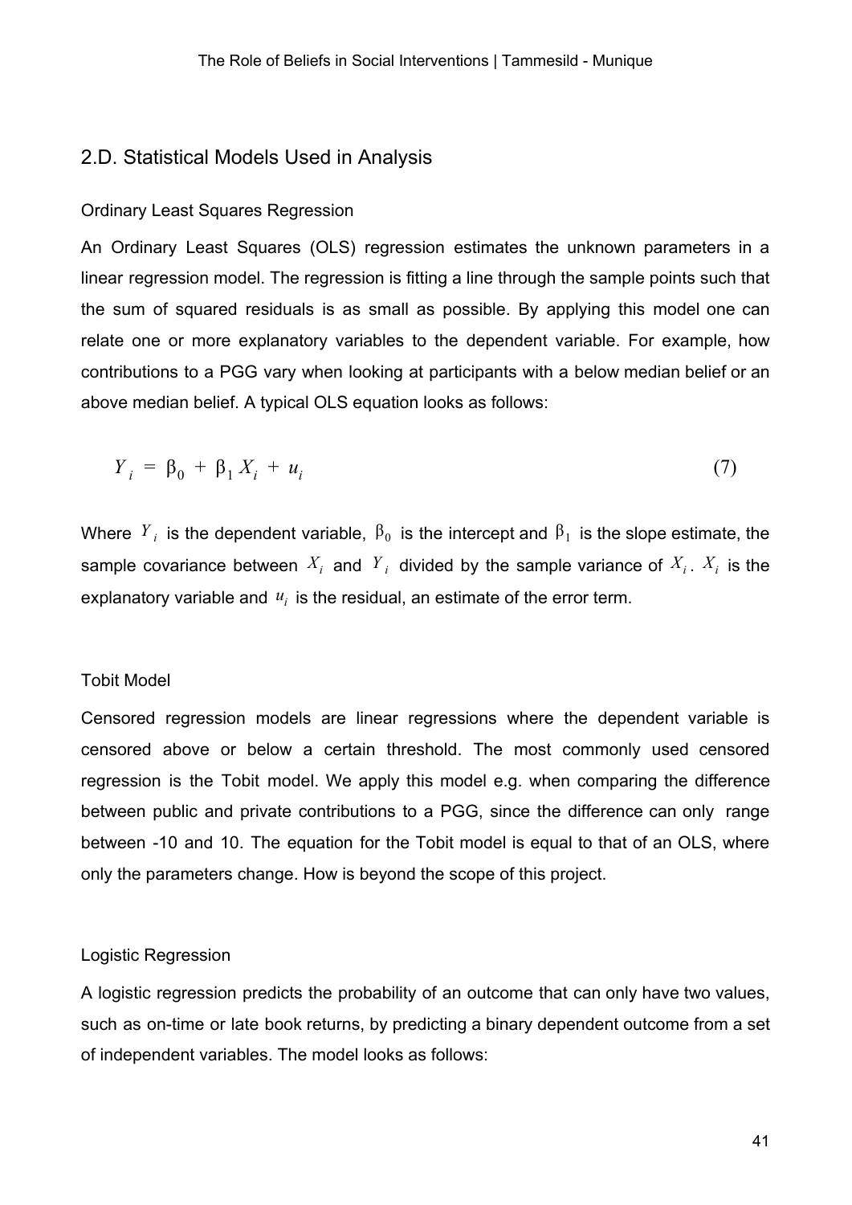## 2.D. Statistical Models Used in Analysis

### Ordinary Least Squares Regression

An Ordinary Least Squares (OLS) regression estimates the unknown parameters in a linear regression model. The regression is fitting a line through the sample points such that the sum of squared residuals is as small as possible. By applying this model one can relate one or more explanatory variables to the dependent variable. For example, how contributions to a PGG vary when looking at participants with a below median belief or an above median belief. A typical OLS equation looks as follows:

$$Y_i = \beta_0 + \beta_1 X_i + u_i \tag{7}$$

Where $Y_i$ is the dependent variable, $\beta_0$ is the intercept and $\beta_1$ is the slope estimate, the sample covariance between $X_i$ and $Y_i$ divided by the sample variance of $X_i$. $X_i$ is the explanatory variable and $u_i$ is the residual, an estimate of the error term.

### Tobit Model

Censored regression models are linear regressions where the dependent variable is censored above or below a certain threshold. The most commonly used censored regression is the Tobit model. We apply this model e.g. when comparing the difference between public and private contributions to a PGG, since the difference can only range between -10 and 10. The equation for the Tobit model is equal to that of an OLS, where only the parameters change. How is beyond the scope of this project.

### Logistic Regression

A logistic regression predicts the probability of an outcome that can only have two values, such as on-time or late book returns, by predicting a binary dependent outcome from a set of independent variables. The model looks as follows: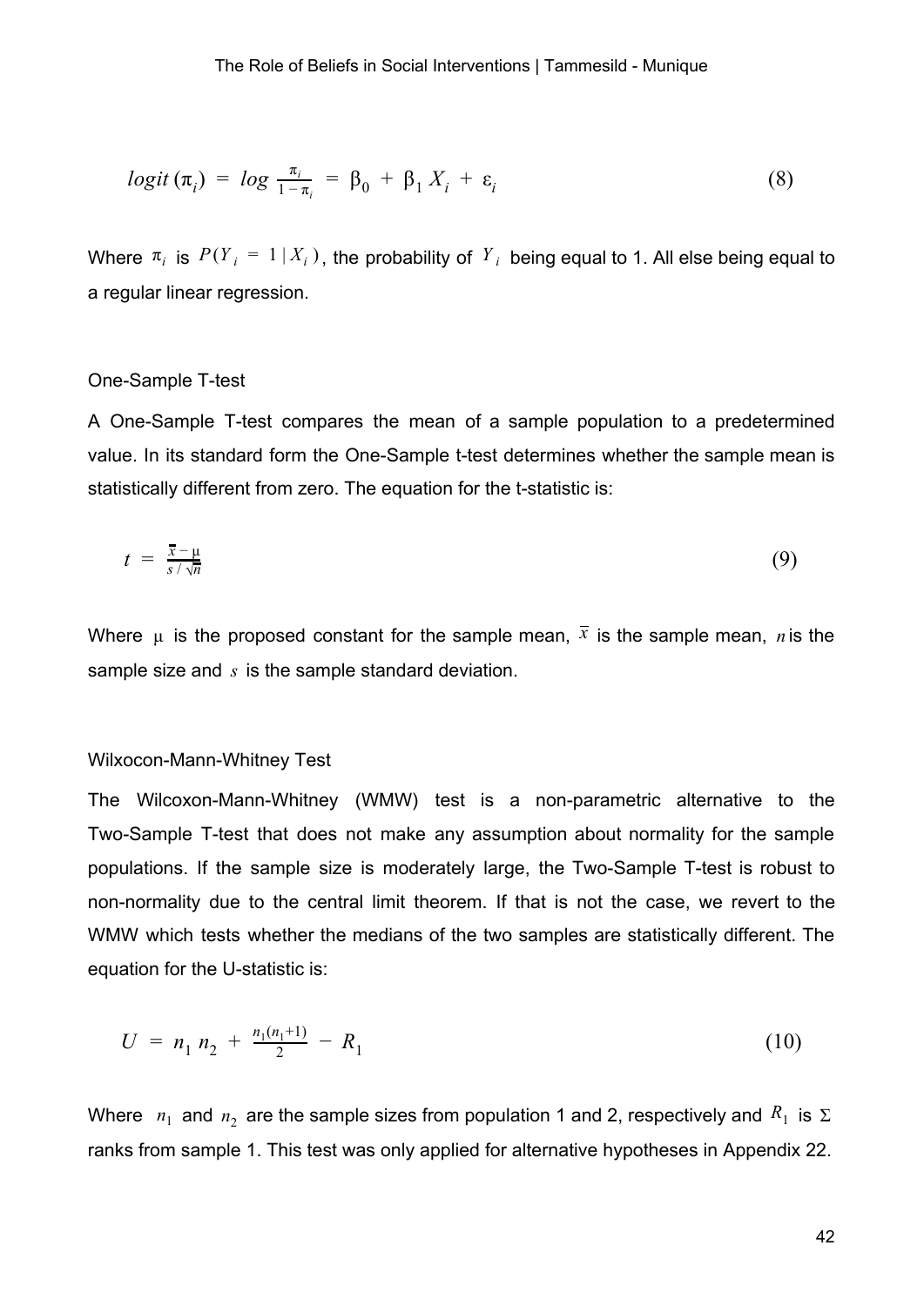$$logit(\pi_i) = log \frac{\pi_i}{1 - \pi_i} = \beta_0 + \beta_1 X_i + \varepsilon_i \tag{8}$$

Where $\pi_i$ is $P(Y_i = 1 | X_i)$, the probability of $Y_i$ being equal to 1. All else being equal to a regular linear regression.

### One-Sample T-test

A One-Sample T-test compares the mean of a sample population to a predetermined value. In its standard form the One-Sample t-test determines whether the sample mean is statistically different from zero. The equation for the t-statistic is:

$$t = \frac{\bar{x} - \mu}{s / \sqrt{n}} \tag{9}$$

Where $\mu$ is the proposed constant for the sample mean, $\bar{x}$ is the sample mean, $n$ is the sample size and $s$ is the sample standard deviation.

### Wilxocon-Mann-Whitney Test

The Wilcoxon-Mann-Whitney (WMW) test is a non-parametric alternative to the Two-Sample T-test that does not make any assumption about normality for the sample populations. If the sample size is moderately large, the Two-Sample T-test is robust to non-normality due to the central limit theorem. If that is not the case, we revert to the WMW which tests whether the medians of the two samples are statistically different. The equation for the U-statistic is:

$$U = n_1 n_2 + \frac{n_1(n_1+1)}{2} - R_1 \tag{10}$$

Where $n_1$ and $n_2$ are the sample sizes from population 1 and 2, respectively and $R_1$ is $\Sigma$ ranks from sample 1. This test was only applied for alternative hypotheses in Appendix 22.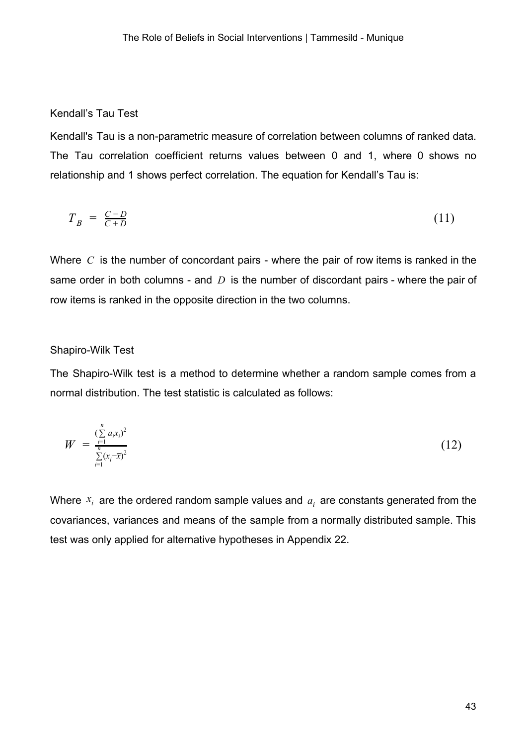### Kendall’s Tau Test

Kendall's Tau is a non-parametric measure of correlation between columns of ranked data. The Tau correlation coefficient returns values between 0 and 1, where 0 shows no relationship and 1 shows perfect correlation. The equation for Kendall’s Tau is:

$$T_B = \frac{C - D}{C + D} \tag{11}$$

Where $C$ is the number of concordant pairs - where the pair of row items is ranked in the same order in both columns - and $D$ is the number of discordant pairs - where the pair of row items is ranked in the opposite direction in the two columns.

### Shapiro-Wilk Test

The Shapiro-Wilk test is a method to determine whether a random sample comes from a normal distribution. The test statistic is calculated as follows:

$$W = \frac{\left(\sum_{i=1}^{n} a_i x_i\right)^2}{\sum_{i=1}^{n} (x_i - \bar{x})^2} \tag{12}$$

Where $x_i$ are the ordered random sample values and $a_i$ are constants generated from the covariances, variances and means of the sample from a normally distributed sample. This test was only applied for alternative hypotheses in Appendix 22.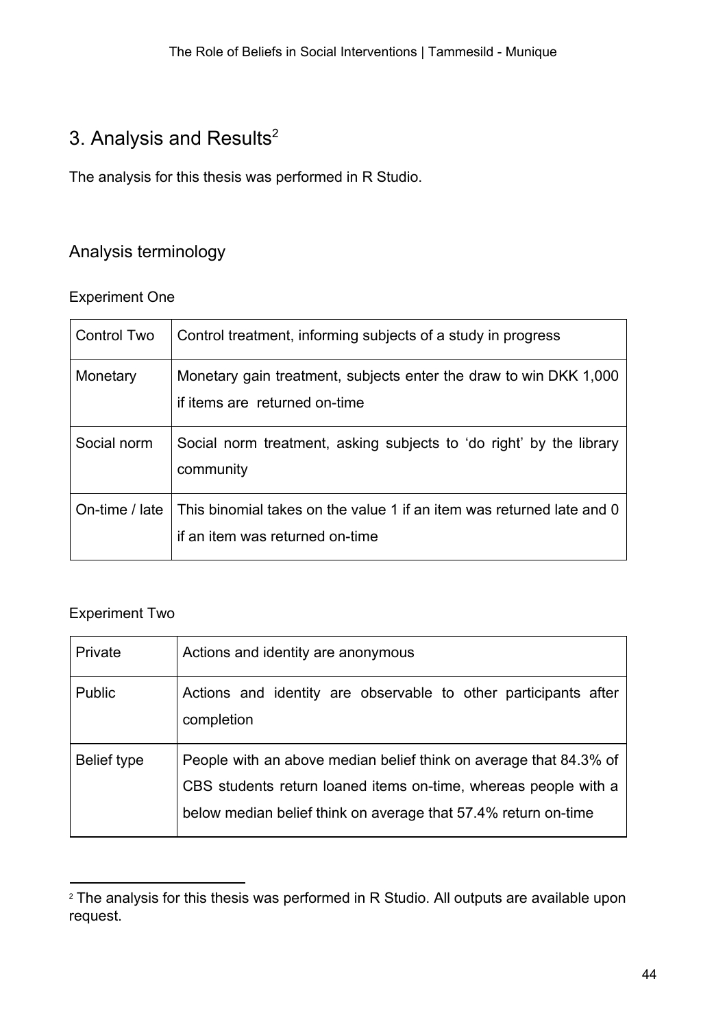# 3. Analysis and Results[2]

The analysis for this thesis was performed in R Studio.

## Analysis terminology

Experiment One

| Control Two | Control treatment, informing subjects of a study in progress |
|---|---|
| Monetary | Monetary gain treatment, subjects enter the draw to win DKK 1,000 if items are returned on-time |
| Social norm | Social norm treatment, asking subjects to 'do right' by the library community |
| On-time / late | This binomial takes on the value 1 if an item was returned late and 0 if an item was returned on-time |

Experiment Two

| Private | Actions and identity are anonymous |
|---|---|
| Public | Actions and identity are observable to other participants after completion |
| Belief type | People with an above median belief think on average that 84.3% of CBS students return loaned items on-time, whereas people with a below median belief think on average that 57.4% return on-time |

[2] The analysis for this thesis was performed in R Studio. All outputs are available upon request.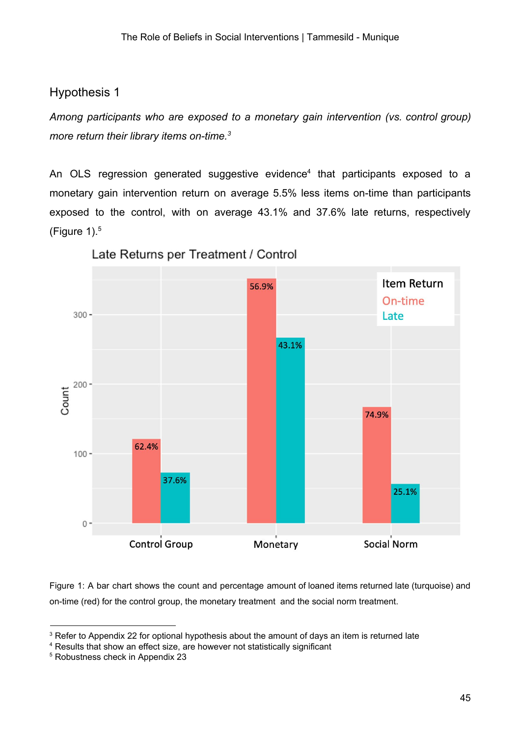## Hypothesis 1

*Among participants who are exposed to a monetary gain intervention (vs. control group) more return their library items on-time.*[3]

An OLS regression generated suggestive evidence[4] that participants exposed to a monetary gain intervention return on average 5.5% less items on-time than participants exposed to the control, with on average 43.1% and 37.6% late returns, respectively (Figure 1).[5]

Figure 1: A bar chart shows the count and percentage amount of loaned items returned late (turquoise) and on-time (red) for the control group, the monetary treatment and the social norm treatment.

---

[3] Refer to Appendix 22 for optional hypothesis about the amount of days an item is returned late

[4] Results that show an effect size, are however not statistically significant

[5] Robustness check in Appendix 23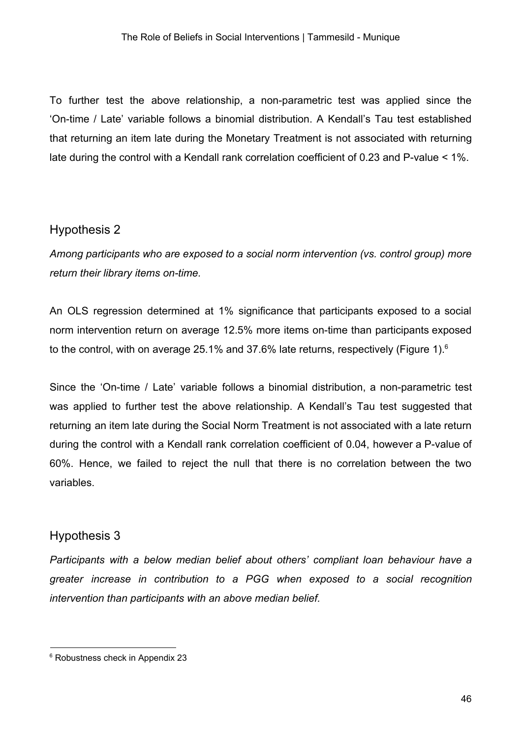To further test the above relationship, a non-parametric test was applied since the 'On-time / Late' variable follows a binomial distribution. A Kendall's Tau test established that returning an item late during the Monetary Treatment is not associated with returning late during the control with a Kendall rank correlation coefficient of 0.23 and P-value < 1%.

## Hypothesis 2

*Among participants who are exposed to a social norm intervention (vs. control group) more return their library items on-time.*

An OLS regression determined at 1% significance that participants exposed to a social norm intervention return on average 12.5% more items on-time than participants exposed to the control, with on average 25.1% and 37.6% late returns, respectively (Figure 1).[6]

Since the 'On-time / Late' variable follows a binomial distribution, a non-parametric test was applied to further test the above relationship. A Kendall's Tau test suggested that returning an item late during the Social Norm Treatment is not associated with a late return during the control with a Kendall rank correlation coefficient of 0.04, however a P-value of 60%. Hence, we failed to reject the null that there is no correlation between the two variables.

## Hypothesis 3

*Participants with a below median belief about others' compliant loan behaviour have a greater increase in contribution to a PGG when exposed to a social recognition intervention than participants with an above median belief.*

[6] Robustness check in Appendix 23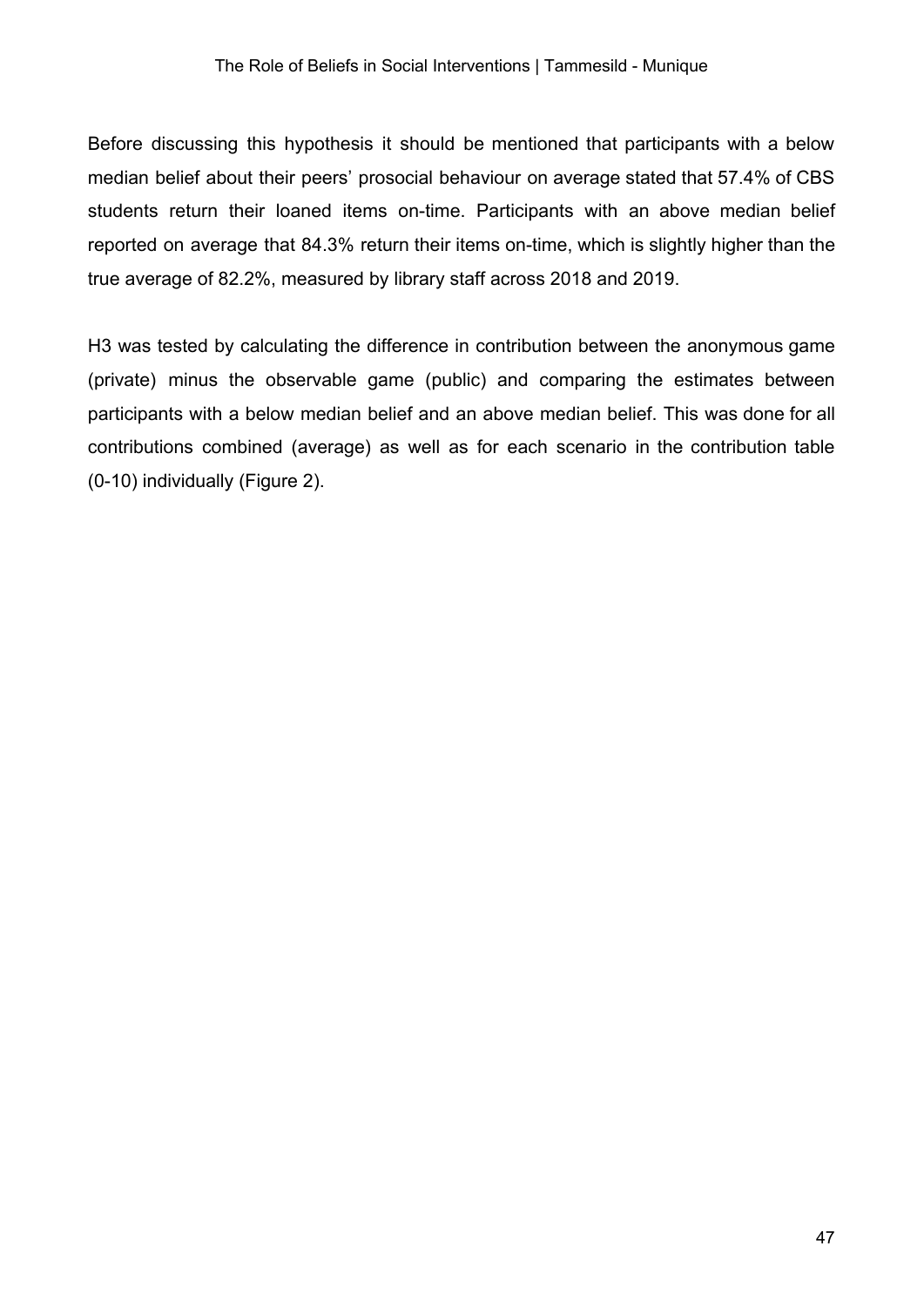Before discussing this hypothesis it should be mentioned that participants with a below median belief about their peers' prosocial behaviour on average stated that 57.4% of CBS students return their loaned items on-time. Participants with an above median belief reported on average that 84.3% return their items on-time, which is slightly higher than the true average of 82.2%, measured by library staff across 2018 and 2019.

H3 was tested by calculating the difference in contribution between the anonymous game (private) minus the observable game (public) and comparing the estimates between participants with a below median belief and an above median belief. This was done for all contributions combined (average) as well as for each scenario in the contribution table (0-10) individually (Figure 2).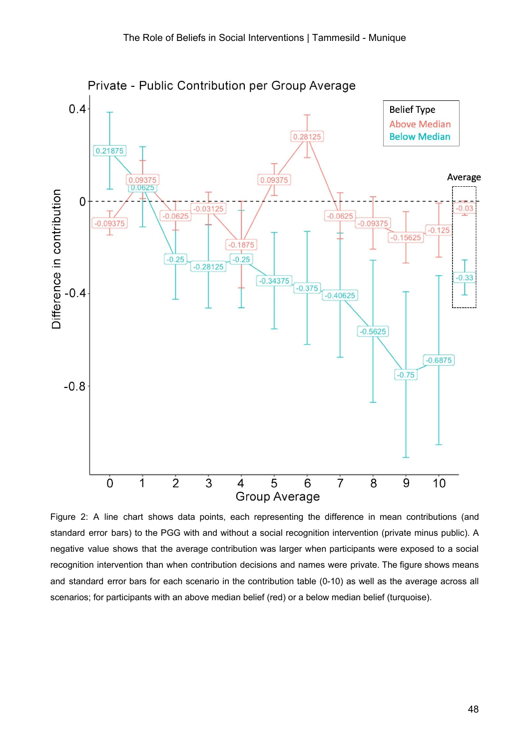Figure 2: A line chart shows data points, each representing the difference in mean contributions (and standard error bars) to the PGG with and without a social recognition intervention (private minus public). A negative value shows that the average contribution was larger when participants were exposed to a social recognition intervention than when contribution decisions and names were private. The figure shows means and standard error bars for each scenario in the contribution table (0-10) as well as the average across all scenarios; for participants with an above median belief (red) or a below median belief (turquoise).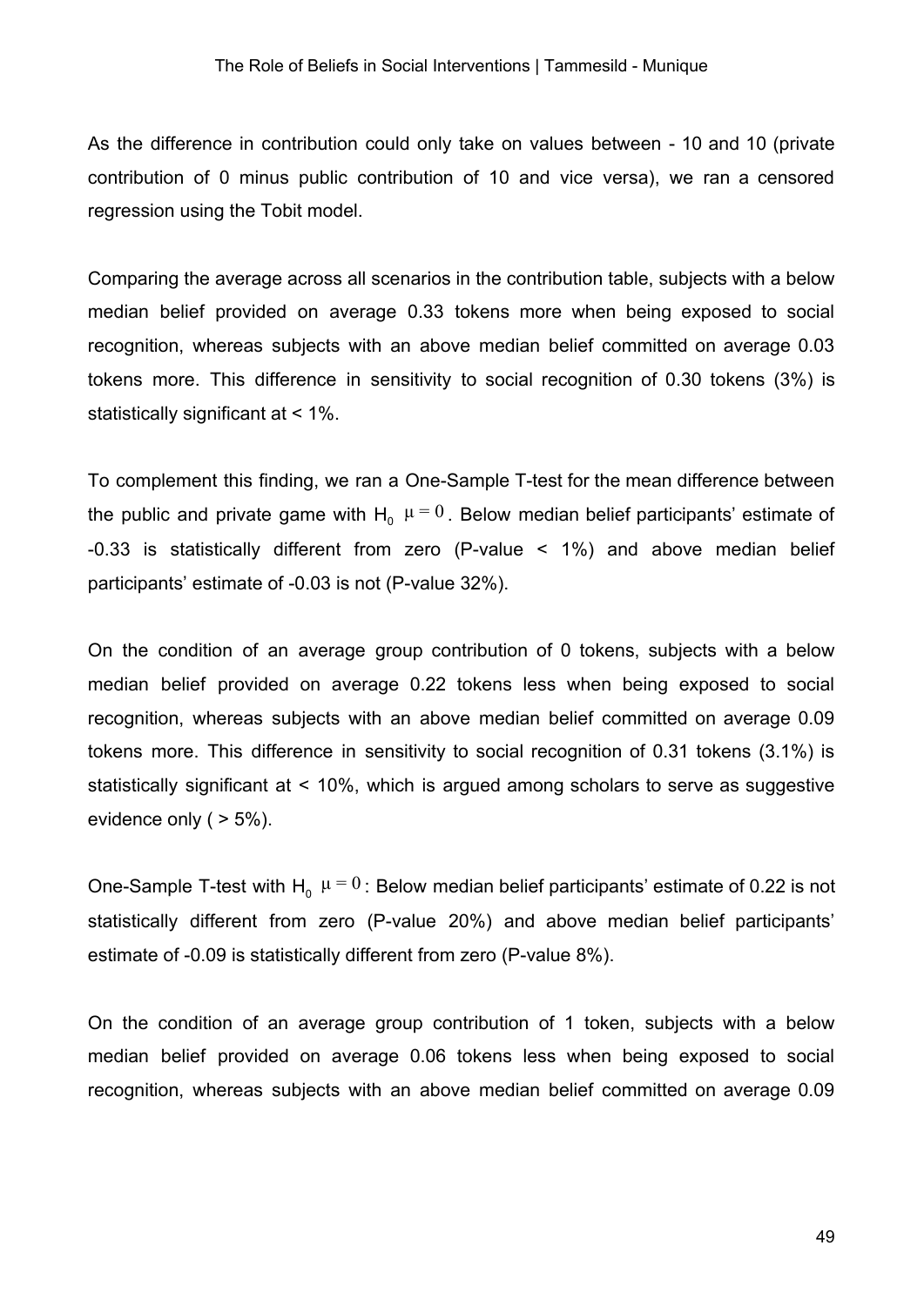As the difference in contribution could only take on values between - 10 and 10 (private contribution of 0 minus public contribution of 10 and vice versa), we ran a censored regression using the Tobit model.

Comparing the average across all scenarios in the contribution table, subjects with a below median belief provided on average 0.33 tokens more when being exposed to social recognition, whereas subjects with an above median belief committed on average 0.03 tokens more. This difference in sensitivity to social recognition of 0.30 tokens (3%) is statistically significant at < 1%.

To complement this finding, we ran a One-Sample T-test for the mean difference between the public and private game with $H_0$ $\mu = 0$. Below median belief participants' estimate of -0.33 is statistically different from zero (P-value < 1%) and above median belief participants' estimate of -0.03 is not (P-value 32%).

On the condition of an average group contribution of 0 tokens, subjects with a below median belief provided on average 0.22 tokens less when being exposed to social recognition, whereas subjects with an above median belief committed on average 0.09 tokens more. This difference in sensitivity to social recognition of 0.31 tokens (3.1%) is statistically significant at < 10%, which is argued among scholars to serve as suggestive evidence only ( > 5%).

One-Sample T-test with $H_0$ $\mu = 0$: Below median belief participants' estimate of 0.22 is not statistically different from zero (P-value 20%) and above median belief participants' estimate of -0.09 is statistically different from zero (P-value 8%).

On the condition of an average group contribution of 1 token, subjects with a below median belief provided on average 0.06 tokens less when being exposed to social recognition, whereas subjects with an above median belief committed on average 0.09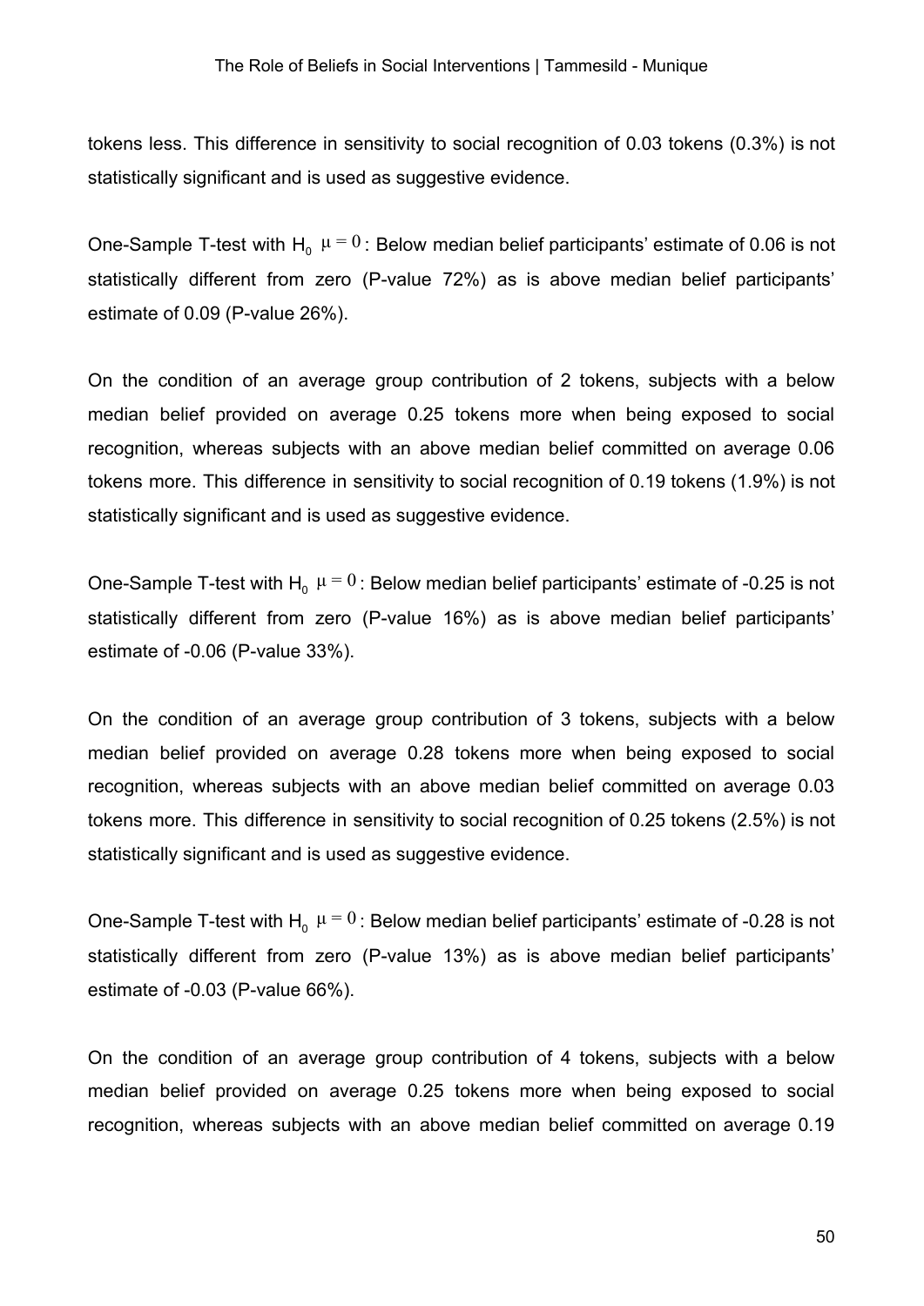tokens less. This difference in sensitivity to social recognition of 0.03 tokens (0.3%) is not statistically significant and is used as suggestive evidence.

One-Sample T-test with $H_0$ $\mu = 0$: Below median belief participants' estimate of 0.06 is not statistically different from zero (P-value 72%) as is above median belief participants' estimate of 0.09 (P-value 26%).

On the condition of an average group contribution of 2 tokens, subjects with a below median belief provided on average 0.25 tokens more when being exposed to social recognition, whereas subjects with an above median belief committed on average 0.06 tokens more. This difference in sensitivity to social recognition of 0.19 tokens (1.9%) is not statistically significant and is used as suggestive evidence.

One-Sample T-test with $H_0$ $\mu = 0$: Below median belief participants' estimate of -0.25 is not statistically different from zero (P-value 16%) as is above median belief participants' estimate of -0.06 (P-value 33%).

On the condition of an average group contribution of 3 tokens, subjects with a below median belief provided on average 0.28 tokens more when being exposed to social recognition, whereas subjects with an above median belief committed on average 0.03 tokens more. This difference in sensitivity to social recognition of 0.25 tokens (2.5%) is not statistically significant and is used as suggestive evidence.

One-Sample T-test with $H_0$ $\mu = 0$: Below median belief participants' estimate of -0.28 is not statistically different from zero (P-value 13%) as is above median belief participants' estimate of -0.03 (P-value 66%).

On the condition of an average group contribution of 4 tokens, subjects with a below median belief provided on average 0.25 tokens more when being exposed to social recognition, whereas subjects with an above median belief committed on average 0.19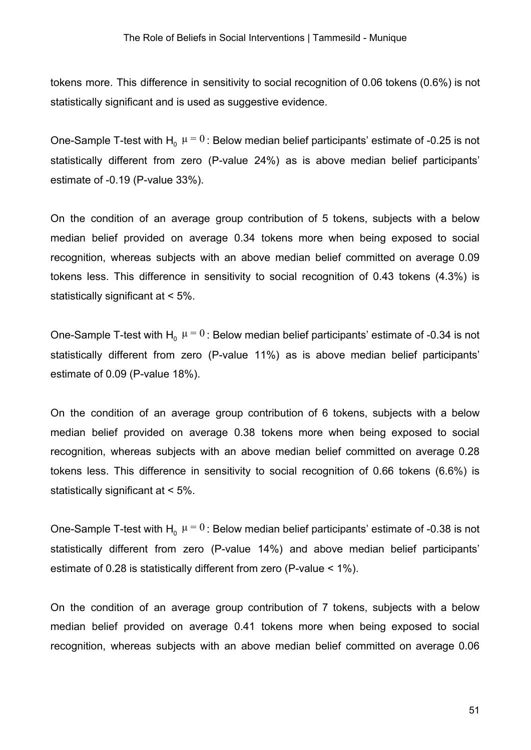tokens more. This difference in sensitivity to social recognition of 0.06 tokens (0.6%) is not statistically significant and is used as suggestive evidence.

One-Sample T-test with $H_0$ $\mu = 0$: Below median belief participants' estimate of -0.25 is not statistically different from zero (P-value 24%) as is above median belief participants' estimate of -0.19 (P-value 33%).

On the condition of an average group contribution of 5 tokens, subjects with a below median belief provided on average 0.34 tokens more when being exposed to social recognition, whereas subjects with an above median belief committed on average 0.09 tokens less. This difference in sensitivity to social recognition of 0.43 tokens (4.3%) is statistically significant at < 5%.

One-Sample T-test with $H_0$ $\mu = 0$: Below median belief participants' estimate of -0.34 is not statistically different from zero (P-value 11%) as is above median belief participants' estimate of 0.09 (P-value 18%).

On the condition of an average group contribution of 6 tokens, subjects with a below median belief provided on average 0.38 tokens more when being exposed to social recognition, whereas subjects with an above median belief committed on average 0.28 tokens less. This difference in sensitivity to social recognition of 0.66 tokens (6.6%) is statistically significant at < 5%.

One-Sample T-test with $H_0$ $\mu = 0$: Below median belief participants' estimate of -0.38 is not statistically different from zero (P-value 14%) and above median belief participants' estimate of 0.28 is statistically different from zero (P-value < 1%).

On the condition of an average group contribution of 7 tokens, subjects with a below median belief provided on average 0.41 tokens more when being exposed to social recognition, whereas subjects with an above median belief committed on average 0.06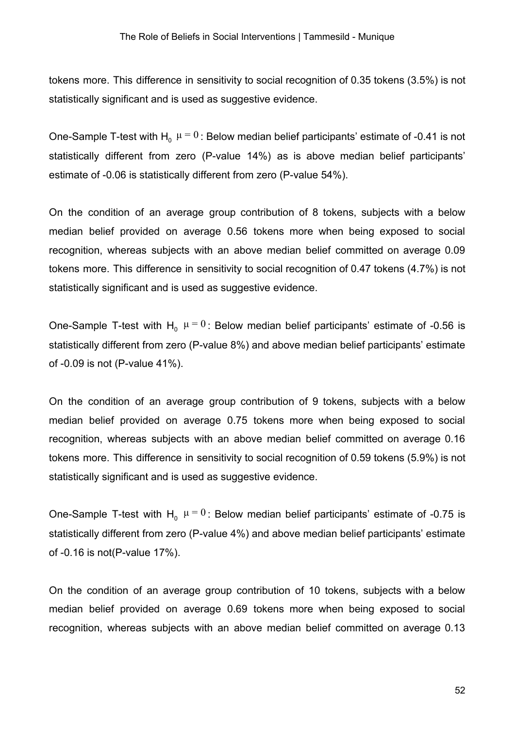tokens more. This difference in sensitivity to social recognition of 0.35 tokens (3.5%) is not statistically significant and is used as suggestive evidence.

One-Sample T-test with $H_0$ $\mu = 0$: Below median belief participants' estimate of -0.41 is not statistically different from zero (P-value 14%) as is above median belief participants' estimate of -0.06 is statistically different from zero (P-value 54%).

On the condition of an average group contribution of 8 tokens, subjects with a below median belief provided on average 0.56 tokens more when being exposed to social recognition, whereas subjects with an above median belief committed on average 0.09 tokens more. This difference in sensitivity to social recognition of 0.47 tokens (4.7%) is not statistically significant and is used as suggestive evidence.

One-Sample T-test with $H_0$ $\mu = 0$: Below median belief participants' estimate of -0.56 is statistically different from zero (P-value 8%) and above median belief participants' estimate of -0.09 is not (P-value 41%).

On the condition of an average group contribution of 9 tokens, subjects with a below median belief provided on average 0.75 tokens more when being exposed to social recognition, whereas subjects with an above median belief committed on average 0.16 tokens more. This difference in sensitivity to social recognition of 0.59 tokens (5.9%) is not statistically significant and is used as suggestive evidence.

One-Sample T-test with $H_0$ $\mu = 0$: Below median belief participants' estimate of -0.75 is statistically different from zero (P-value 4%) and above median belief participants' estimate of -0.16 is not(P-value 17%).

On the condition of an average group contribution of 10 tokens, subjects with a below median belief provided on average 0.69 tokens more when being exposed to social recognition, whereas subjects with an above median belief committed on average 0.13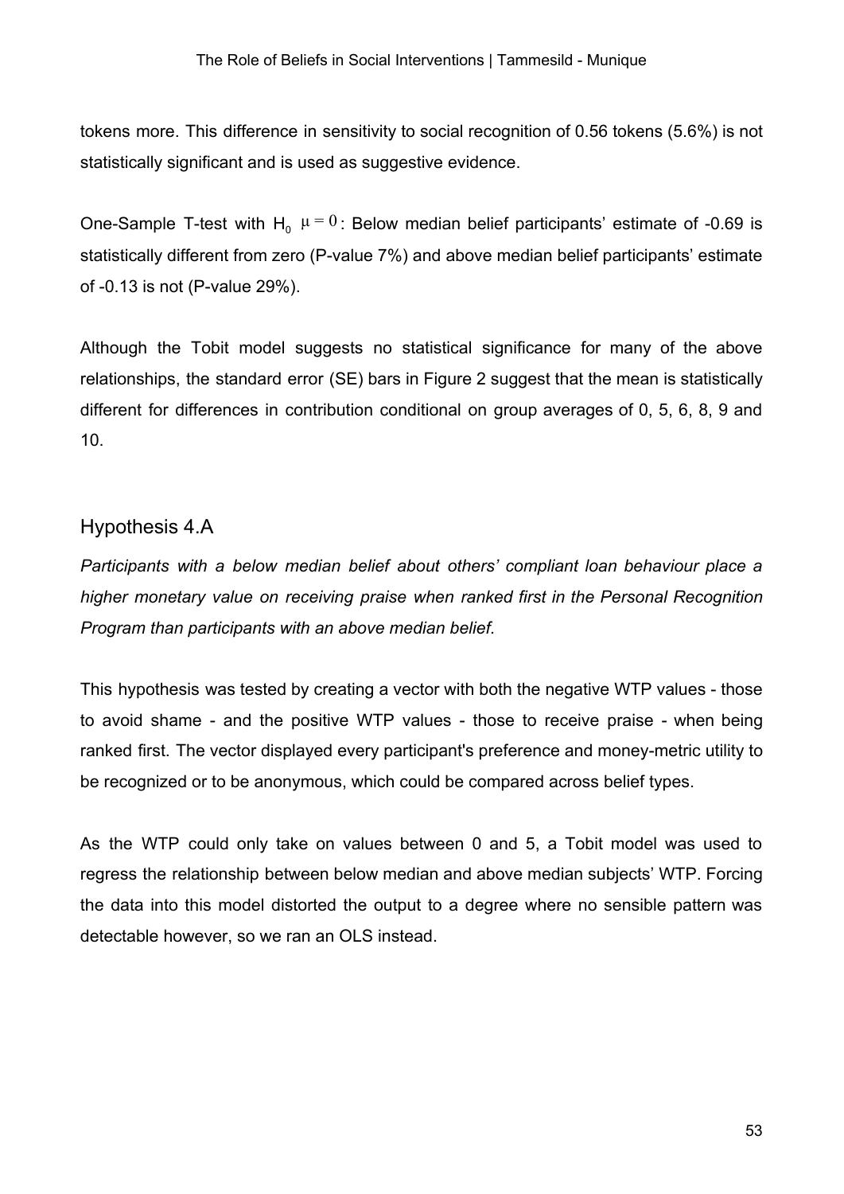tokens more. This difference in sensitivity to social recognition of 0.56 tokens (5.6%) is not statistically significant and is used as suggestive evidence.

One-Sample T-test with $H_0$ $\mu = 0$: Below median belief participants' estimate of -0.69 is statistically different from zero (P-value 7%) and above median belief participants' estimate of -0.13 is not (P-value 29%).

Although the Tobit model suggests no statistical significance for many of the above relationships, the standard error (SE) bars in Figure 2 suggest that the mean is statistically different for differences in contribution conditional on group averages of 0, 5, 6, 8, 9 and 10.

## Hypothesis 4.A

*Participants with a below median belief about others' compliant loan behaviour place a higher monetary value on receiving praise when ranked first in the Personal Recognition Program than participants with an above median belief.*

This hypothesis was tested by creating a vector with both the negative WTP values - those to avoid shame - and the positive WTP values - those to receive praise - when being ranked first. The vector displayed every participant's preference and money-metric utility to be recognized or to be anonymous, which could be compared across belief types.

As the WTP could only take on values between 0 and 5, a Tobit model was used to regress the relationship between below median and above median subjects' WTP. Forcing the data into this model distorted the output to a degree where no sensible pattern was detectable however, so we ran an OLS instead.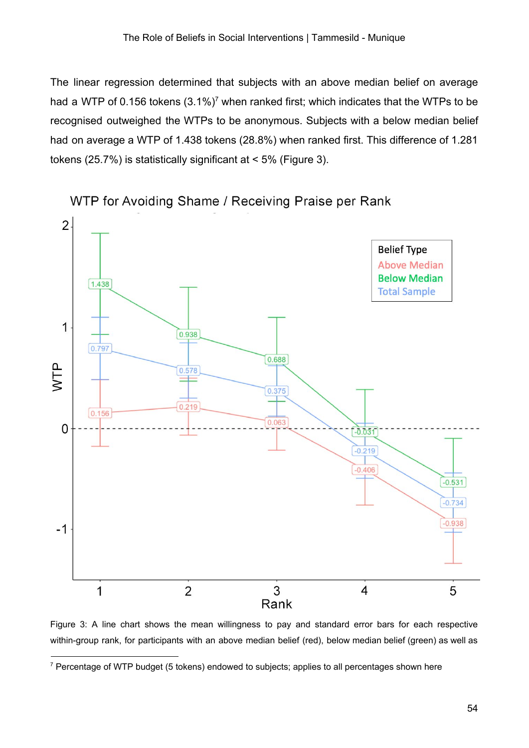The linear regression determined that subjects with an above median belief on average had a WTP of 0.156 tokens (3.1%)[7] when ranked first; which indicates that the WTPs to be recognised outweighed the WTPs to be anonymous. Subjects with a below median belief had on average a WTP of 1.438 tokens (28.8%) when ranked first. This difference of 1.281 tokens (25.7%) is statistically significant at < 5% (Figure 3).

Figure 3: A line chart shows the mean willingness to pay and standard error bars for each respective within-group rank, for participants with an above median belief (red), below median belief (green) as well as

[7] Percentage of WTP budget (5 tokens) endowed to subjects; applies to all percentages shown here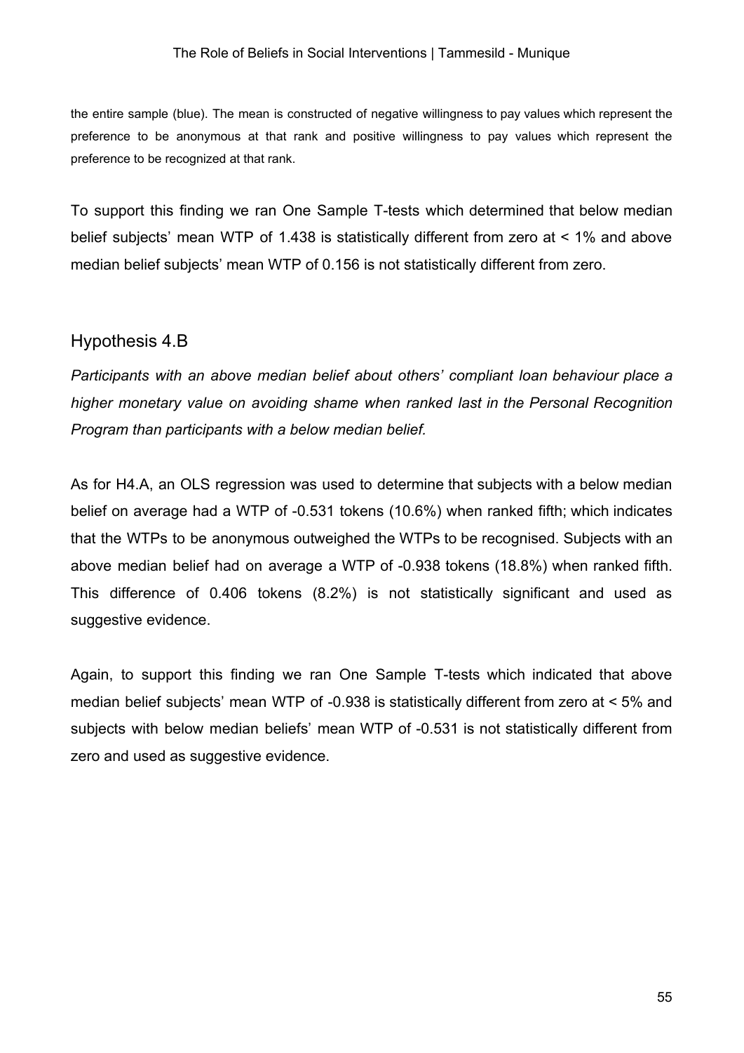the entire sample (blue). The mean is constructed of negative willingness to pay values which represent the preference to be anonymous at that rank and positive willingness to pay values which represent the preference to be recognized at that rank.

To support this finding we ran One Sample T-tests which determined that below median belief subjects' mean WTP of 1.438 is statistically different from zero at < 1% and above median belief subjects' mean WTP of 0.156 is not statistically different from zero.

## Hypothesis 4.B

*Participants with an above median belief about others' compliant loan behaviour place a higher monetary value on avoiding shame when ranked last in the Personal Recognition Program than participants with a below median belief.*

As for H4.A, an OLS regression was used to determine that subjects with a below median belief on average had a WTP of -0.531 tokens (10.6%) when ranked fifth; which indicates that the WTPs to be anonymous outweighed the WTPs to be recognised. Subjects with an above median belief had on average a WTP of -0.938 tokens (18.8%) when ranked fifth. This difference of 0.406 tokens (8.2%) is not statistically significant and used as suggestive evidence.

Again, to support this finding we ran One Sample T-tests which indicated that above median belief subjects' mean WTP of -0.938 is statistically different from zero at < 5% and subjects with below median beliefs' mean WTP of -0.531 is not statistically different from zero and used as suggestive evidence.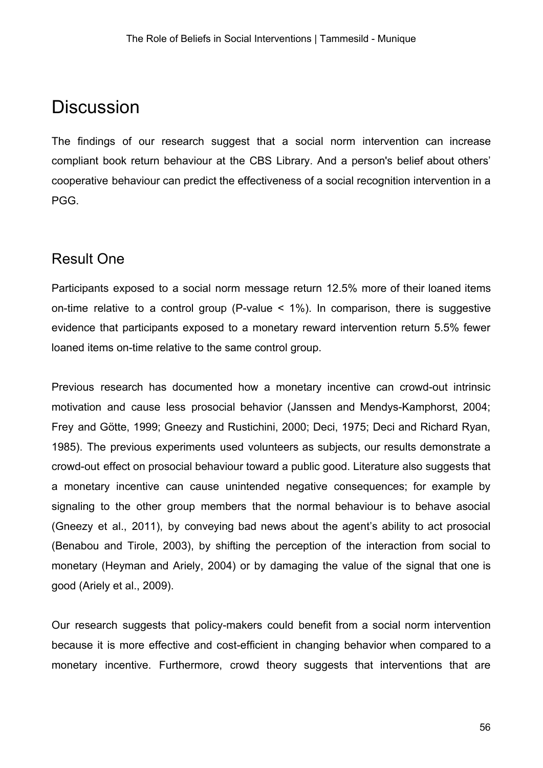# Discussion

The findings of our research suggest that a social norm intervention can increase compliant book return behaviour at the CBS Library. And a person's belief about others' cooperative behaviour can predict the effectiveness of a social recognition intervention in a PGG.

## Result One

Participants exposed to a social norm message return 12.5% more of their loaned items on-time relative to a control group (P-value < 1%). In comparison, there is suggestive evidence that participants exposed to a monetary reward intervention return 5.5% fewer loaned items on-time relative to the same control group.

Previous research has documented how a monetary incentive can crowd-out intrinsic motivation and cause less prosocial behavior (Janssen and Mendys-Kamphorst, 2004; Frey and Götte, 1999; Gneezy and Rustichini, 2000; Deci, 1975; Deci and Richard Ryan, 1985). The previous experiments used volunteers as subjects, our results demonstrate a crowd-out effect on prosocial behaviour toward a public good. Literature also suggests that a monetary incentive can cause unintended negative consequences; for example by signaling to the other group members that the normal behaviour is to behave asocial (Gneezy et al., 2011), by conveying bad news about the agent's ability to act prosocial (Benabou and Tirole, 2003), by shifting the perception of the interaction from social to monetary (Heyman and Ariely, 2004) or by damaging the value of the signal that one is good (Ariely et al., 2009).

Our research suggests that policy-makers could benefit from a social norm intervention because it is more effective and cost-efficient in changing behavior when compared to a monetary incentive. Furthermore, crowd theory suggests that interventions that are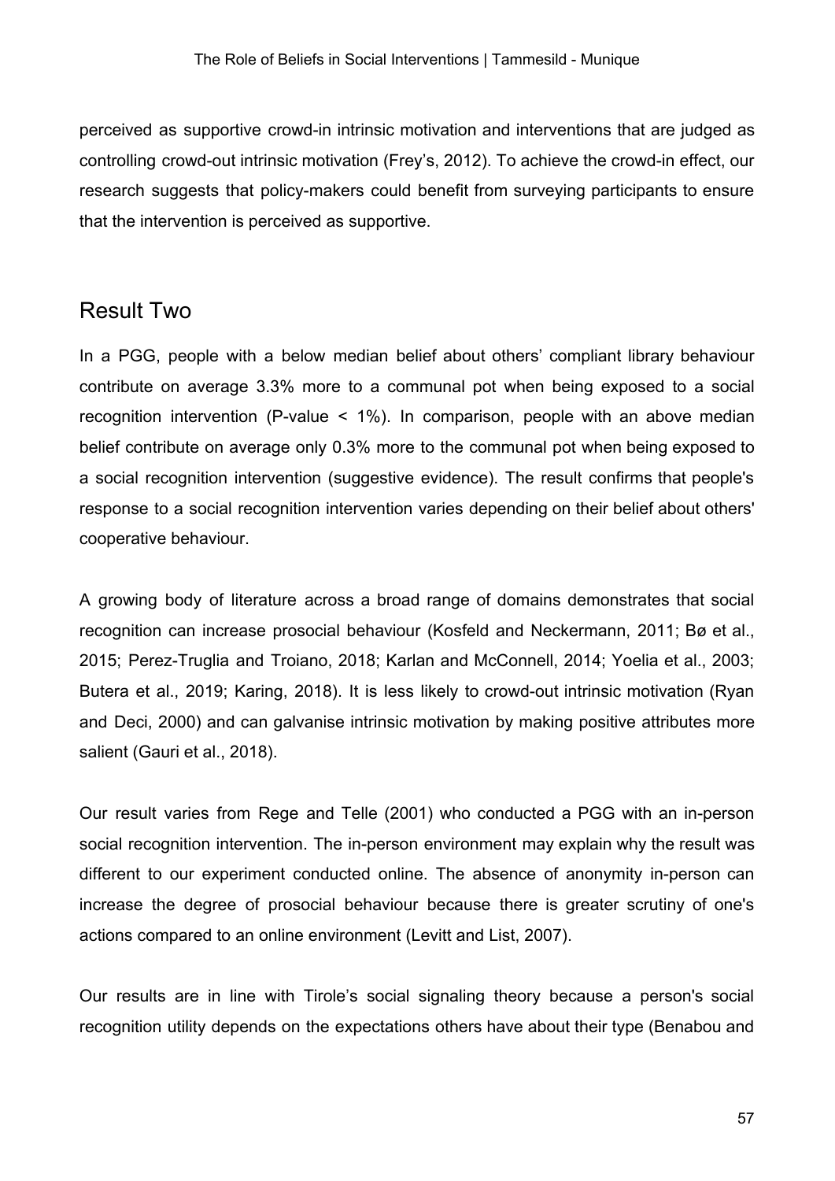perceived as supportive crowd-in intrinsic motivation and interventions that are judged as controlling crowd-out intrinsic motivation (Frey's, 2012). To achieve the crowd-in effect, our research suggests that policy-makers could benefit from surveying participants to ensure that the intervention is perceived as supportive.

## Result Two

In a PGG, people with a below median belief about others' compliant library behaviour contribute on average 3.3% more to a communal pot when being exposed to a social recognition intervention (P-value < 1%). In comparison, people with an above median belief contribute on average only 0.3% more to the communal pot when being exposed to a social recognition intervention (suggestive evidence). The result confirms that people's response to a social recognition intervention varies depending on their belief about others' cooperative behaviour.

A growing body of literature across a broad range of domains demonstrates that social recognition can increase prosocial behaviour (Kosfeld and Neckermann, 2011; Bø et al., 2015; Perez-Truglia and Troiano, 2018; Karlan and McConnell, 2014; Yoelia et al., 2003; Butera et al., 2019; Karing, 2018). It is less likely to crowd-out intrinsic motivation (Ryan and Deci, 2000) and can galvanise intrinsic motivation by making positive attributes more salient (Gauri et al., 2018).

Our result varies from Rege and Telle (2001) who conducted a PGG with an in-person social recognition intervention. The in-person environment may explain why the result was different to our experiment conducted online. The absence of anonymity in-person can increase the degree of prosocial behaviour because there is greater scrutiny of one's actions compared to an online environment (Levitt and List, 2007).

Our results are in line with Tirole's social signaling theory because a person's social recognition utility depends on the expectations others have about their type (Benabou and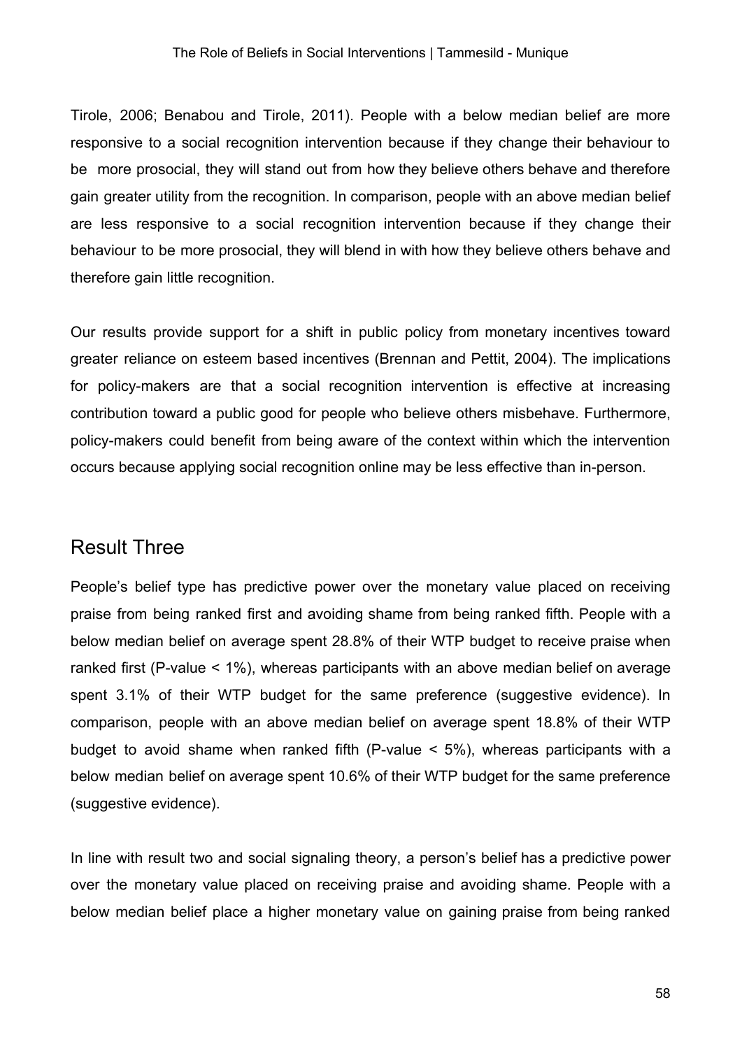Tirole, 2006; Benabou and Tirole, 2011). People with a below median belief are more responsive to a social recognition intervention because if they change their behaviour to be more prosocial, they will stand out from how they believe others behave and therefore gain greater utility from the recognition. In comparison, people with an above median belief are less responsive to a social recognition intervention because if they change their behaviour to be more prosocial, they will blend in with how they believe others behave and therefore gain little recognition.

Our results provide support for a shift in public policy from monetary incentives toward greater reliance on esteem based incentives (Brennan and Pettit, 2004). The implications for policy-makers are that a social recognition intervention is effective at increasing contribution toward a public good for people who believe others misbehave. Furthermore, policy-makers could benefit from being aware of the context within which the intervention occurs because applying social recognition online may be less effective than in-person.

## Result Three

People's belief type has predictive power over the monetary value placed on receiving praise from being ranked first and avoiding shame from being ranked fifth. People with a below median belief on average spent 28.8% of their WTP budget to receive praise when ranked first (P-value < 1%), whereas participants with an above median belief on average spent 3.1% of their WTP budget for the same preference (suggestive evidence). In comparison, people with an above median belief on average spent 18.8% of their WTP budget to avoid shame when ranked fifth (P-value < 5%), whereas participants with a below median belief on average spent 10.6% of their WTP budget for the same preference (suggestive evidence).

In line with result two and social signaling theory, a person's belief has a predictive power over the monetary value placed on receiving praise and avoiding shame. People with a below median belief place a higher monetary value on gaining praise from being ranked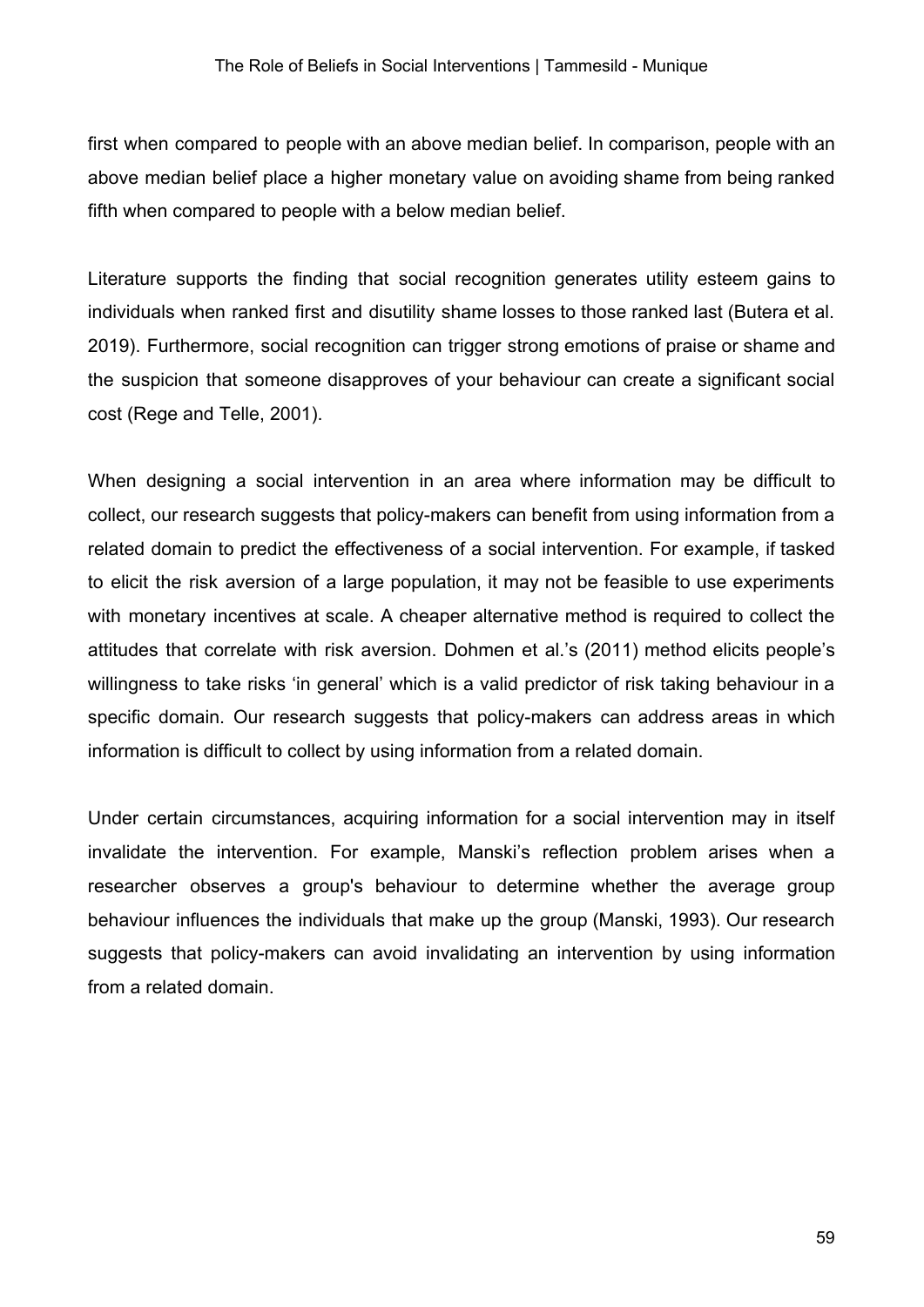first when compared to people with an above median belief. In comparison, people with an above median belief place a higher monetary value on avoiding shame from being ranked fifth when compared to people with a below median belief.

Literature supports the finding that social recognition generates utility esteem gains to individuals when ranked first and disutility shame losses to those ranked last (Butera et al. 2019). Furthermore, social recognition can trigger strong emotions of praise or shame and the suspicion that someone disapproves of your behaviour can create a significant social cost (Rege and Telle, 2001).

When designing a social intervention in an area where information may be difficult to collect, our research suggests that policy-makers can benefit from using information from a related domain to predict the effectiveness of a social intervention. For example, if tasked to elicit the risk aversion of a large population, it may not be feasible to use experiments with monetary incentives at scale. A cheaper alternative method is required to collect the attitudes that correlate with risk aversion. Dohmen et al.'s (2011) method elicits people's willingness to take risks 'in general' which is a valid predictor of risk taking behaviour in a specific domain. Our research suggests that policy-makers can address areas in which information is difficult to collect by using information from a related domain.

Under certain circumstances, acquiring information for a social intervention may in itself invalidate the intervention. For example, Manski's reflection problem arises when a researcher observes a group's behaviour to determine whether the average group behaviour influences the individuals that make up the group (Manski, 1993). Our research suggests that policy-makers can avoid invalidating an intervention by using information from a related domain.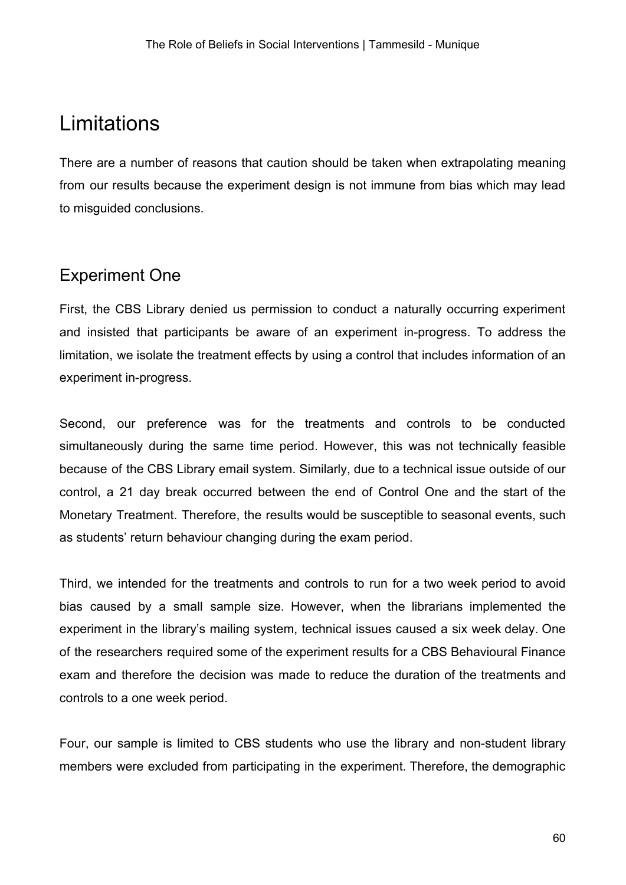# Limitations

There are a number of reasons that caution should be taken when extrapolating meaning from our results because the experiment design is not immune from bias which may lead to misguided conclusions.

## Experiment One

First, the CBS Library denied us permission to conduct a naturally occurring experiment and insisted that participants be aware of an experiment in-progress. To address the limitation, we isolate the treatment effects by using a control that includes information of an experiment in-progress.

Second, our preference was for the treatments and controls to be conducted simultaneously during the same time period. However, this was not technically feasible because of the CBS Library email system. Similarly, due to a technical issue outside of our control, a 21 day break occurred between the end of Control One and the start of the Monetary Treatment. Therefore, the results would be susceptible to seasonal events, such as students' return behaviour changing during the exam period.

Third, we intended for the treatments and controls to run for a two week period to avoid bias caused by a small sample size. However, when the librarians implemented the experiment in the library's mailing system, technical issues caused a six week delay. One of the researchers required some of the experiment results for a CBS Behavioural Finance exam and therefore the decision was made to reduce the duration of the treatments and controls to a one week period.

Four, our sample is limited to CBS students who use the library and non-student library members were excluded from participating in the experiment. Therefore, the demographic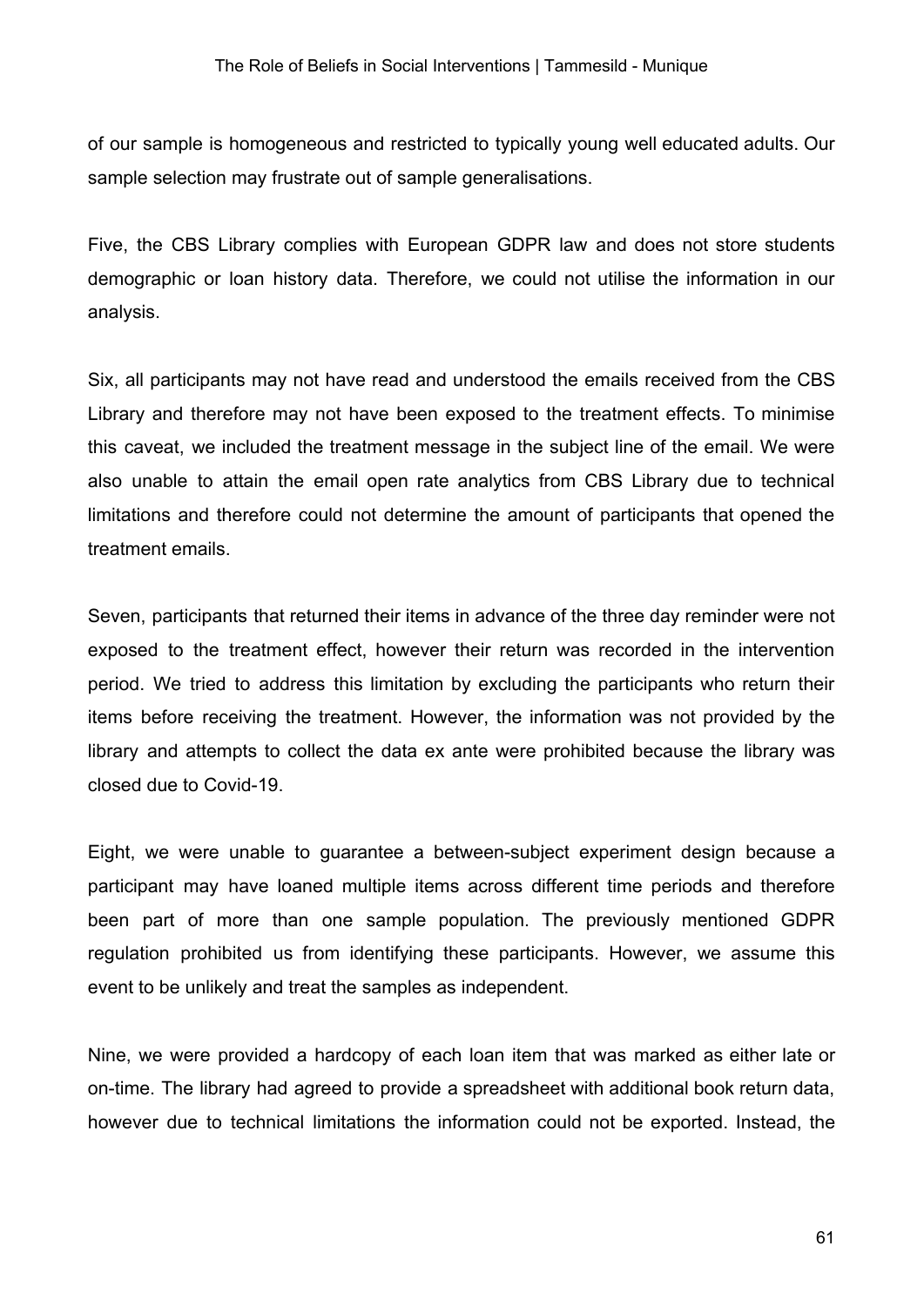of our sample is homogeneous and restricted to typically young well educated adults. Our sample selection may frustrate out of sample generalisations.

Five, the CBS Library complies with European GDPR law and does not store students demographic or loan history data. Therefore, we could not utilise the information in our analysis.

Six, all participants may not have read and understood the emails received from the CBS Library and therefore may not have been exposed to the treatment effects. To minimise this caveat, we included the treatment message in the subject line of the email. We were also unable to attain the email open rate analytics from CBS Library due to technical limitations and therefore could not determine the amount of participants that opened the treatment emails.

Seven, participants that returned their items in advance of the three day reminder were not exposed to the treatment effect, however their return was recorded in the intervention period. We tried to address this limitation by excluding the participants who return their items before receiving the treatment. However, the information was not provided by the library and attempts to collect the data ex ante were prohibited because the library was closed due to Covid-19.

Eight, we were unable to guarantee a between-subject experiment design because a participant may have loaned multiple items across different time periods and therefore been part of more than one sample population. The previously mentioned GDPR regulation prohibited us from identifying these participants. However, we assume this event to be unlikely and treat the samples as independent.

Nine, we were provided a hardcopy of each loan item that was marked as either late or on-time. The library had agreed to provide a spreadsheet with additional book return data, however due to technical limitations the information could not be exported. Instead, the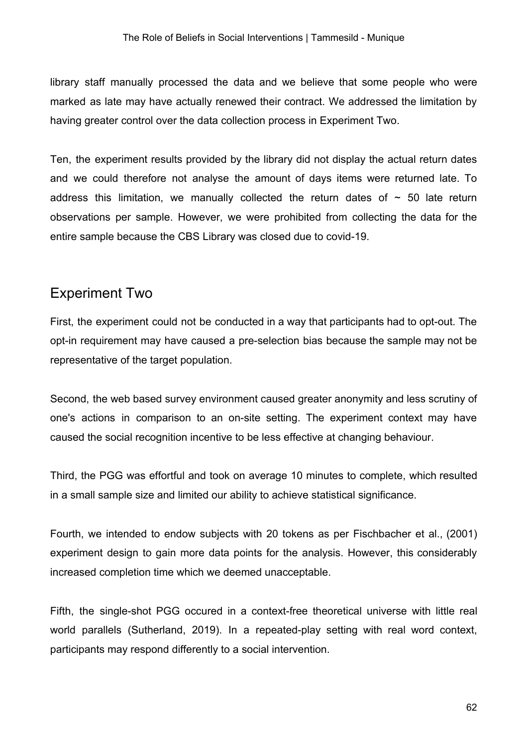library staff manually processed the data and we believe that some people who were marked as late may have actually renewed their contract. We addressed the limitation by having greater control over the data collection process in Experiment Two.

Ten, the experiment results provided by the library did not display the actual return dates and we could therefore not analyse the amount of days items were returned late. To address this limitation, we manually collected the return dates of ~ 50 late return observations per sample. However, we were prohibited from collecting the data for the entire sample because the CBS Library was closed due to covid-19.

## Experiment Two

First, the experiment could not be conducted in a way that participants had to opt-out. The opt-in requirement may have caused a pre-selection bias because the sample may not be representative of the target population.

Second, the web based survey environment caused greater anonymity and less scrutiny of one's actions in comparison to an on-site setting. The experiment context may have caused the social recognition incentive to be less effective at changing behaviour.

Third, the PGG was effortful and took on average 10 minutes to complete, which resulted in a small sample size and limited our ability to achieve statistical significance.

Fourth, we intended to endow subjects with 20 tokens as per Fischbacher et al., (2001) experiment design to gain more data points for the analysis. However, this considerably increased completion time which we deemed unacceptable.

Fifth, the single-shot PGG occured in a context-free theoretical universe with little real world parallels (Sutherland, 2019). In a repeated-play setting with real word context, participants may respond differently to a social intervention.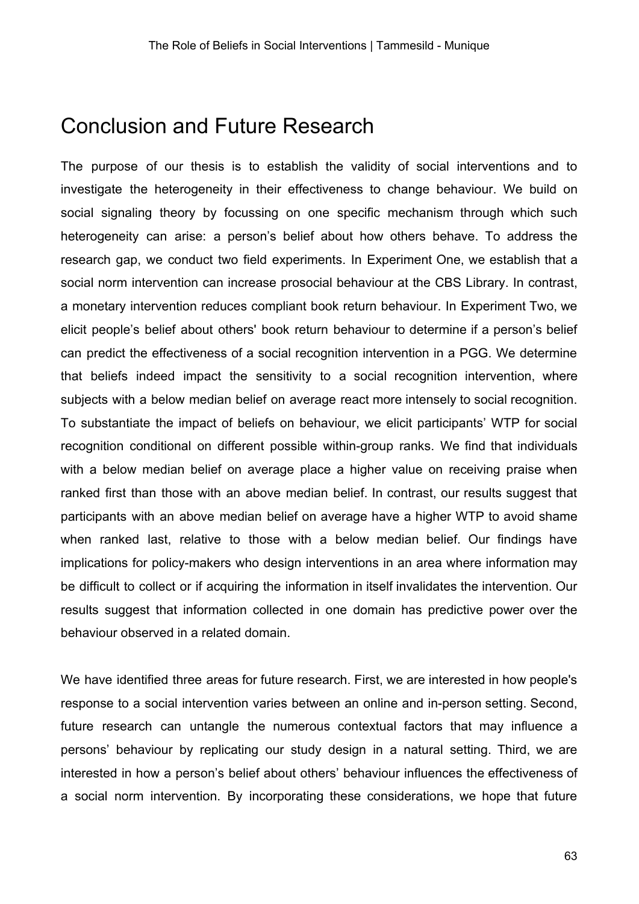# Conclusion and Future Research

The purpose of our thesis is to establish the validity of social interventions and to investigate the heterogeneity in their effectiveness to change behaviour. We build on social signaling theory by focussing on one specific mechanism through which such heterogeneity can arise: a person's belief about how others behave. To address the research gap, we conduct two field experiments. In Experiment One, we establish that a social norm intervention can increase prosocial behaviour at the CBS Library. In contrast, a monetary intervention reduces compliant book return behaviour. In Experiment Two, we elicit people's belief about others' book return behaviour to determine if a person's belief can predict the effectiveness of a social recognition intervention in a PGG. We determine that beliefs indeed impact the sensitivity to a social recognition intervention, where subjects with a below median belief on average react more intensely to social recognition. To substantiate the impact of beliefs on behaviour, we elicit participants' WTP for social recognition conditional on different possible within-group ranks. We find that individuals with a below median belief on average place a higher value on receiving praise when ranked first than those with an above median belief. In contrast, our results suggest that participants with an above median belief on average have a higher WTP to avoid shame when ranked last, relative to those with a below median belief. Our findings have implications for policy-makers who design interventions in an area where information may be difficult to collect or if acquiring the information in itself invalidates the intervention. Our results suggest that information collected in one domain has predictive power over the behaviour observed in a related domain.

We have identified three areas for future research. First, we are interested in how people's response to a social intervention varies between an online and in-person setting. Second, future research can untangle the numerous contextual factors that may influence a persons' behaviour by replicating our study design in a natural setting. Third, we are interested in how a person's belief about others' behaviour influences the effectiveness of a social norm intervention. By incorporating these considerations, we hope that future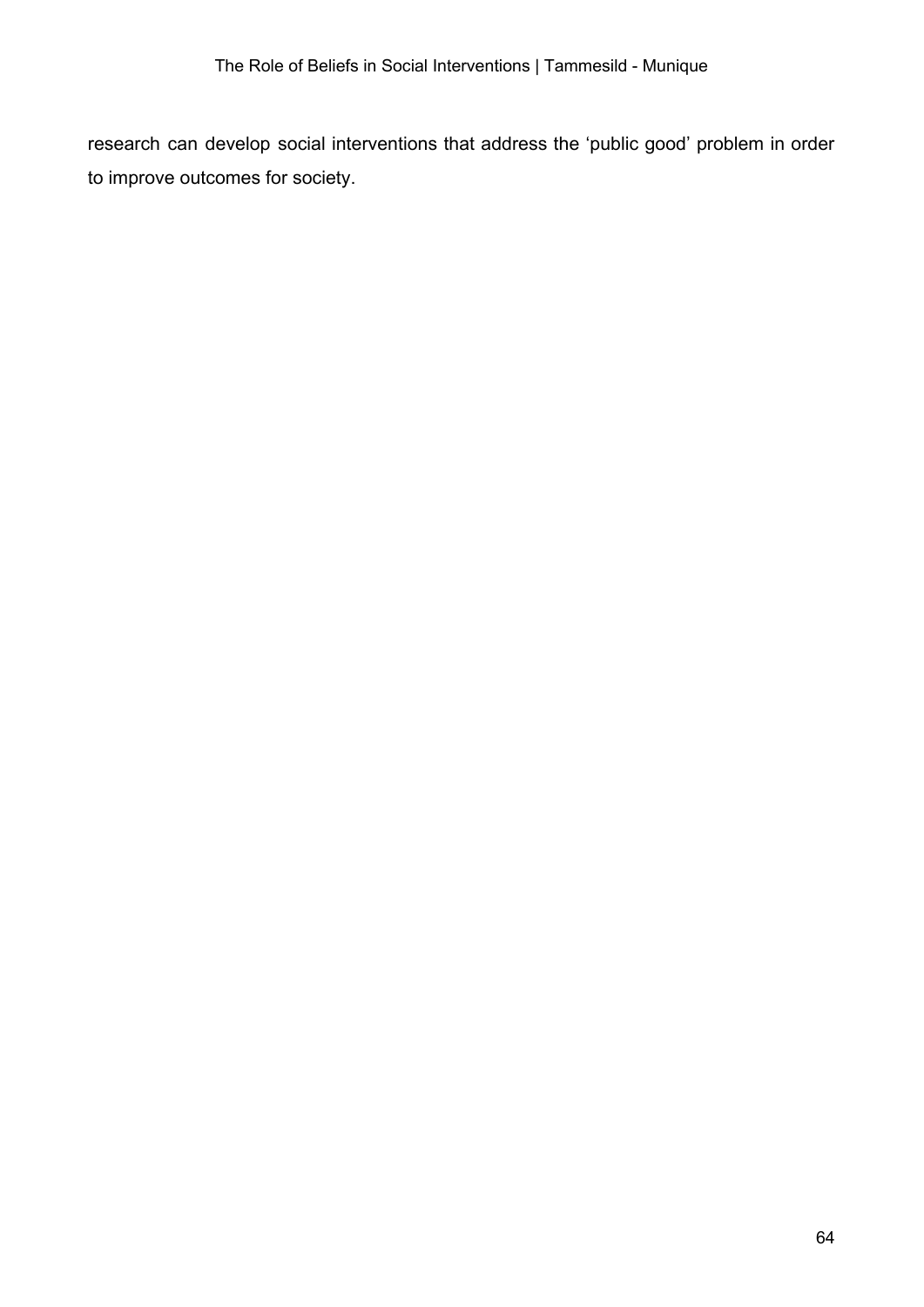research can develop social interventions that address the ‘public good’ problem in order to improve outcomes for society.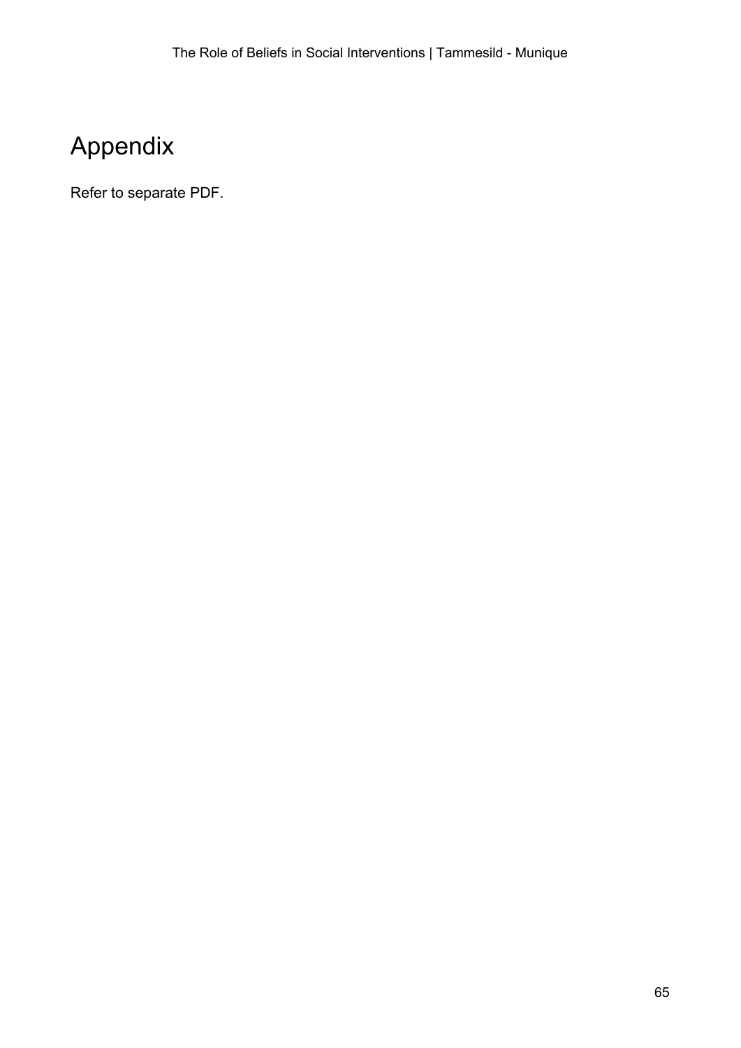# Appendix

Refer to separate PDF.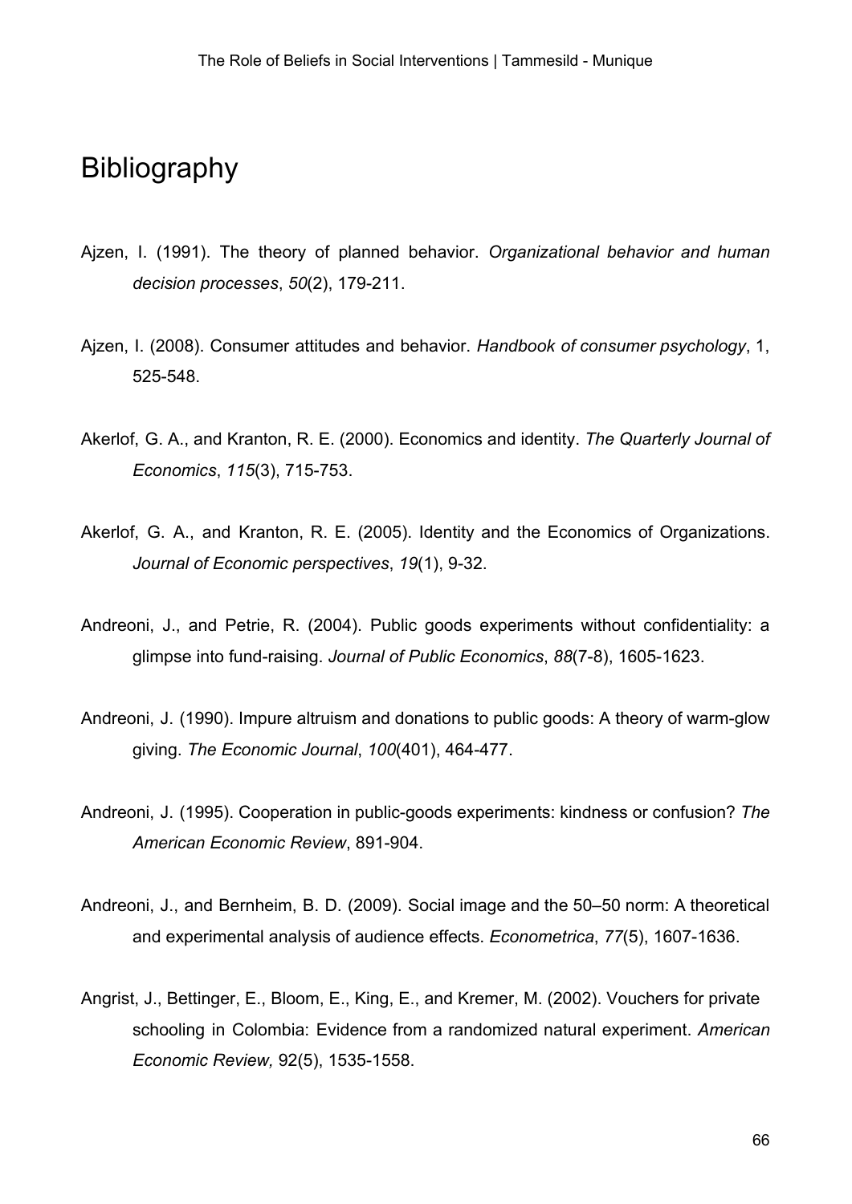# Bibliography

Ajzen, I. (1991). The theory of planned behavior. *Organizational behavior and human decision processes*, *50*(2), 179-211.

Ajzen, I. (2008). Consumer attitudes and behavior. *Handbook of consumer psychology*, 1, 525-548.

Akerlof, G. A., and Kranton, R. E. (2000). Economics and identity. *The Quarterly Journal of Economics*, *115*(3), 715-753.

Akerlof, G. A., and Kranton, R. E. (2005). Identity and the Economics of Organizations. *Journal of Economic perspectives*, *19*(1), 9-32.

Andreoni, J., and Petrie, R. (2004). Public goods experiments without confidentiality: a glimpse into fund-raising. *Journal of Public Economics*, *88*(7-8), 1605-1623.

Andreoni, J. (1990). Impure altruism and donations to public goods: A theory of warm-glow giving. *The Economic Journal*, *100*(401), 464-477.

Andreoni, J. (1995). Cooperation in public-goods experiments: kindness or confusion? *The American Economic Review*, 891-904.

Andreoni, J., and Bernheim, B. D. (2009). Social image and the 50–50 norm: A theoretical and experimental analysis of audience effects. *Econometrica*, *77*(5), 1607-1636.

Angrist, J., Bettinger, E., Bloom, E., King, E., and Kremer, M. (2002). Vouchers for private schooling in Colombia: Evidence from a randomized natural experiment. *American Economic Review,* 92(5), 1535-1558.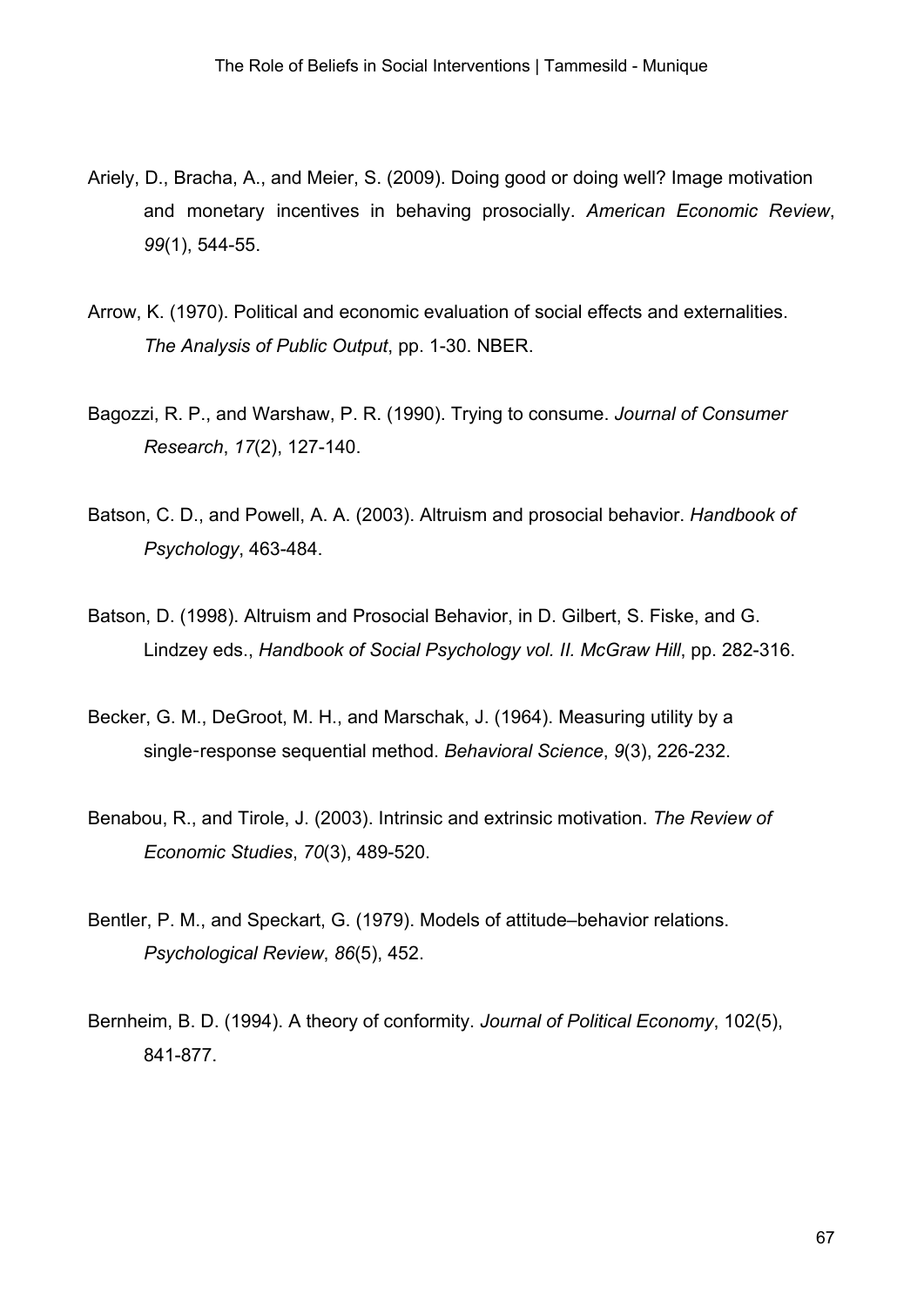Ariely, D., Bracha, A., and Meier, S. (2009). Doing good or doing well? Image motivation and monetary incentives in behaving prosocially. *American Economic Review*, *99*(1), 544-55.

Arrow, K. (1970). Political and economic evaluation of social effects and externalities. *The Analysis of Public Output*, pp. 1-30. NBER.

Bagozzi, R. P., and Warshaw, P. R. (1990). Trying to consume. *Journal of Consumer Research*, *17*(2), 127-140.

Batson, C. D., and Powell, A. A. (2003). Altruism and prosocial behavior. *Handbook of Psychology*, 463-484.

Batson, D. (1998). Altruism and Prosocial Behavior, in D. Gilbert, S. Fiske, and G. Lindzey eds., *Handbook of Social Psychology vol. II. McGraw Hill*, pp. 282-316.

Becker, G. M., DeGroot, M. H., and Marschak, J. (1964). Measuring utility by a single-response sequential method. *Behavioral Science*, *9*(3), 226-232.

Benabou, R., and Tirole, J. (2003). Intrinsic and extrinsic motivation. *The Review of Economic Studies*, *70*(3), 489-520.

Bentler, P. M., and Speckart, G. (1979). Models of attitude–behavior relations. *Psychological Review*, *86*(5), 452.

Bernheim, B. D. (1994). A theory of conformity. *Journal of Political Economy*, 102(5), 841-877.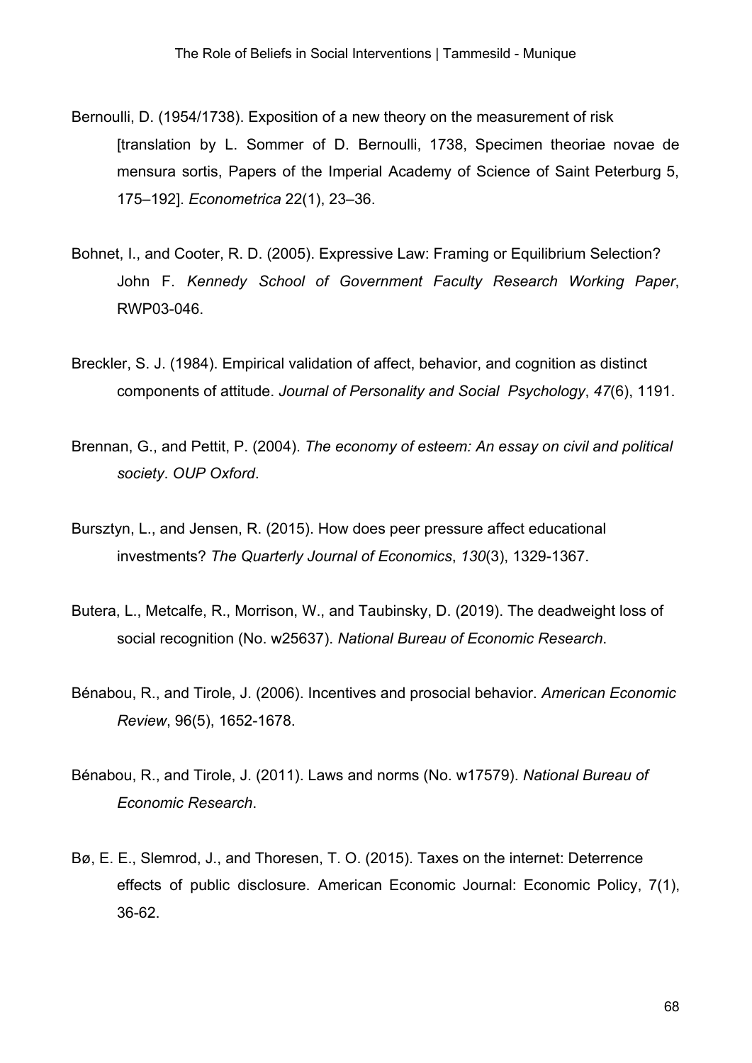Bernoulli, D. (1954/1738). Exposition of a new theory on the measurement of risk [translation by L. Sommer of D. Bernoulli, 1738, Specimen theoriae novae de mensura sortis, Papers of the Imperial Academy of Science of Saint Peterburg 5, 175–192]. *Econometrica* 22(1), 23–36.

Bohnet, I., and Cooter, R. D. (2005). Expressive Law: Framing or Equilibrium Selection? John F. *Kennedy School of Government Faculty Research Working Paper*, RWP03-046.

Breckler, S. J. (1984). Empirical validation of affect, behavior, and cognition as distinct components of attitude. *Journal of Personality and Social Psychology*, *47*(6), 1191.

Brennan, G., and Pettit, P. (2004). *The economy of esteem: An essay on civil and political society*. *OUP Oxford*.

Bursztyn, L., and Jensen, R. (2015). How does peer pressure affect educational investments? *The Quarterly Journal of Economics*, *130*(3), 1329-1367.

Butera, L., Metcalfe, R., Morrison, W., and Taubinsky, D. (2019). The deadweight loss of social recognition (No. w25637). *National Bureau of Economic Research*.

Bénabou, R., and Tirole, J. (2006). Incentives and prosocial behavior. *American Economic Review*, 96(5), 1652-1678.

Bénabou, R., and Tirole, J. (2011). Laws and norms (No. w17579). *National Bureau of Economic Research*.

Bø, E. E., Slemrod, J., and Thoresen, T. O. (2015). Taxes on the internet: Deterrence effects of public disclosure. American Economic Journal: Economic Policy, 7(1), 36-62.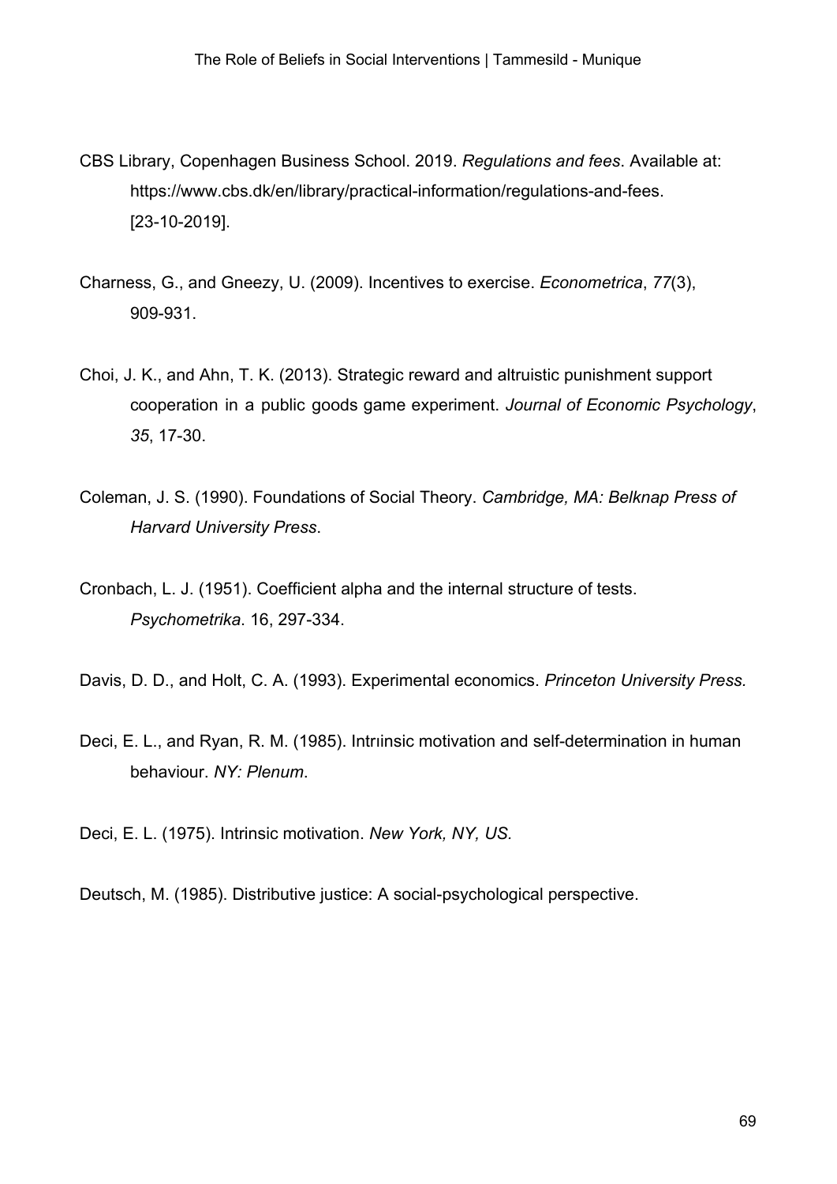CBS Library, Copenhagen Business School. 2019. *Regulations and fees*. Available at: https://www.cbs.dk/en/library/practical-information/regulations-and-fees. [23-10-2019].

Charness, G., and Gneezy, U. (2009). Incentives to exercise. *Econometrica*, *77*(3), 909-931.

Choi, J. K., and Ahn, T. K. (2013). Strategic reward and altruistic punishment support cooperation in a public goods game experiment. *Journal of Economic Psychology*, *35*, 17-30.

Coleman, J. S. (1990). Foundations of Social Theory. *Cambridge, MA: Belknap Press of Harvard University Press*.

Cronbach, L. J. (1951). Coefficient alpha and the internal structure of tests. *Psychometrika*. 16, 297-334.

Davis, D. D., and Holt, C. A. (1993). Experimental economics. *Princeton University Press.*

Deci, E. L., and Ryan, R. M. (1985). Intrıinsic motivation and self-determination in human behaviour. *NY: Plenum*.

Deci, E. L. (1975). Intrinsic motivation. *New York, NY, US.*

Deutsch, M. (1985). Distributive justice: A social-psychological perspective.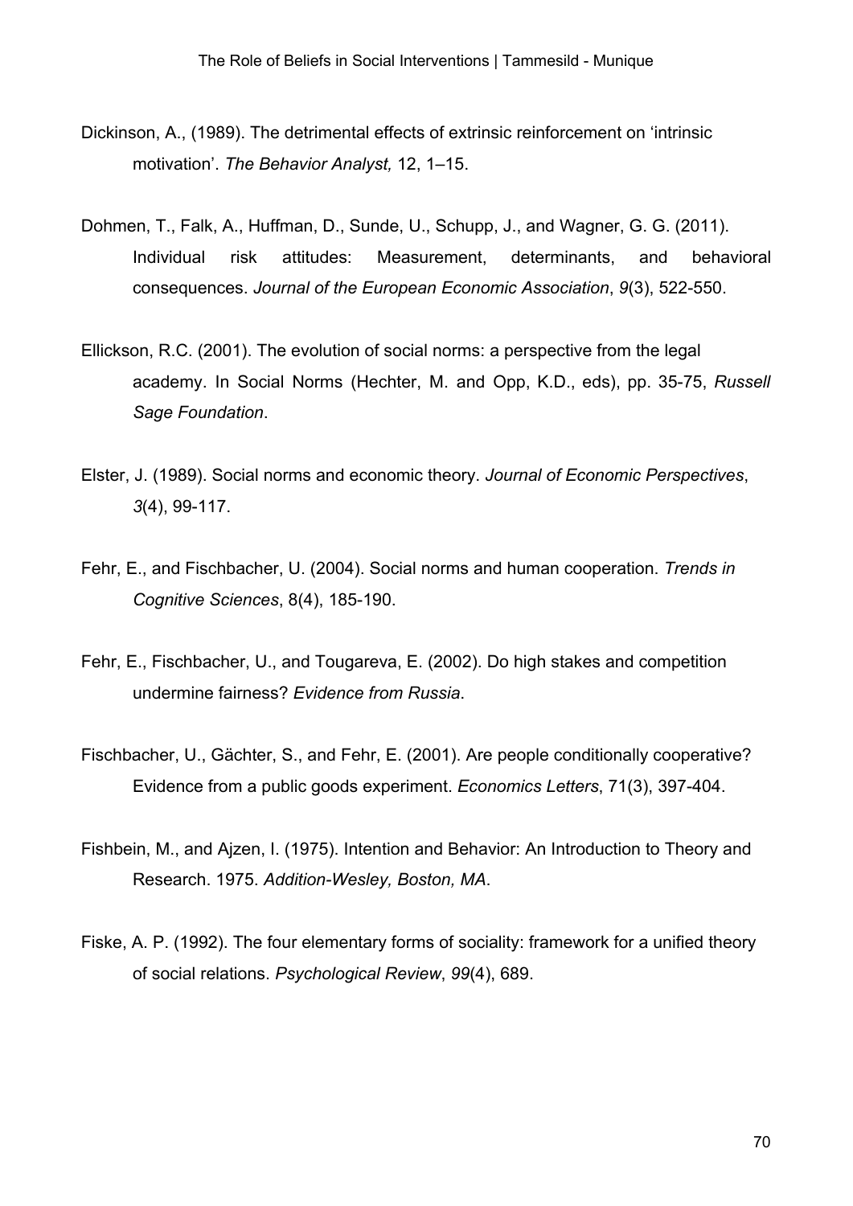Dickinson, A., (1989). The detrimental effects of extrinsic reinforcement on ‘intrinsic motivation’. *The Behavior Analyst,* 12, 1–15.

Dohmen, T., Falk, A., Huffman, D., Sunde, U., Schupp, J., and Wagner, G. G. (2011). Individual risk attitudes: Measurement, determinants, and behavioral consequences. *Journal of the European Economic Association*, *9*(3), 522-550.

Ellickson, R.C. (2001). The evolution of social norms: a perspective from the legal academy. In Social Norms (Hechter, M. and Opp, K.D., eds), pp. 35-75, *Russell Sage Foundation*.

Elster, J. (1989). Social norms and economic theory. *Journal of Economic Perspectives*, *3*(4), 99-117.

Fehr, E., and Fischbacher, U. (2004). Social norms and human cooperation. *Trends in Cognitive Sciences*, 8(4), 185-190.

Fehr, E., Fischbacher, U., and Tougareva, E. (2002). Do high stakes and competition undermine fairness? *Evidence from Russia*.

Fischbacher, U., Gächter, S., and Fehr, E. (2001). Are people conditionally cooperative? Evidence from a public goods experiment. *Economics Letters*, 71(3), 397-404.

Fishbein, M., and Ajzen, I. (1975). Intention and Behavior: An Introduction to Theory and Research. 1975. *Addition-Wesley, Boston, MA*.

Fiske, A. P. (1992). The four elementary forms of sociality: framework for a unified theory of social relations. *Psychological Review*, *99*(4), 689.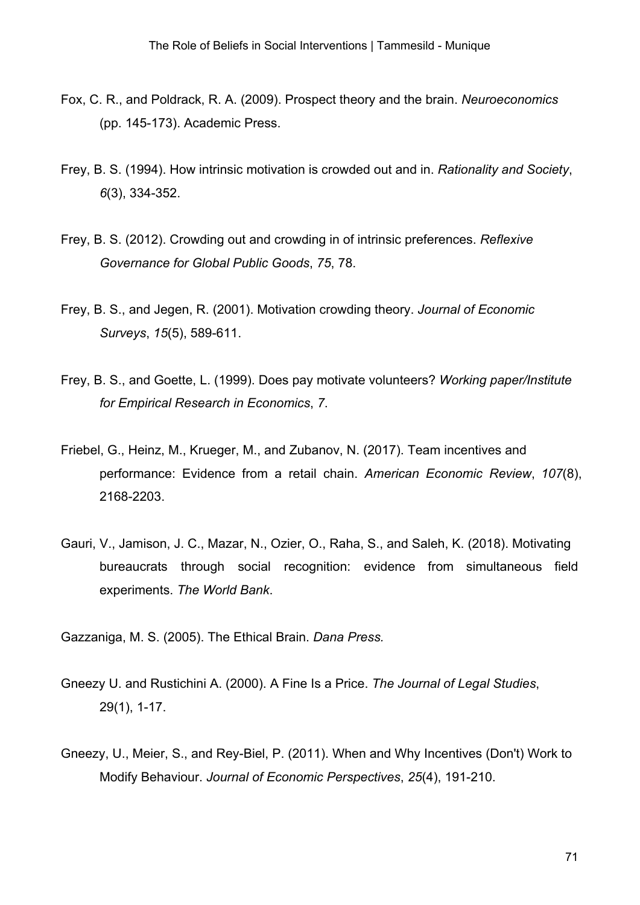Fox, C. R., and Poldrack, R. A. (2009). Prospect theory and the brain. *Neuroeconomics* (pp. 145-173). Academic Press.

Frey, B. S. (1994). How intrinsic motivation is crowded out and in. *Rationality and Society*, *6*(3), 334-352.

Frey, B. S. (2012). Crowding out and crowding in of intrinsic preferences. *Reflexive Governance for Global Public Goods*, *75*, 78.

Frey, B. S., and Jegen, R. (2001). Motivation crowding theory. *Journal of Economic Surveys*, *15*(5), 589-611.

Frey, B. S., and Goette, L. (1999). Does pay motivate volunteers? *Working paper/Institute for Empirical Research in Economics*, *7*.

Friebel, G., Heinz, M., Krueger, M., and Zubanov, N. (2017). Team incentives and performance: Evidence from a retail chain. *American Economic Review*, *107*(8), 2168-2203.

Gauri, V., Jamison, J. C., Mazar, N., Ozier, O., Raha, S., and Saleh, K. (2018). Motivating bureaucrats through social recognition: evidence from simultaneous field experiments. *The World Bank*.

Gazzaniga, M. S. (2005). The Ethical Brain. *Dana Press.*

Gneezy U. and Rustichini A. (2000). A Fine Is a Price. *The Journal of Legal Studies*, 29(1), 1-17.

Gneezy, U., Meier, S., and Rey-Biel, P. (2011). When and Why Incentives (Don't) Work to Modify Behaviour. *Journal of Economic Perspectives*, *25*(4), 191-210.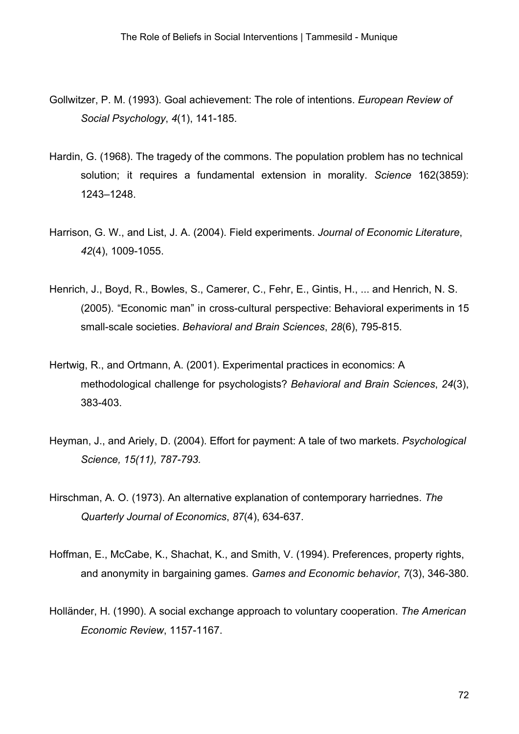Gollwitzer, P. M. (1993). Goal achievement: The role of intentions. *European Review of Social Psychology*, *4*(1), 141-185.

Hardin, G. (1968). The tragedy of the commons. The population problem has no technical solution; it requires a fundamental extension in morality. *Science* 162(3859): 1243–1248.

Harrison, G. W., and List, J. A. (2004). Field experiments. *Journal of Economic Literature*, *42*(4), 1009-1055.

Henrich, J., Boyd, R., Bowles, S., Camerer, C., Fehr, E., Gintis, H., ... and Henrich, N. S. (2005). "Economic man" in cross-cultural perspective: Behavioral experiments in 15 small-scale societies. *Behavioral and Brain Sciences*, *28*(6), 795-815.

Hertwig, R., and Ortmann, A. (2001). Experimental practices in economics: A methodological challenge for psychologists? *Behavioral and Brain Sciences*, *24*(3), 383-403.

Heyman, J., and Ariely, D. (2004). Effort for payment: A tale of two markets. *Psychological Science, 15(11), 787-793.*

Hirschman, A. O. (1973). An alternative explanation of contemporary harriednes. *The Quarterly Journal of Economics*, *87*(4), 634-637.

Hoffman, E., McCabe, K., Shachat, K., and Smith, V. (1994). Preferences, property rights, and anonymity in bargaining games. *Games and Economic behavior*, *7*(3), 346-380.

Holländer, H. (1990). A social exchange approach to voluntary cooperation. *The American Economic Review*, 1157-1167.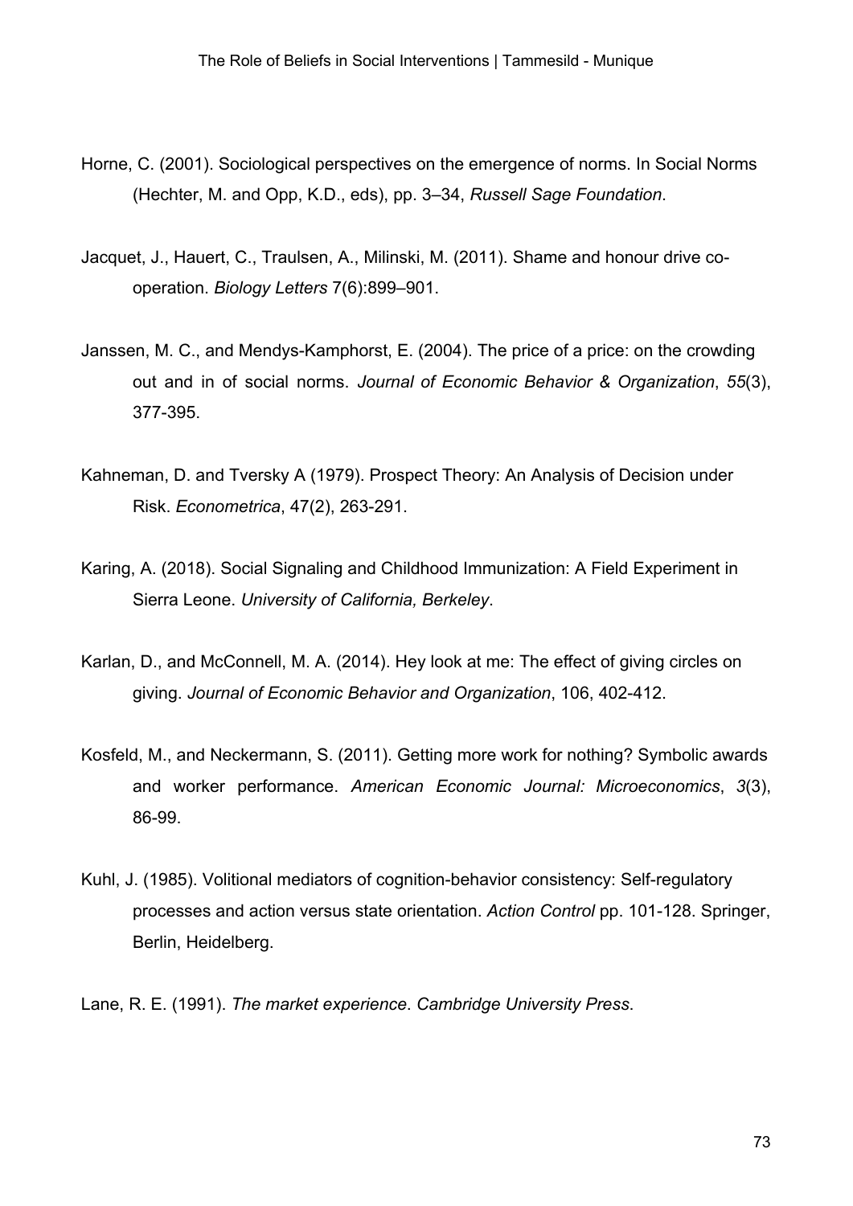Horne, C. (2001). Sociological perspectives on the emergence of norms. In Social Norms (Hechter, M. and Opp, K.D., eds), pp. 3–34, *Russell Sage Foundation*.

Jacquet, J., Hauert, C., Traulsen, A., Milinski, M. (2011). Shame and honour drive co-operation. *Biology Letters* 7(6):899–901.

Janssen, M. C., and Mendys-Kamphorst, E. (2004). The price of a price: on the crowding out and in of social norms. *Journal of Economic Behavior & Organization*, *55*(3), 377-395.

Kahneman, D. and Tversky A (1979). Prospect Theory: An Analysis of Decision under Risk. *Econometrica*, 47(2), 263-291.

Karing, A. (2018). Social Signaling and Childhood Immunization: A Field Experiment in Sierra Leone. *University of California, Berkeley*.

Karlan, D., and McConnell, M. A. (2014). Hey look at me: The effect of giving circles on giving. *Journal of Economic Behavior and Organization*, 106, 402-412.

Kosfeld, M., and Neckermann, S. (2011). Getting more work for nothing? Symbolic awards and worker performance. *American Economic Journal: Microeconomics*, *3*(3), 86-99.

Kuhl, J. (1985). Volitional mediators of cognition-behavior consistency: Self-regulatory processes and action versus state orientation. *Action Control* pp. 101-128. Springer, Berlin, Heidelberg.

Lane, R. E. (1991). *The market experience*. *Cambridge University Press*.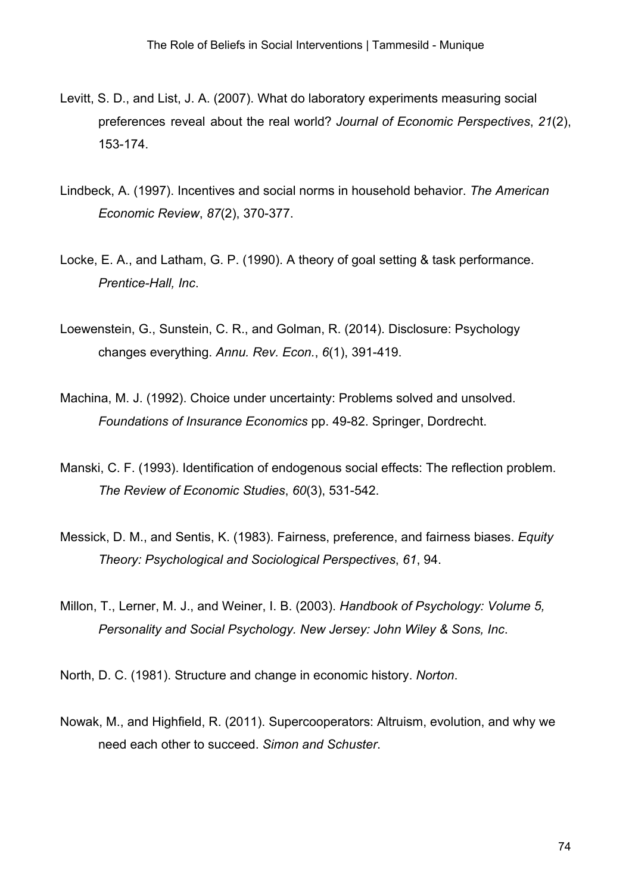Levitt, S. D., and List, J. A. (2007). What do laboratory experiments measuring social preferences reveal about the real world? *Journal of Economic Perspectives*, *21*(2), 153-174.

Lindbeck, A. (1997). Incentives and social norms in household behavior. *The American Economic Review*, *87*(2), 370-377.

Locke, E. A., and Latham, G. P. (1990). A theory of goal setting & task performance. *Prentice-Hall, Inc*.

Loewenstein, G., Sunstein, C. R., and Golman, R. (2014). Disclosure: Psychology changes everything. *Annu. Rev. Econ.*, *6*(1), 391-419.

Machina, M. J. (1992). Choice under uncertainty: Problems solved and unsolved. *Foundations of Insurance Economics* pp. 49-82. Springer, Dordrecht.

Manski, C. F. (1993). Identification of endogenous social effects: The reflection problem. *The Review of Economic Studies*, *60*(3), 531-542.

Messick, D. M., and Sentis, K. (1983). Fairness, preference, and fairness biases. *Equity Theory: Psychological and Sociological Perspectives*, *61*, 94.

Millon, T., Lerner, M. J., and Weiner, I. B. (2003). *Handbook of Psychology: Volume 5, Personality and Social Psychology. New Jersey: John Wiley & Sons, Inc*.

North, D. C. (1981). Structure and change in economic history. *Norton*.

Nowak, M., and Highfield, R. (2011). Supercooperators: Altruism, evolution, and why we need each other to succeed. *Simon and Schuster*.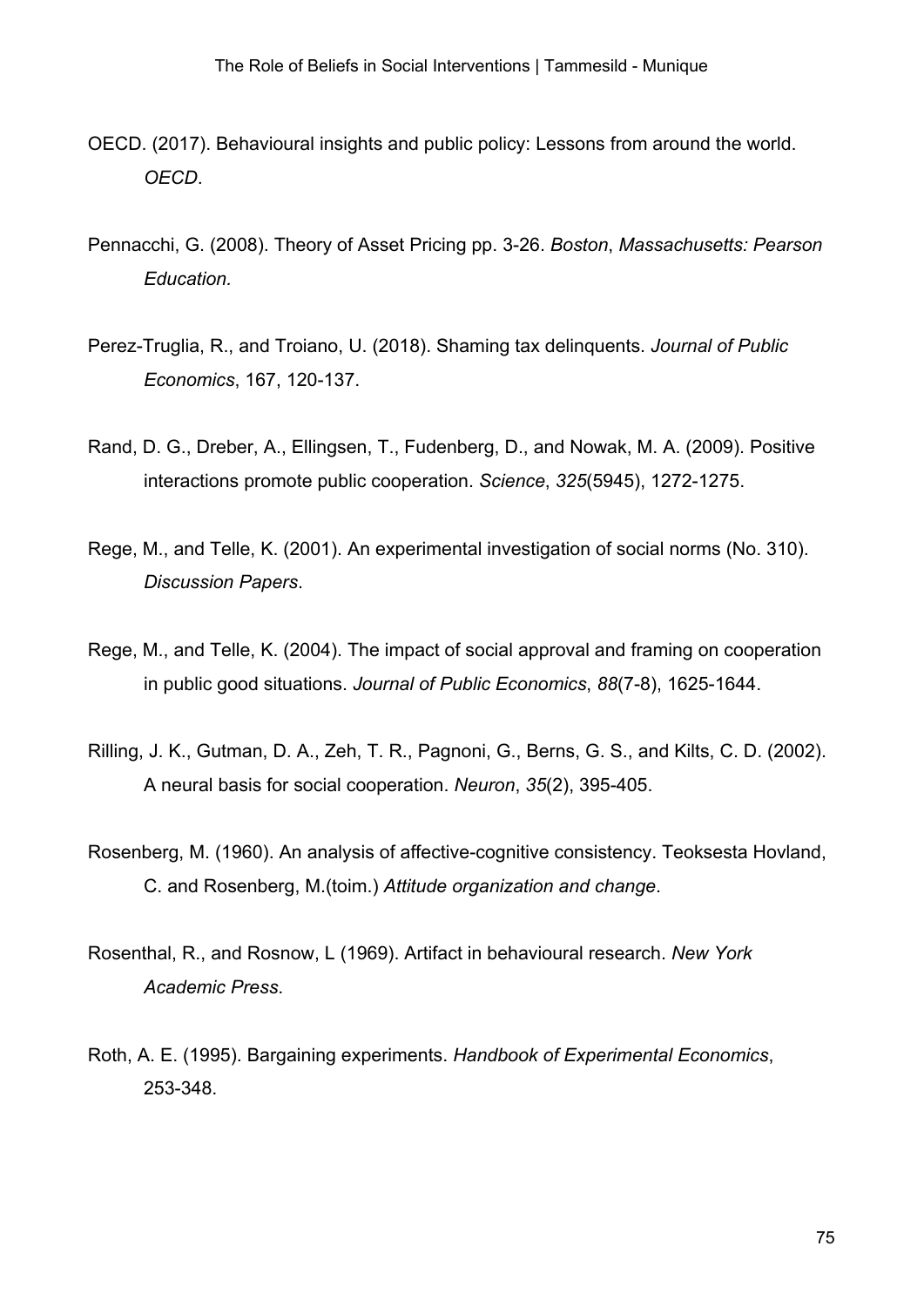OECD. (2017). Behavioural insights and public policy: Lessons from around the world. *OECD*.

Pennacchi, G. (2008). Theory of Asset Pricing pp. 3-26. *Boston*, *Massachusetts: Pearson Education.*

Perez-Truglia, R., and Troiano, U. (2018). Shaming tax delinquents. *Journal of Public Economics*, 167, 120-137.

Rand, D. G., Dreber, A., Ellingsen, T., Fudenberg, D., and Nowak, M. A. (2009). Positive interactions promote public cooperation. *Science*, *325*(5945), 1272-1275.

Rege, M., and Telle, K. (2001). An experimental investigation of social norms (No. 310). *Discussion Papers*.

Rege, M., and Telle, K. (2004). The impact of social approval and framing on cooperation in public good situations. *Journal of Public Economics*, *88*(7-8), 1625-1644.

Rilling, J. K., Gutman, D. A., Zeh, T. R., Pagnoni, G., Berns, G. S., and Kilts, C. D. (2002). A neural basis for social cooperation. *Neuron*, *35*(2), 395-405.

Rosenberg, M. (1960). An analysis of affective-cognitive consistency. Teoksesta Hovland, C. and Rosenberg, M.(toim.) *Attitude organization and change*.

Rosenthal, R., and Rosnow, L (1969). Artifact in behavioural research. *New York Academic Press*.

Roth, A. E. (1995). Bargaining experiments. *Handbook of Experimental Economics*, 253-348.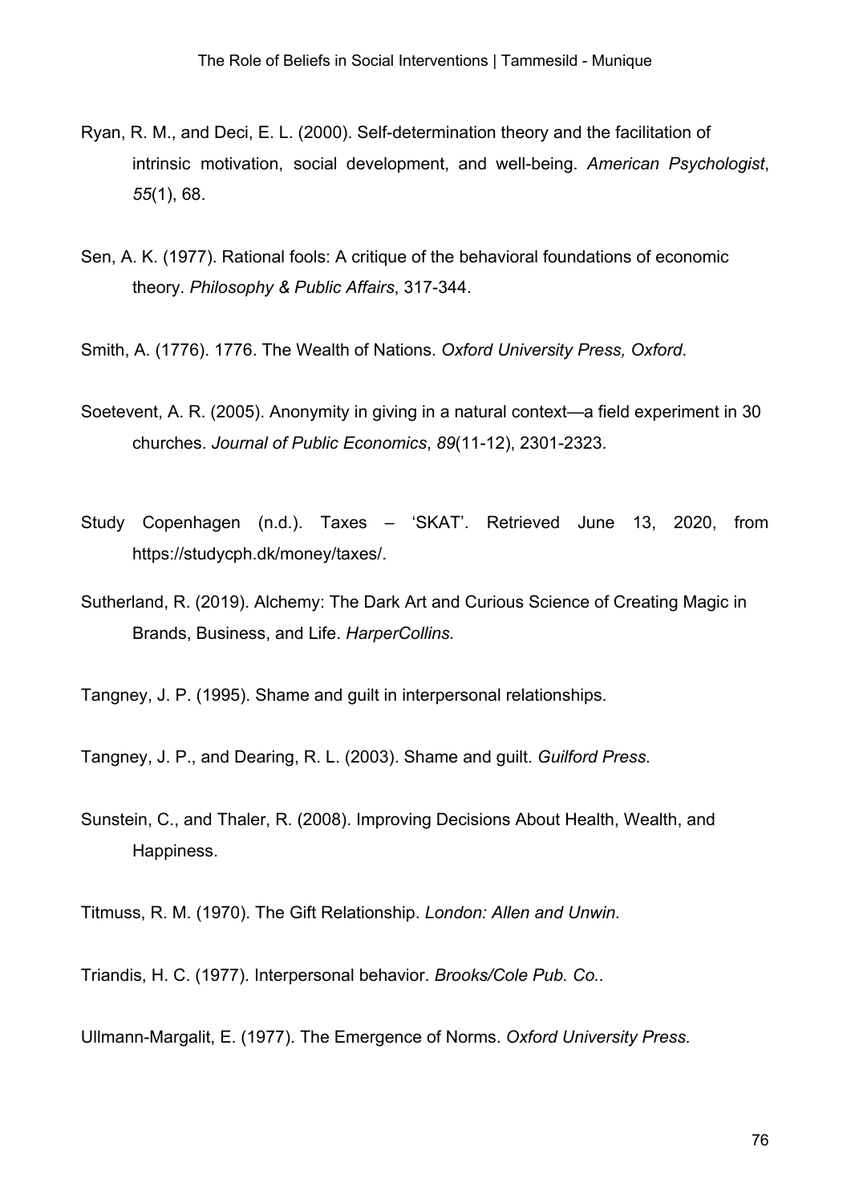Ryan, R. M., and Deci, E. L. (2000). Self-determination theory and the facilitation of intrinsic motivation, social development, and well-being. *American Psychologist*, *55*(1), 68.

Sen, A. K. (1977). Rational fools: A critique of the behavioral foundations of economic theory. *Philosophy & Public Affairs*, 317-344.

Smith, A. (1776). 1776. The Wealth of Nations. *Oxford University Press, Oxford*.

Soetevent, A. R. (2005). Anonymity in giving in a natural context—a field experiment in 30 churches. *Journal of Public Economics*, *89*(11-12), 2301-2323.

Study Copenhagen (n.d.). Taxes – 'SKAT'. Retrieved June 13, 2020, from https://studycph.dk/money/taxes/.

Sutherland, R. (2019). Alchemy: The Dark Art and Curious Science of Creating Magic in Brands, Business, and Life. *HarperCollins.*

Tangney, J. P. (1995). Shame and guilt in interpersonal relationships.

Tangney, J. P., and Dearing, R. L. (2003). Shame and guilt. *Guilford Press.*

Sunstein, C., and Thaler, R. (2008). Improving Decisions About Health, Wealth, and Happiness.

Titmuss, R. M. (1970). The Gift Relationship. *London: Allen and Unwin.*

Triandis, H. C. (1977). Interpersonal behavior. *Brooks/Cole Pub. Co..*

Ullmann-Margalit, E. (1977). The Emergence of Norms. *Oxford University Press.*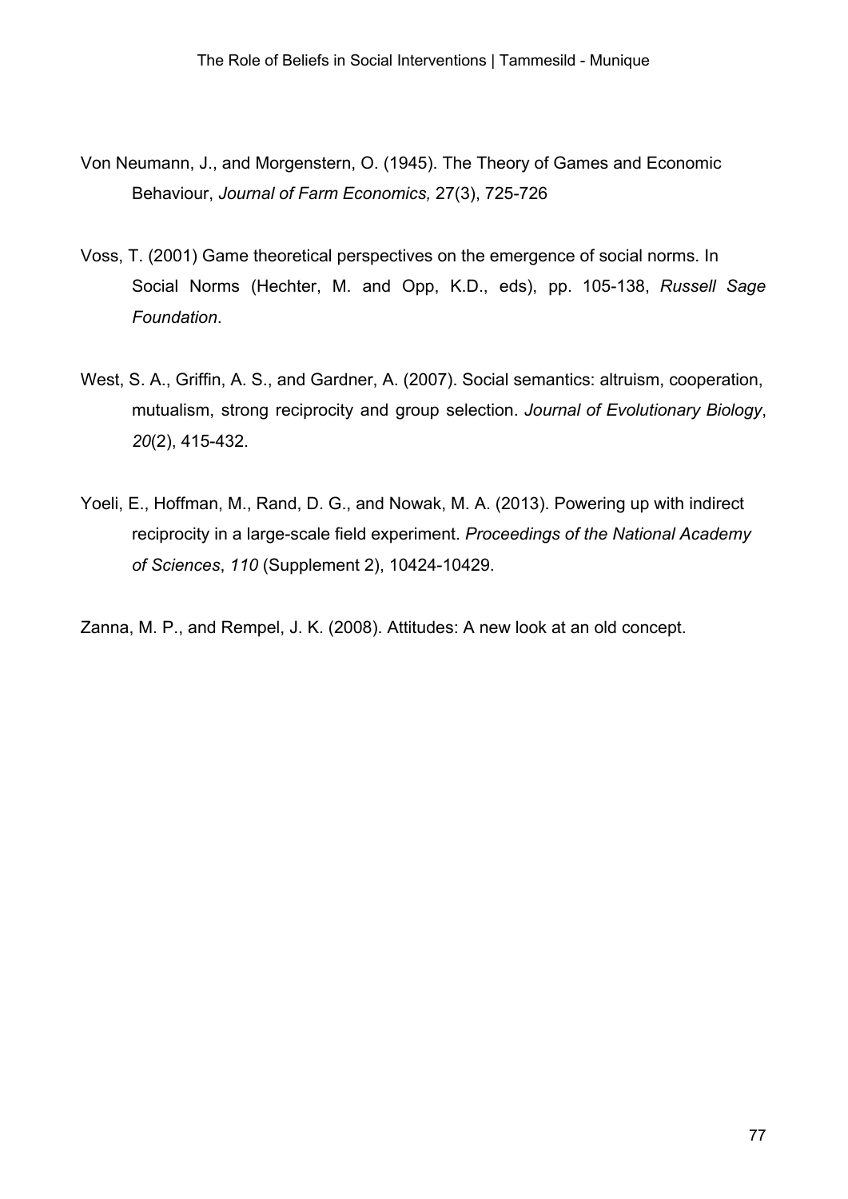Von Neumann, J., and Morgenstern, O. (1945). The Theory of Games and Economic Behaviour, *Journal of Farm Economics,* 27(3), 725-726

Voss, T. (2001) Game theoretical perspectives on the emergence of social norms. In Social Norms (Hechter, M. and Opp, K.D., eds), pp. 105-138, *Russell Sage Foundation*.

West, S. A., Griffin, A. S., and Gardner, A. (2007). Social semantics: altruism, cooperation, mutualism, strong reciprocity and group selection. *Journal of Evolutionary Biology*, *20*(2), 415-432.

Yoeli, E., Hoffman, M., Rand, D. G., and Nowak, M. A. (2013). Powering up with indirect reciprocity in a large-scale field experiment. *Proceedings of the National Academy of Sciences*, *110* (Supplement 2), 10424-10429.

Zanna, M. P., and Rempel, J. K. (2008). Attitudes: A new look at an old concept.